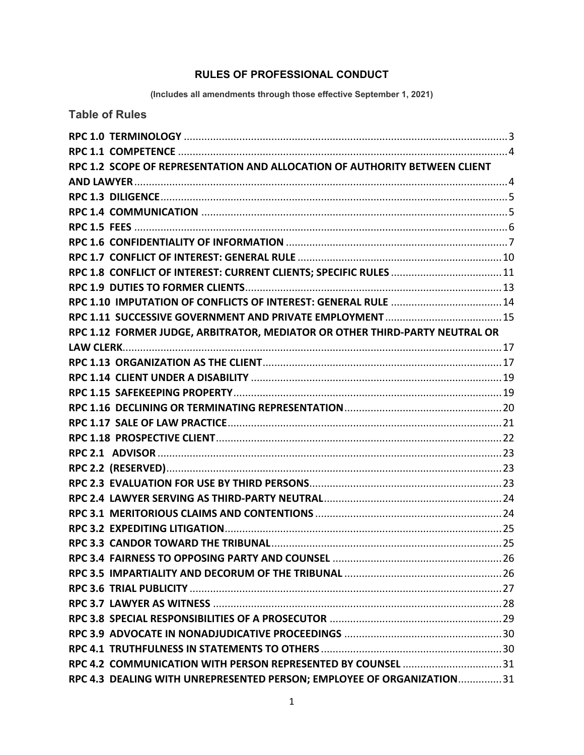# RULES OF PROFESSIONAL CONDUCT

**(Includes all amendments through those effective September 1, 2021)**

## Table of Rules

**RPC 1.0 TERMINOLOGY** ..... 3
**RPC 1.1 COMPETENCE** ..... 4
**RPC 1.2 SCOPE OF REPRESENTATION AND ALLOCATION OF AUTHORITY BETWEEN CLIENT AND LAWYER** ..... 4
**RPC 1.3 DILIGENCE** ..... 5
**RPC 1.4 COMMUNICATION** ..... 5
**RPC 1.5 FEES** ..... 6
**RPC 1.6 CONFIDENTIALITY OF INFORMATION** ..... 7
**RPC 1.7 CONFLICT OF INTEREST: GENERAL RULE** ..... 10
**RPC 1.8 CONFLICT OF INTEREST: CURRENT CLIENTS; SPECIFIC RULES** ..... 11
**RPC 1.9 DUTIES TO FORMER CLIENTS** ..... 13
**RPC 1.10 IMPUTATION OF CONFLICTS OF INTEREST: GENERAL RULE** ..... 14
**RPC 1.11 SUCCESSIVE GOVERNMENT AND PRIVATE EMPLOYMENT** ..... 15
**RPC 1.12 FORMER JUDGE, ARBITRATOR, MEDIATOR OR OTHER THIRD-PARTY NEUTRAL OR LAW CLERK** ..... 17
**RPC 1.13 ORGANIZATION AS THE CLIENT** ..... 17
**RPC 1.14 CLIENT UNDER A DISABILITY** ..... 19
**RPC 1.15 SAFEKEEPING PROPERTY** ..... 19
**RPC 1.16 DECLINING OR TERMINATING REPRESENTATION** ..... 20
**RPC 1.17 SALE OF LAW PRACTICE** ..... 21
**RPC 1.18 PROSPECTIVE CLIENT** ..... 22
**RPC 2.1 ADVISOR** ..... 23
**RPC 2.2 (RESERVED)** ..... 23
**RPC 2.3 EVALUATION FOR USE BY THIRD PERSONS** ..... 23
**RPC 2.4 LAWYER SERVING AS THIRD-PARTY NEUTRAL** ..... 24
**RPC 3.1 MERITORIOUS CLAIMS AND CONTENTIONS** ..... 24
**RPC 3.2 EXPEDITING LITIGATION** ..... 25
**RPC 3.3 CANDOR TOWARD THE TRIBUNAL** ..... 25
**RPC 3.4 FAIRNESS TO OPPOSING PARTY AND COUNSEL** ..... 26
**RPC 3.5 IMPARTIALITY AND DECORUM OF THE TRIBUNAL** ..... 26
**RPC 3.6 TRIAL PUBLICITY** ..... 27
**RPC 3.7 LAWYER AS WITNESS** ..... 28
**RPC 3.8 SPECIAL RESPONSIBILITIES OF A PROSECUTOR** ..... 29
**RPC 3.9 ADVOCATE IN NONADJUDICATIVE PROCEEDINGS** ..... 30
**RPC 4.1 TRUTHFULNESS IN STATEMENTS TO OTHERS** ..... 30
**RPC 4.2 COMMUNICATION WITH PERSON REPRESENTED BY COUNSEL** ..... 31
**RPC 4.3 DEALING WITH UNREPRESENTED PERSON; EMPLOYEE OF ORGANIZATION** ..... 31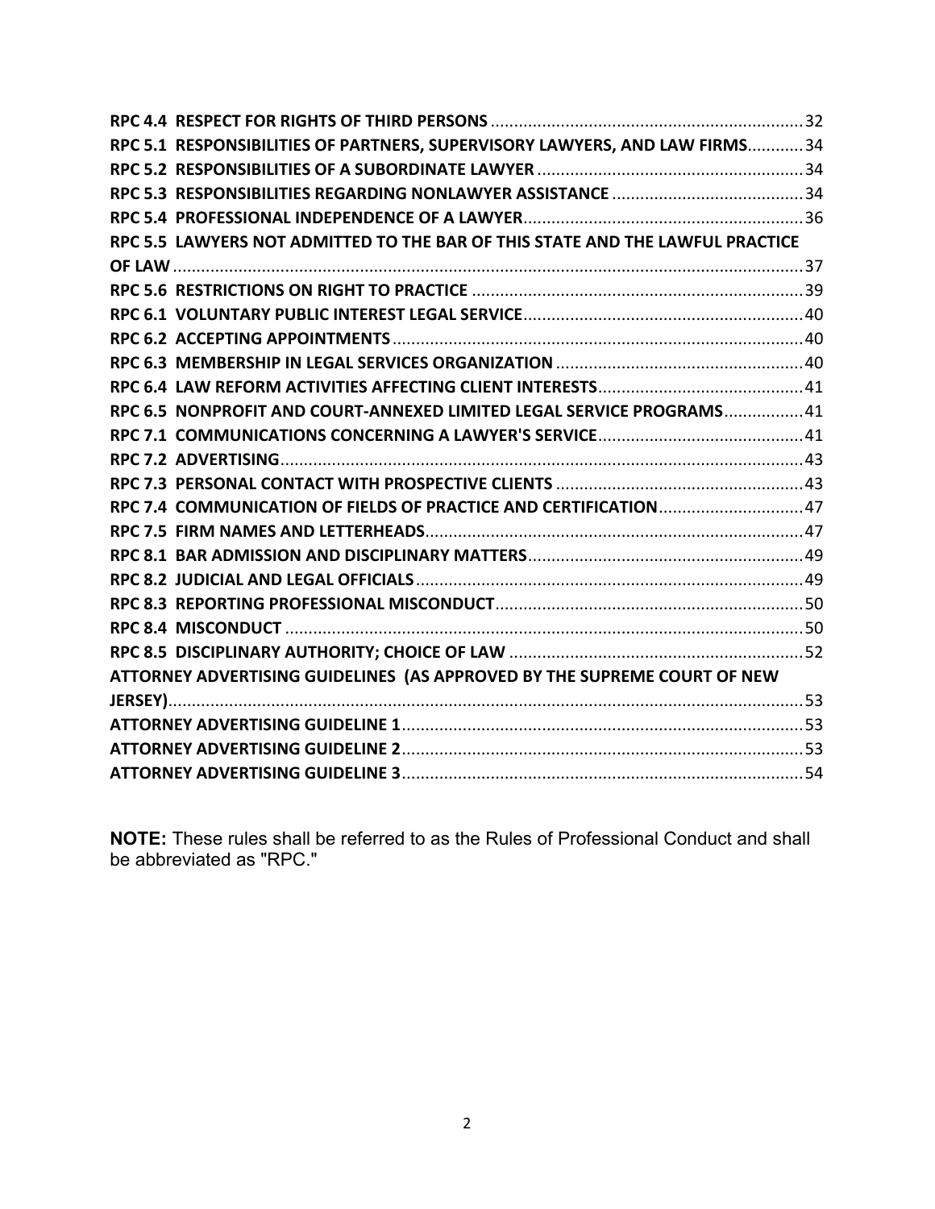**RPC 4.4 RESPECT FOR RIGHTS OF THIRD PERSONS** .......... 32
**RPC 5.1 RESPONSIBILITIES OF PARTNERS, SUPERVISORY LAWYERS, AND LAW FIRMS** .......... 34
**RPC 5.2 RESPONSIBILITIES OF A SUBORDINATE LAWYER** .......... 34
**RPC 5.3 RESPONSIBILITIES REGARDING NONLAWYER ASSISTANCE** .......... 34
**RPC 5.4 PROFESSIONAL INDEPENDENCE OF A LAWYER** .......... 36
**RPC 5.5 LAWYERS NOT ADMITTED TO THE BAR OF THIS STATE AND THE LAWFUL PRACTICE OF LAW** .......... 37
**RPC 5.6 RESTRICTIONS ON RIGHT TO PRACTICE** .......... 39
**RPC 6.1 VOLUNTARY PUBLIC INTEREST LEGAL SERVICE** .......... 40
**RPC 6.2 ACCEPTING APPOINTMENTS** .......... 40
**RPC 6.3 MEMBERSHIP IN LEGAL SERVICES ORGANIZATION** .......... 40
**RPC 6.4 LAW REFORM ACTIVITIES AFFECTING CLIENT INTERESTS** .......... 41
**RPC 6.5 NONPROFIT AND COURT-ANNEXED LIMITED LEGAL SERVICE PROGRAMS** .......... 41
**RPC 7.1 COMMUNICATIONS CONCERNING A LAWYER'S SERVICE** .......... 41
**RPC 7.2 ADVERTISING** .......... 43
**RPC 7.3 PERSONAL CONTACT WITH PROSPECTIVE CLIENTS** .......... 43
**RPC 7.4 COMMUNICATION OF FIELDS OF PRACTICE AND CERTIFICATION** .......... 47
**RPC 7.5 FIRM NAMES AND LETTERHEADS** .......... 47
**RPC 8.1 BAR ADMISSION AND DISCIPLINARY MATTERS** .......... 49
**RPC 8.2 JUDICIAL AND LEGAL OFFICIALS** .......... 49
**RPC 8.3 REPORTING PROFESSIONAL MISCONDUCT** .......... 50
**RPC 8.4 MISCONDUCT** .......... 50
**RPC 8.5 DISCIPLINARY AUTHORITY; CHOICE OF LAW** .......... 52
**ATTORNEY ADVERTISING GUIDELINES (AS APPROVED BY THE SUPREME COURT OF NEW JERSEY)** .......... 53
**ATTORNEY ADVERTISING GUIDELINE 1** .......... 53
**ATTORNEY ADVERTISING GUIDELINE 2** .......... 53
**ATTORNEY ADVERTISING GUIDELINE 3** .......... 54

**NOTE:** These rules shall be referred to as the Rules of Professional Conduct and shall be abbreviated as "RPC."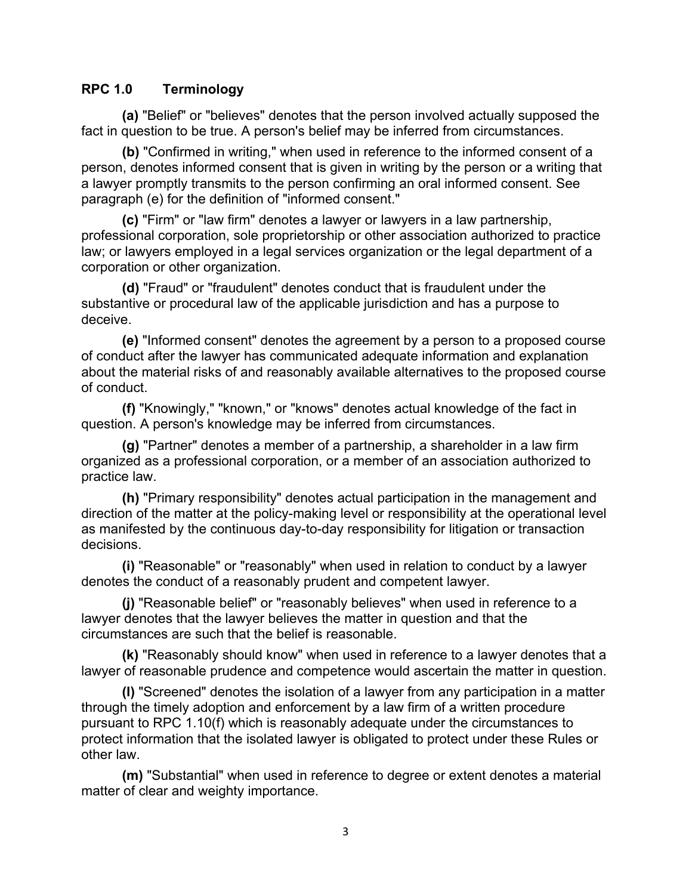## RPC 1.0 Terminology

**(a)** "Belief" or "believes" denotes that the person involved actually supposed the fact in question to be true. A person's belief may be inferred from circumstances.

**(b)** "Confirmed in writing," when used in reference to the informed consent of a person, denotes informed consent that is given in writing by the person or a writing that a lawyer promptly transmits to the person confirming an oral informed consent. See paragraph (e) for the definition of "informed consent."

**(c)** "Firm" or "law firm" denotes a lawyer or lawyers in a law partnership, professional corporation, sole proprietorship or other association authorized to practice law; or lawyers employed in a legal services organization or the legal department of a corporation or other organization.

**(d)** "Fraud" or "fraudulent" denotes conduct that is fraudulent under the substantive or procedural law of the applicable jurisdiction and has a purpose to deceive.

**(e)** "Informed consent" denotes the agreement by a person to a proposed course of conduct after the lawyer has communicated adequate information and explanation about the material risks of and reasonably available alternatives to the proposed course of conduct.

**(f)** "Knowingly," "known," or "knows" denotes actual knowledge of the fact in question. A person's knowledge may be inferred from circumstances.

**(g)** "Partner" denotes a member of a partnership, a shareholder in a law firm organized as a professional corporation, or a member of an association authorized to practice law.

**(h)** "Primary responsibility" denotes actual participation in the management and direction of the matter at the policy-making level or responsibility at the operational level as manifested by the continuous day-to-day responsibility for litigation or transaction decisions.

**(i)** "Reasonable" or "reasonably" when used in relation to conduct by a lawyer denotes the conduct of a reasonably prudent and competent lawyer.

**(j)** "Reasonable belief" or "reasonably believes" when used in reference to a lawyer denotes that the lawyer believes the matter in question and that the circumstances are such that the belief is reasonable.

**(k)** "Reasonably should know" when used in reference to a lawyer denotes that a lawyer of reasonable prudence and competence would ascertain the matter in question.

**(l)** "Screened" denotes the isolation of a lawyer from any participation in a matter through the timely adoption and enforcement by a law firm of a written procedure pursuant to RPC 1.10(f) which is reasonably adequate under the circumstances to protect information that the isolated lawyer is obligated to protect under these Rules or other law.

**(m)** "Substantial" when used in reference to degree or extent denotes a material matter of clear and weighty importance.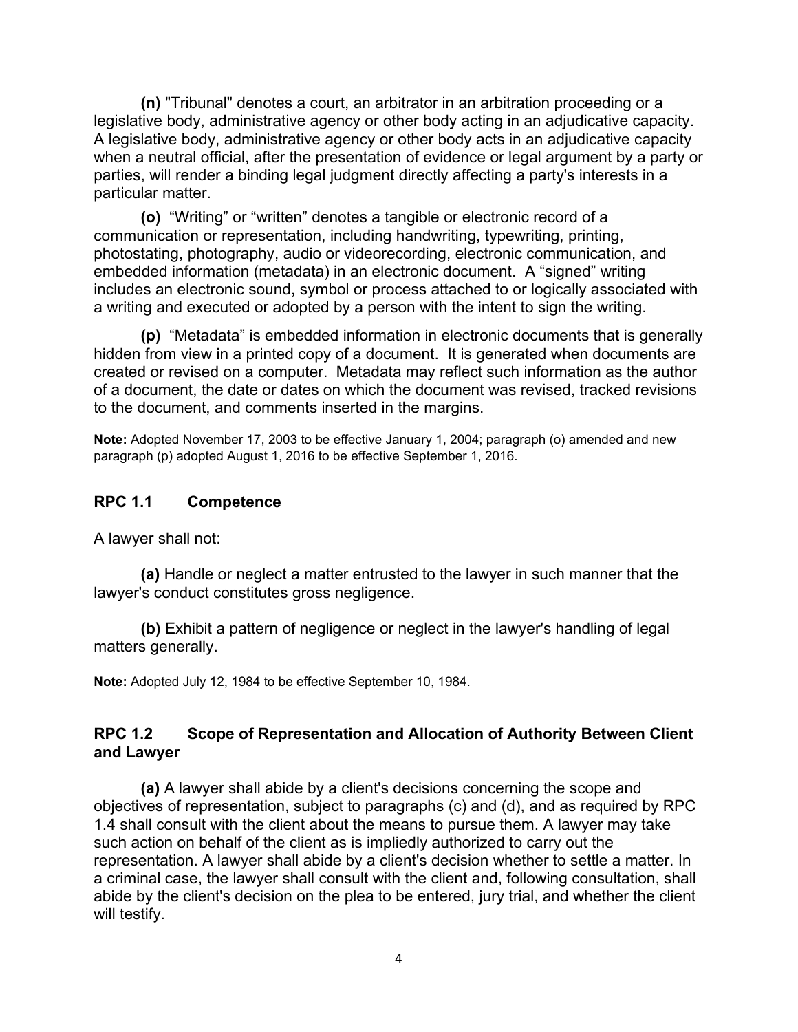**(n)** "Tribunal" denotes a court, an arbitrator in an arbitration proceeding or a legislative body, administrative agency or other body acting in an adjudicative capacity. A legislative body, administrative agency or other body acts in an adjudicative capacity when a neutral official, after the presentation of evidence or legal argument by a party or parties, will render a binding legal judgment directly affecting a party's interests in a particular matter.

**(o)** "Writing" or "written" denotes a tangible or electronic record of a communication or representation, including handwriting, typewriting, printing, photostating, photography, audio or videorecording, electronic communication, and embedded information (metadata) in an electronic document. A "signed" writing includes an electronic sound, symbol or process attached to or logically associated with a writing and executed or adopted by a person with the intent to sign the writing.

**(p)** "Metadata" is embedded information in electronic documents that is generally hidden from view in a printed copy of a document. It is generated when documents are created or revised on a computer. Metadata may reflect such information as the author of a document, the date or dates on which the document was revised, tracked revisions to the document, and comments inserted in the margins.

**Note:** Adopted November 17, 2003 to be effective January 1, 2004; paragraph (o) amended and new paragraph (p) adopted August 1, 2016 to be effective September 1, 2016.

## RPC 1.1 Competence

A lawyer shall not:

**(a)** Handle or neglect a matter entrusted to the lawyer in such manner that the lawyer's conduct constitutes gross negligence.

**(b)** Exhibit a pattern of negligence or neglect in the lawyer's handling of legal matters generally.

**Note:** Adopted July 12, 1984 to be effective September 10, 1984.

## RPC 1.2 Scope of Representation and Allocation of Authority Between Client and Lawyer

**(a)** A lawyer shall abide by a client's decisions concerning the scope and objectives of representation, subject to paragraphs (c) and (d), and as required by RPC 1.4 shall consult with the client about the means to pursue them. A lawyer may take such action on behalf of the client as is impliedly authorized to carry out the representation. A lawyer shall abide by a client's decision whether to settle a matter. In a criminal case, the lawyer shall consult with the client and, following consultation, shall abide by the client's decision on the plea to be entered, jury trial, and whether the client will testify.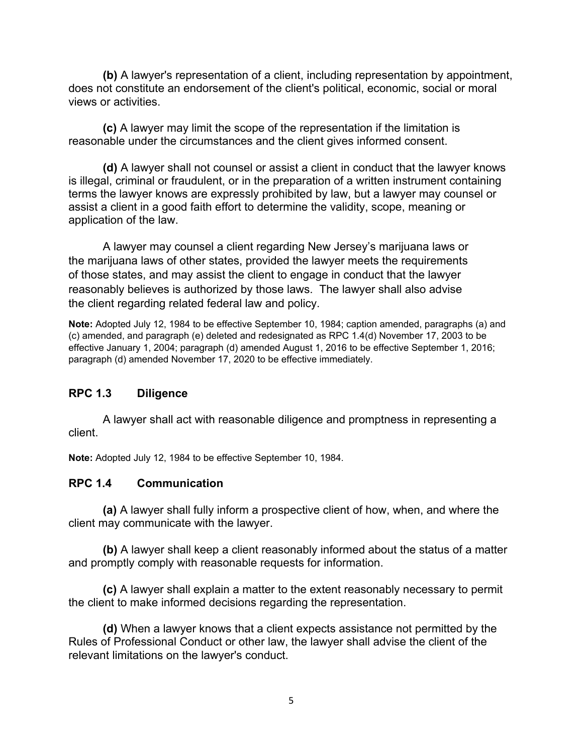**(b)** A lawyer's representation of a client, including representation by appointment, does not constitute an endorsement of the client's political, economic, social or moral views or activities.

**(c)** A lawyer may limit the scope of the representation if the limitation is reasonable under the circumstances and the client gives informed consent.

**(d)** A lawyer shall not counsel or assist a client in conduct that the lawyer knows is illegal, criminal or fraudulent, or in the preparation of a written instrument containing terms the lawyer knows are expressly prohibited by law, but a lawyer may counsel or assist a client in a good faith effort to determine the validity, scope, meaning or application of the law.

A lawyer may counsel a client regarding New Jersey's marijuana laws or the marijuana laws of other states, provided the lawyer meets the requirements of those states, and may assist the client to engage in conduct that the lawyer reasonably believes is authorized by those laws. The lawyer shall also advise the client regarding related federal law and policy.

**Note:** Adopted July 12, 1984 to be effective September 10, 1984; caption amended, paragraphs (a) and (c) amended, and paragraph (e) deleted and redesignated as RPC 1.4(d) November 17, 2003 to be effective January 1, 2004; paragraph (d) amended August 1, 2016 to be effective September 1, 2016; paragraph (d) amended November 17, 2020 to be effective immediately.

## RPC 1.3 Diligence

A lawyer shall act with reasonable diligence and promptness in representing a client.

**Note:** Adopted July 12, 1984 to be effective September 10, 1984.

## RPC 1.4 Communication

**(a)** A lawyer shall fully inform a prospective client of how, when, and where the client may communicate with the lawyer.

**(b)** A lawyer shall keep a client reasonably informed about the status of a matter and promptly comply with reasonable requests for information.

**(c)** A lawyer shall explain a matter to the extent reasonably necessary to permit the client to make informed decisions regarding the representation.

**(d)** When a lawyer knows that a client expects assistance not permitted by the Rules of Professional Conduct or other law, the lawyer shall advise the client of the relevant limitations on the lawyer's conduct.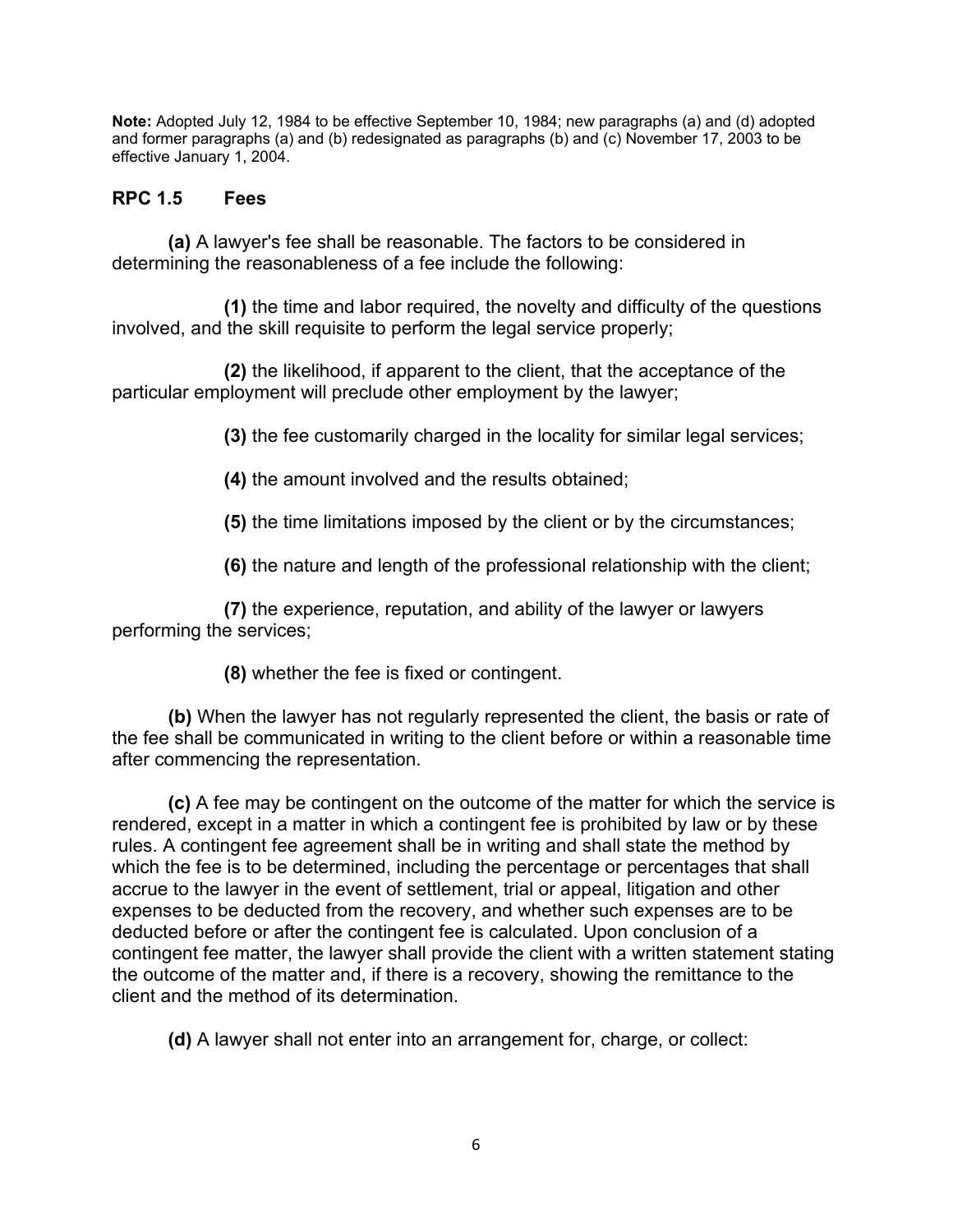**Note:** Adopted July 12, 1984 to be effective September 10, 1984; new paragraphs (a) and (d) adopted and former paragraphs (a) and (b) redesignated as paragraphs (b) and (c) November 17, 2003 to be effective January 1, 2004.

## RPC 1.5 Fees

**(a)** A lawyer's fee shall be reasonable. The factors to be considered in determining the reasonableness of a fee include the following:

**(1)** the time and labor required, the novelty and difficulty of the questions involved, and the skill requisite to perform the legal service properly;

**(2)** the likelihood, if apparent to the client, that the acceptance of the particular employment will preclude other employment by the lawyer;

**(3)** the fee customarily charged in the locality for similar legal services;

**(4)** the amount involved and the results obtained;

**(5)** the time limitations imposed by the client or by the circumstances;

**(6)** the nature and length of the professional relationship with the client;

**(7)** the experience, reputation, and ability of the lawyer or lawyers performing the services;

**(8)** whether the fee is fixed or contingent.

**(b)** When the lawyer has not regularly represented the client, the basis or rate of the fee shall be communicated in writing to the client before or within a reasonable time after commencing the representation.

**(c)** A fee may be contingent on the outcome of the matter for which the service is rendered, except in a matter in which a contingent fee is prohibited by law or by these rules. A contingent fee agreement shall be in writing and shall state the method by which the fee is to be determined, including the percentage or percentages that shall accrue to the lawyer in the event of settlement, trial or appeal, litigation and other expenses to be deducted from the recovery, and whether such expenses are to be deducted before or after the contingent fee is calculated. Upon conclusion of a contingent fee matter, the lawyer shall provide the client with a written statement stating the outcome of the matter and, if there is a recovery, showing the remittance to the client and the method of its determination.

**(d)** A lawyer shall not enter into an arrangement for, charge, or collect: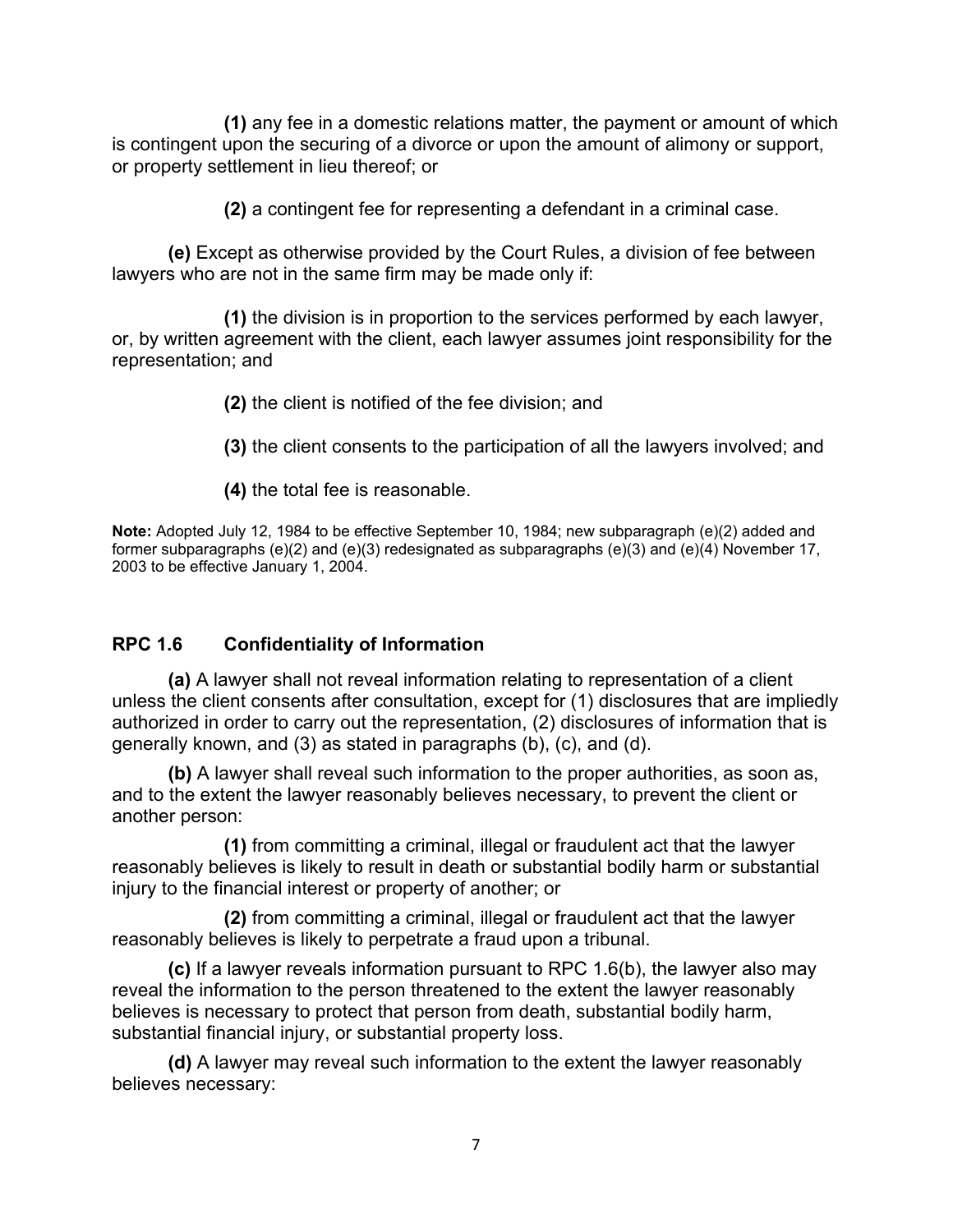**(1)** any fee in a domestic relations matter, the payment or amount of which is contingent upon the securing of a divorce or upon the amount of alimony or support, or property settlement in lieu thereof; or

**(2)** a contingent fee for representing a defendant in a criminal case.

**(e)** Except as otherwise provided by the Court Rules, a division of fee between lawyers who are not in the same firm may be made only if:

**(1)** the division is in proportion to the services performed by each lawyer, or, by written agreement with the client, each lawyer assumes joint responsibility for the representation; and

**(2)** the client is notified of the fee division; and

**(3)** the client consents to the participation of all the lawyers involved; and

**(4)** the total fee is reasonable.

**Note:** Adopted July 12, 1984 to be effective September 10, 1984; new subparagraph (e)(2) added and former subparagraphs (e)(2) and (e)(3) redesignated as subparagraphs (e)(3) and (e)(4) November 17, 2003 to be effective January 1, 2004.

### RPC 1.6 Confidentiality of Information

**(a)** A lawyer shall not reveal information relating to representation of a client unless the client consents after consultation, except for (1) disclosures that are impliedly authorized in order to carry out the representation, (2) disclosures of information that is generally known, and (3) as stated in paragraphs (b), (c), and (d).

**(b)** A lawyer shall reveal such information to the proper authorities, as soon as, and to the extent the lawyer reasonably believes necessary, to prevent the client or another person:

**(1)** from committing a criminal, illegal or fraudulent act that the lawyer reasonably believes is likely to result in death or substantial bodily harm or substantial injury to the financial interest or property of another; or

**(2)** from committing a criminal, illegal or fraudulent act that the lawyer reasonably believes is likely to perpetrate a fraud upon a tribunal.

**(c)** If a lawyer reveals information pursuant to RPC 1.6(b), the lawyer also may reveal the information to the person threatened to the extent the lawyer reasonably believes is necessary to protect that person from death, substantial bodily harm, substantial financial injury, or substantial property loss.

**(d)** A lawyer may reveal such information to the extent the lawyer reasonably believes necessary: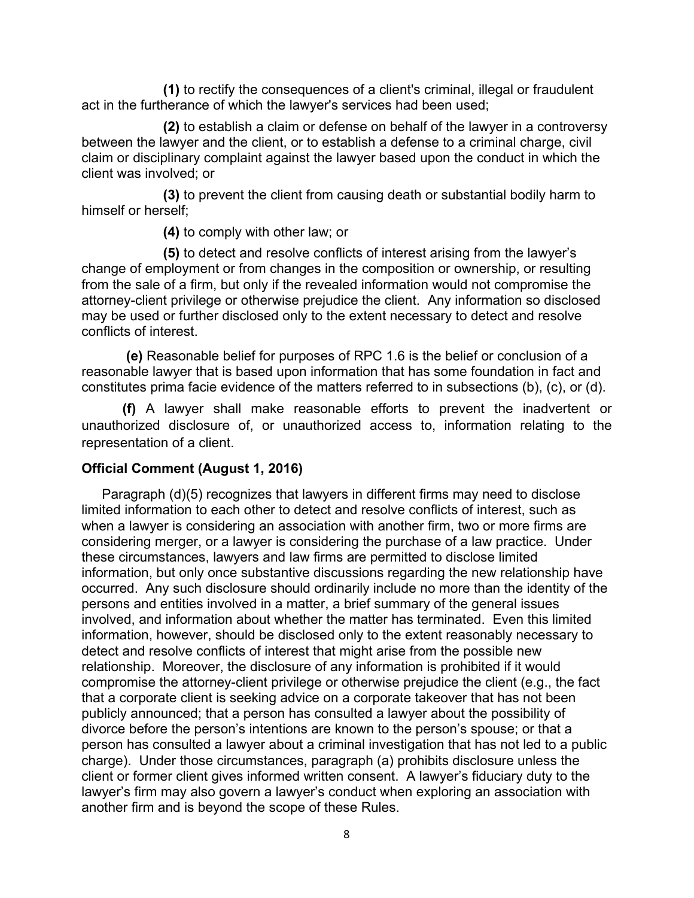**(1)** to rectify the consequences of a client's criminal, illegal or fraudulent act in the furtherance of which the lawyer's services had been used;

**(2)** to establish a claim or defense on behalf of the lawyer in a controversy between the lawyer and the client, or to establish a defense to a criminal charge, civil claim or disciplinary complaint against the lawyer based upon the conduct in which the client was involved; or

**(3)** to prevent the client from causing death or substantial bodily harm to himself or herself;

**(4)** to comply with other law; or

**(5)** to detect and resolve conflicts of interest arising from the lawyer's change of employment or from changes in the composition or ownership, or resulting from the sale of a firm, but only if the revealed information would not compromise the attorney-client privilege or otherwise prejudice the client. Any information so disclosed may be used or further disclosed only to the extent necessary to detect and resolve conflicts of interest.

**(e)** Reasonable belief for purposes of RPC 1.6 is the belief or conclusion of a reasonable lawyer that is based upon information that has some foundation in fact and constitutes prima facie evidence of the matters referred to in subsections (b), (c), or (d).

**(f)** A lawyer shall make reasonable efforts to prevent the inadvertent or unauthorized disclosure of, or unauthorized access to, information relating to the representation of a client.

**Official Comment (August 1, 2016)**

Paragraph (d)(5) recognizes that lawyers in different firms may need to disclose limited information to each other to detect and resolve conflicts of interest, such as when a lawyer is considering an association with another firm, two or more firms are considering merger, or a lawyer is considering the purchase of a law practice. Under these circumstances, lawyers and law firms are permitted to disclose limited information, but only once substantive discussions regarding the new relationship have occurred. Any such disclosure should ordinarily include no more than the identity of the persons and entities involved in a matter, a brief summary of the general issues involved, and information about whether the matter has terminated. Even this limited information, however, should be disclosed only to the extent reasonably necessary to detect and resolve conflicts of interest that might arise from the possible new relationship. Moreover, the disclosure of any information is prohibited if it would compromise the attorney-client privilege or otherwise prejudice the client (e.g., the fact that a corporate client is seeking advice on a corporate takeover that has not been publicly announced; that a person has consulted a lawyer about the possibility of divorce before the person's intentions are known to the person's spouse; or that a person has consulted a lawyer about a criminal investigation that has not led to a public charge). Under those circumstances, paragraph (a) prohibits disclosure unless the client or former client gives informed written consent. A lawyer's fiduciary duty to the lawyer's firm may also govern a lawyer's conduct when exploring an association with another firm and is beyond the scope of these Rules.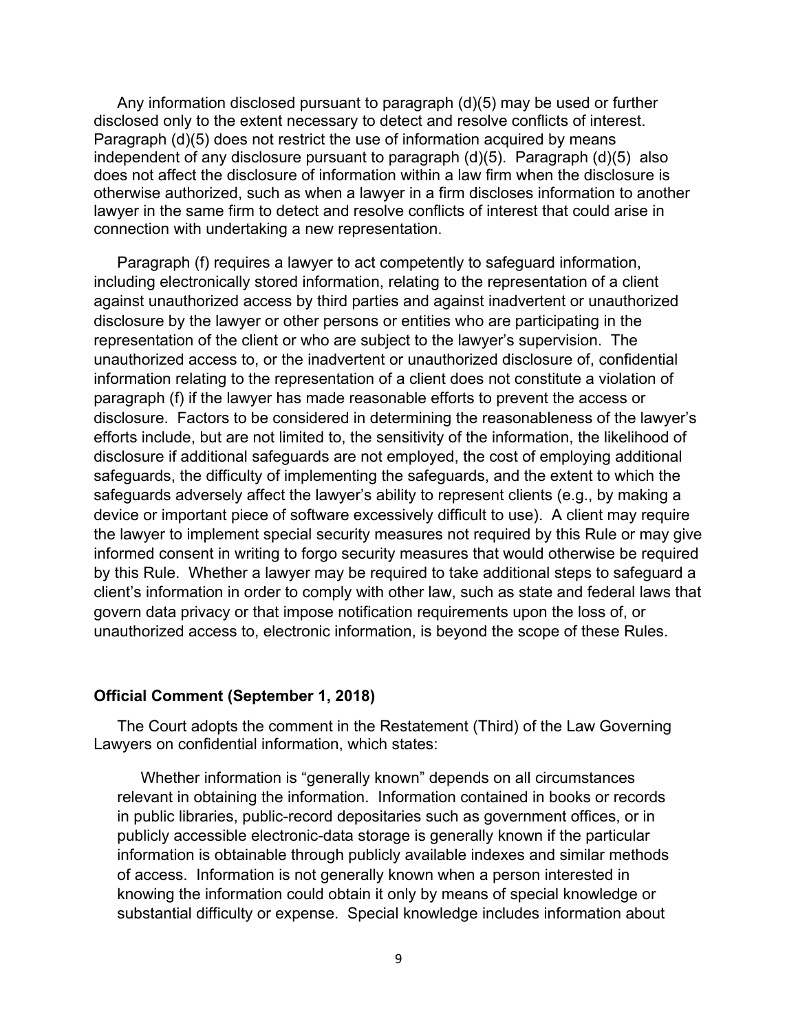Any information disclosed pursuant to paragraph (d)(5) may be used or further disclosed only to the extent necessary to detect and resolve conflicts of interest. Paragraph (d)(5) does not restrict the use of information acquired by means independent of any disclosure pursuant to paragraph (d)(5). Paragraph (d)(5) also does not affect the disclosure of information within a law firm when the disclosure is otherwise authorized, such as when a lawyer in a firm discloses information to another lawyer in the same firm to detect and resolve conflicts of interest that could arise in connection with undertaking a new representation.

Paragraph (f) requires a lawyer to act competently to safeguard information, including electronically stored information, relating to the representation of a client against unauthorized access by third parties and against inadvertent or unauthorized disclosure by the lawyer or other persons or entities who are participating in the representation of the client or who are subject to the lawyer's supervision. The unauthorized access to, or the inadvertent or unauthorized disclosure of, confidential information relating to the representation of a client does not constitute a violation of paragraph (f) if the lawyer has made reasonable efforts to prevent the access or disclosure. Factors to be considered in determining the reasonableness of the lawyer's efforts include, but are not limited to, the sensitivity of the information, the likelihood of disclosure if additional safeguards are not employed, the cost of employing additional safeguards, the difficulty of implementing the safeguards, and the extent to which the safeguards adversely affect the lawyer's ability to represent clients (e.g., by making a device or important piece of software excessively difficult to use). A client may require the lawyer to implement special security measures not required by this Rule or may give informed consent in writing to forgo security measures that would otherwise be required by this Rule. Whether a lawyer may be required to take additional steps to safeguard a client's information in order to comply with other law, such as state and federal laws that govern data privacy or that impose notification requirements upon the loss of, or unauthorized access to, electronic information, is beyond the scope of these Rules.

**Official Comment (September 1, 2018)**

The Court adopts the comment in the Restatement (Third) of the Law Governing Lawyers on confidential information, which states:

> Whether information is "generally known" depends on all circumstances relevant in obtaining the information. Information contained in books or records in public libraries, public-record depositaries such as government offices, or in publicly accessible electronic-data storage is generally known if the particular information is obtainable through publicly available indexes and similar methods of access. Information is not generally known when a person interested in knowing the information could obtain it only by means of special knowledge or substantial difficulty or expense. Special knowledge includes information about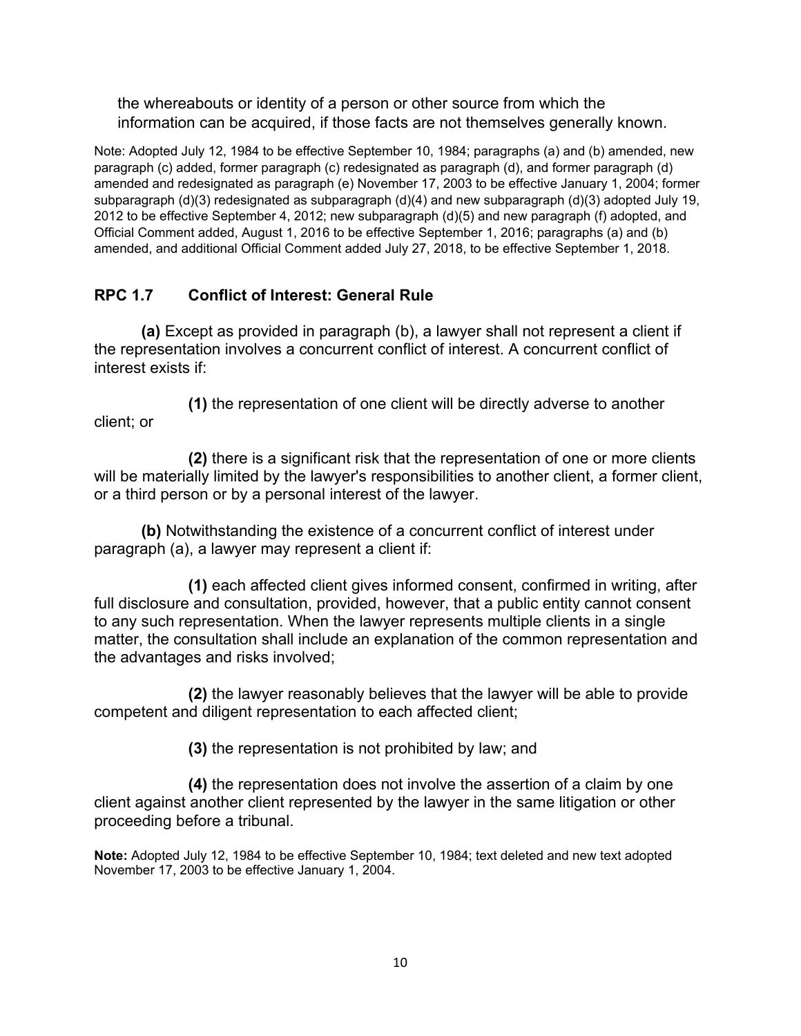the whereabouts or identity of a person or other source from which the information can be acquired, if those facts are not themselves generally known.

Note: Adopted July 12, 1984 to be effective September 10, 1984; paragraphs (a) and (b) amended, new paragraph (c) added, former paragraph (c) redesignated as paragraph (d), and former paragraph (d) amended and redesignated as paragraph (e) November 17, 2003 to be effective January 1, 2004; former subparagraph (d)(3) redesignated as subparagraph (d)(4) and new subparagraph (d)(3) adopted July 19, 2012 to be effective September 4, 2012; new subparagraph (d)(5) and new paragraph (f) adopted, and Official Comment added, August 1, 2016 to be effective September 1, 2016; paragraphs (a) and (b) amended, and additional Official Comment added July 27, 2018, to be effective September 1, 2018.

## RPC 1.7 Conflict of Interest: General Rule

**(a)** Except as provided in paragraph (b), a lawyer shall not represent a client if the representation involves a concurrent conflict of interest. A concurrent conflict of interest exists if:

**(1)** the representation of one client will be directly adverse to another client; or

**(2)** there is a significant risk that the representation of one or more clients will be materially limited by the lawyer's responsibilities to another client, a former client, or a third person or by a personal interest of the lawyer.

**(b)** Notwithstanding the existence of a concurrent conflict of interest under paragraph (a), a lawyer may represent a client if:

**(1)** each affected client gives informed consent, confirmed in writing, after full disclosure and consultation, provided, however, that a public entity cannot consent to any such representation. When the lawyer represents multiple clients in a single matter, the consultation shall include an explanation of the common representation and the advantages and risks involved;

**(2)** the lawyer reasonably believes that the lawyer will be able to provide competent and diligent representation to each affected client;

**(3)** the representation is not prohibited by law; and

**(4)** the representation does not involve the assertion of a claim by one client against another client represented by the lawyer in the same litigation or other proceeding before a tribunal.

**Note:** Adopted July 12, 1984 to be effective September 10, 1984; text deleted and new text adopted November 17, 2003 to be effective January 1, 2004.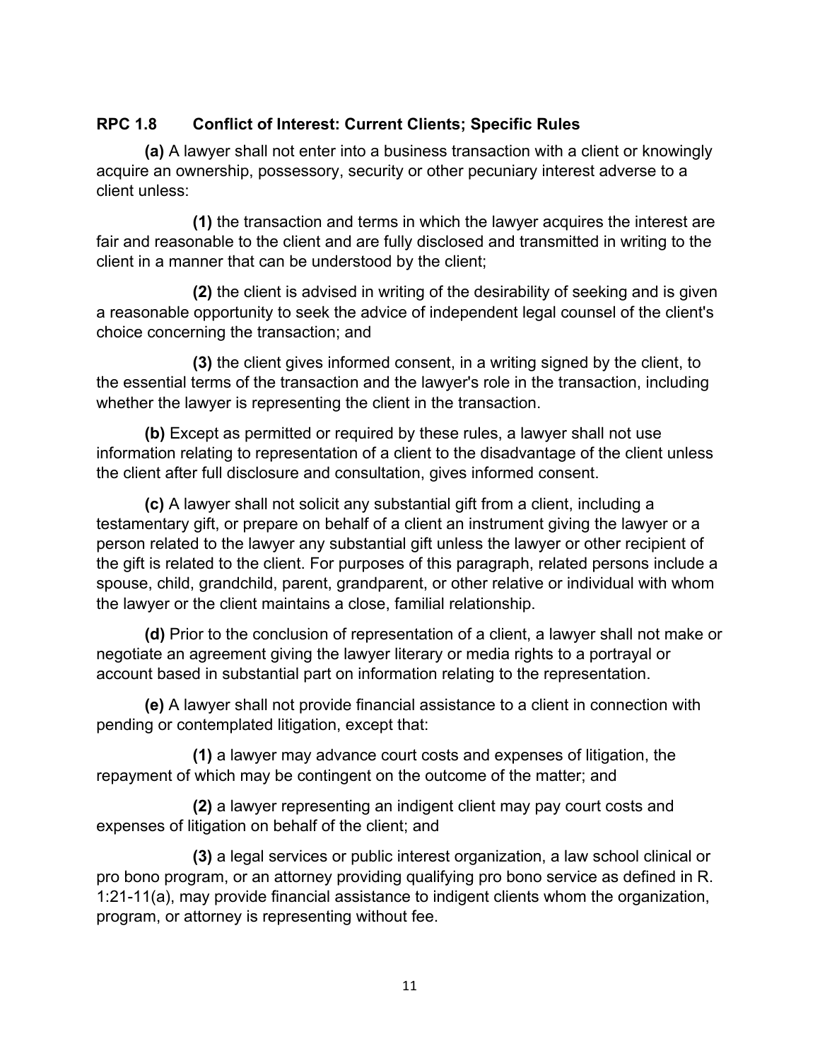## RPC 1.8 Conflict of Interest: Current Clients; Specific Rules

**(a)** A lawyer shall not enter into a business transaction with a client or knowingly acquire an ownership, possessory, security or other pecuniary interest adverse to a client unless:

**(1)** the transaction and terms in which the lawyer acquires the interest are fair and reasonable to the client and are fully disclosed and transmitted in writing to the client in a manner that can be understood by the client;

**(2)** the client is advised in writing of the desirability of seeking and is given a reasonable opportunity to seek the advice of independent legal counsel of the client's choice concerning the transaction; and

**(3)** the client gives informed consent, in a writing signed by the client, to the essential terms of the transaction and the lawyer's role in the transaction, including whether the lawyer is representing the client in the transaction.

**(b)** Except as permitted or required by these rules, a lawyer shall not use information relating to representation of a client to the disadvantage of the client unless the client after full disclosure and consultation, gives informed consent.

**(c)** A lawyer shall not solicit any substantial gift from a client, including a testamentary gift, or prepare on behalf of a client an instrument giving the lawyer or a person related to the lawyer any substantial gift unless the lawyer or other recipient of the gift is related to the client. For purposes of this paragraph, related persons include a spouse, child, grandchild, parent, grandparent, or other relative or individual with whom the lawyer or the client maintains a close, familial relationship.

**(d)** Prior to the conclusion of representation of a client, a lawyer shall not make or negotiate an agreement giving the lawyer literary or media rights to a portrayal or account based in substantial part on information relating to the representation.

**(e)** A lawyer shall not provide financial assistance to a client in connection with pending or contemplated litigation, except that:

**(1)** a lawyer may advance court costs and expenses of litigation, the repayment of which may be contingent on the outcome of the matter; and

**(2)** a lawyer representing an indigent client may pay court costs and expenses of litigation on behalf of the client; and

**(3)** a legal services or public interest organization, a law school clinical or pro bono program, or an attorney providing qualifying pro bono service as defined in R. 1:21-11(a), may provide financial assistance to indigent clients whom the organization, program, or attorney is representing without fee.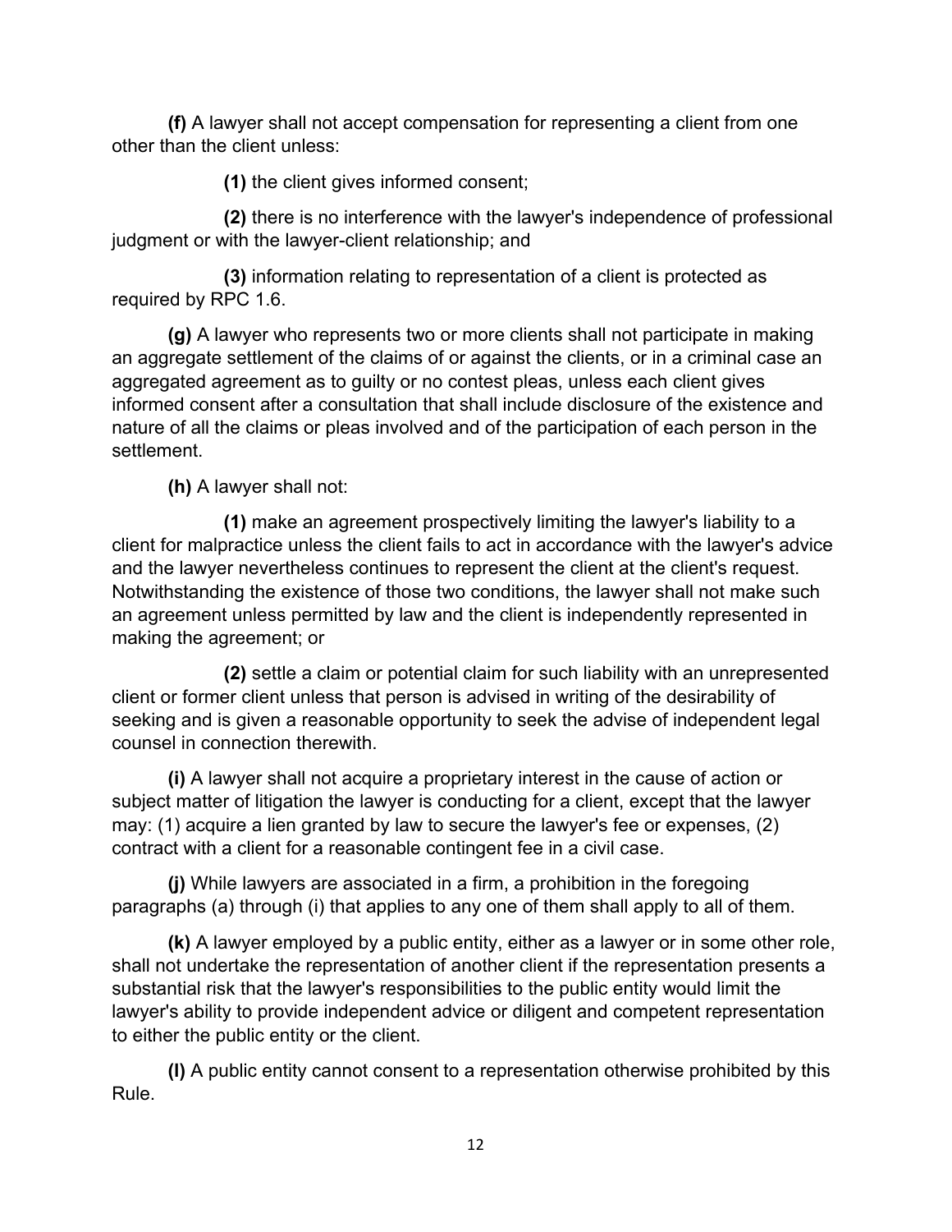**(f)** A lawyer shall not accept compensation for representing a client from one other than the client unless:

**(1)** the client gives informed consent;

**(2)** there is no interference with the lawyer's independence of professional judgment or with the lawyer-client relationship; and

**(3)** information relating to representation of a client is protected as required by RPC 1.6.

**(g)** A lawyer who represents two or more clients shall not participate in making an aggregate settlement of the claims of or against the clients, or in a criminal case an aggregated agreement as to guilty or no contest pleas, unless each client gives informed consent after a consultation that shall include disclosure of the existence and nature of all the claims or pleas involved and of the participation of each person in the settlement.

**(h)** A lawyer shall not:

**(1)** make an agreement prospectively limiting the lawyer's liability to a client for malpractice unless the client fails to act in accordance with the lawyer's advice and the lawyer nevertheless continues to represent the client at the client's request. Notwithstanding the existence of those two conditions, the lawyer shall not make such an agreement unless permitted by law and the client is independently represented in making the agreement; or

**(2)** settle a claim or potential claim for such liability with an unrepresented client or former client unless that person is advised in writing of the desirability of seeking and is given a reasonable opportunity to seek the advise of independent legal counsel in connection therewith.

**(i)** A lawyer shall not acquire a proprietary interest in the cause of action or subject matter of litigation the lawyer is conducting for a client, except that the lawyer may: (1) acquire a lien granted by law to secure the lawyer's fee or expenses, (2) contract with a client for a reasonable contingent fee in a civil case.

**(j)** While lawyers are associated in a firm, a prohibition in the foregoing paragraphs (a) through (i) that applies to any one of them shall apply to all of them.

**(k)** A lawyer employed by a public entity, either as a lawyer or in some other role, shall not undertake the representation of another client if the representation presents a substantial risk that the lawyer's responsibilities to the public entity would limit the lawyer's ability to provide independent advice or diligent and competent representation to either the public entity or the client.

**(l)** A public entity cannot consent to a representation otherwise prohibited by this Rule.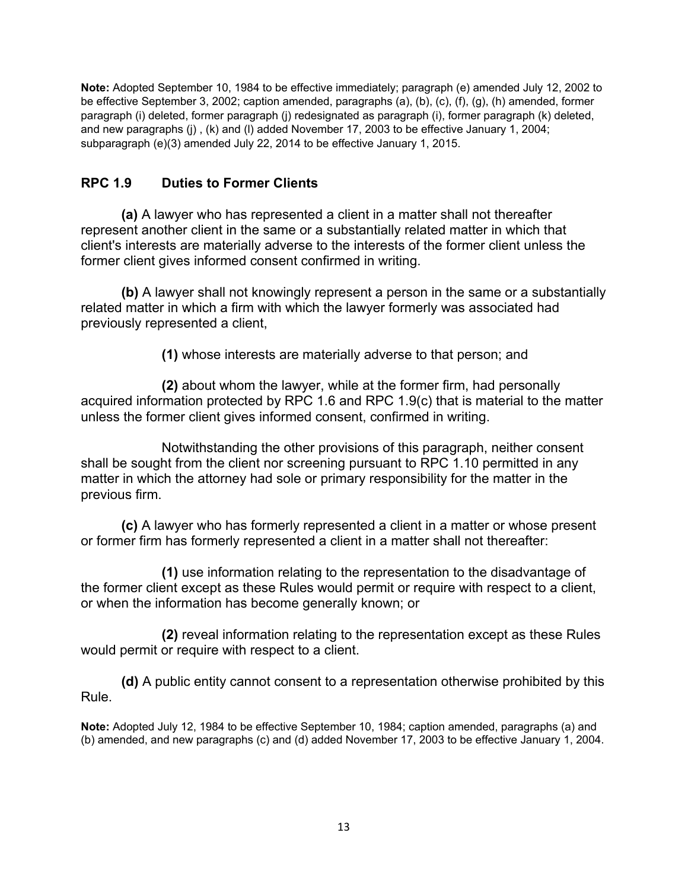**Note:** Adopted September 10, 1984 to be effective immediately; paragraph (e) amended July 12, 2002 to be effective September 3, 2002; caption amended, paragraphs (a), (b), (c), (f), (g), (h) amended, former paragraph (i) deleted, former paragraph (j) redesignated as paragraph (i), former paragraph (k) deleted, and new paragraphs (j) , (k) and (l) added November 17, 2003 to be effective January 1, 2004; subparagraph (e)(3) amended July 22, 2014 to be effective January 1, 2015.

## RPC 1.9 Duties to Former Clients

**(a)** A lawyer who has represented a client in a matter shall not thereafter represent another client in the same or a substantially related matter in which that client's interests are materially adverse to the interests of the former client unless the former client gives informed consent confirmed in writing.

**(b)** A lawyer shall not knowingly represent a person in the same or a substantially related matter in which a firm with which the lawyer formerly was associated had previously represented a client,

> **(1)** whose interests are materially adverse to that person; and
>
> **(2)** about whom the lawyer, while at the former firm, had personally acquired information protected by RPC 1.6 and RPC 1.9(c) that is material to the matter unless the former client gives informed consent, confirmed in writing.
>
> Notwithstanding the other provisions of this paragraph, neither consent shall be sought from the client nor screening pursuant to RPC 1.10 permitted in any matter in which the attorney had sole or primary responsibility for the matter in the previous firm.

**(c)** A lawyer who has formerly represented a client in a matter or whose present or former firm has formerly represented a client in a matter shall not thereafter:

> **(1)** use information relating to the representation to the disadvantage of the former client except as these Rules would permit or require with respect to a client, or when the information has become generally known; or
>
> **(2)** reveal information relating to the representation except as these Rules would permit or require with respect to a client.

**(d)** A public entity cannot consent to a representation otherwise prohibited by this Rule.

**Note:** Adopted July 12, 1984 to be effective September 10, 1984; caption amended, paragraphs (a) and (b) amended, and new paragraphs (c) and (d) added November 17, 2003 to be effective January 1, 2004.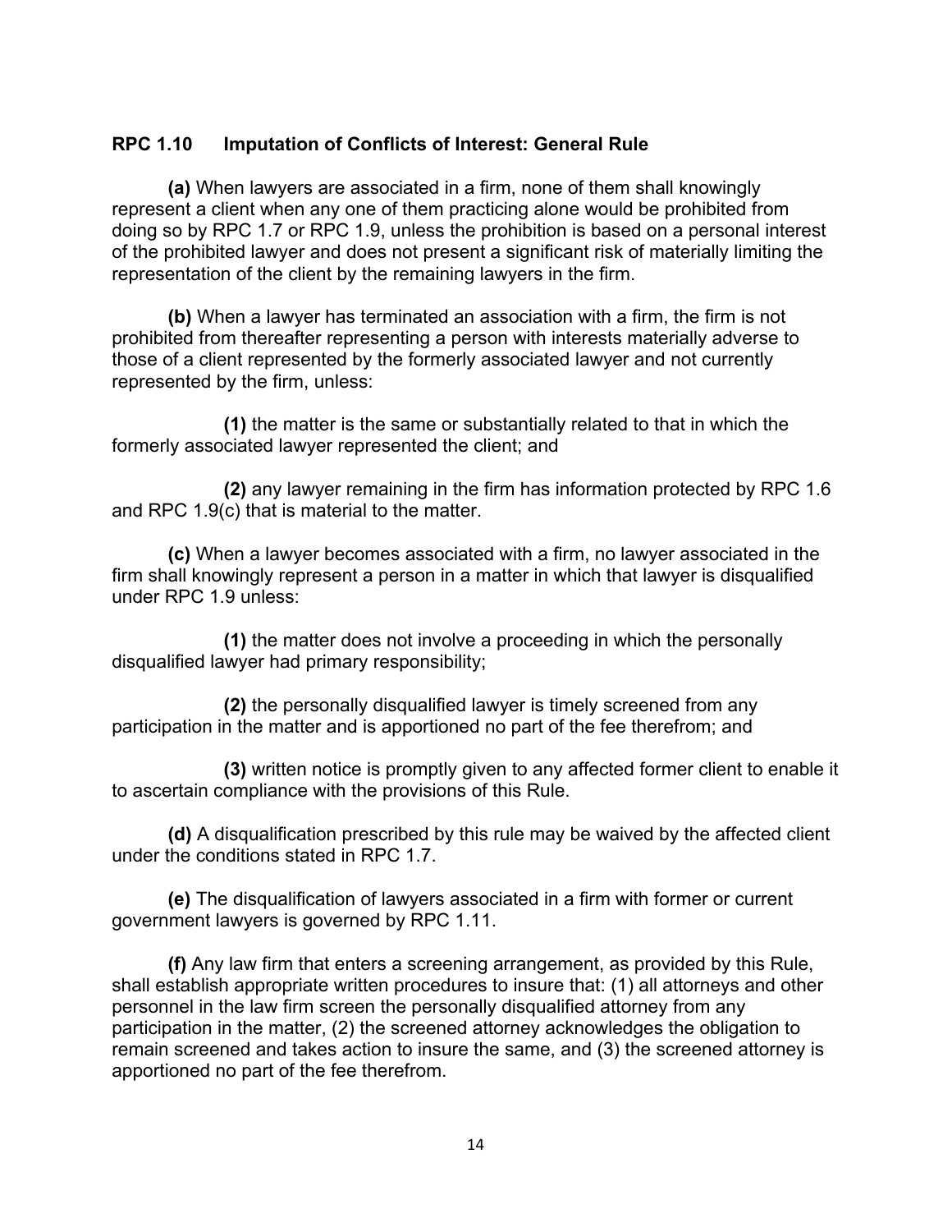## RPC 1.10 Imputation of Conflicts of Interest: General Rule

**(a)** When lawyers are associated in a firm, none of them shall knowingly represent a client when any one of them practicing alone would be prohibited from doing so by RPC 1.7 or RPC 1.9, unless the prohibition is based on a personal interest of the prohibited lawyer and does not present a significant risk of materially limiting the representation of the client by the remaining lawyers in the firm.

**(b)** When a lawyer has terminated an association with a firm, the firm is not prohibited from thereafter representing a person with interests materially adverse to those of a client represented by the formerly associated lawyer and not currently represented by the firm, unless:

**(1)** the matter is the same or substantially related to that in which the formerly associated lawyer represented the client; and

**(2)** any lawyer remaining in the firm has information protected by RPC 1.6 and RPC 1.9(c) that is material to the matter.

**(c)** When a lawyer becomes associated with a firm, no lawyer associated in the firm shall knowingly represent a person in a matter in which that lawyer is disqualified under RPC 1.9 unless:

**(1)** the matter does not involve a proceeding in which the personally disqualified lawyer had primary responsibility;

**(2)** the personally disqualified lawyer is timely screened from any participation in the matter and is apportioned no part of the fee therefrom; and

**(3)** written notice is promptly given to any affected former client to enable it to ascertain compliance with the provisions of this Rule.

**(d)** A disqualification prescribed by this rule may be waived by the affected client under the conditions stated in RPC 1.7.

**(e)** The disqualification of lawyers associated in a firm with former or current government lawyers is governed by RPC 1.11.

**(f)** Any law firm that enters a screening arrangement, as provided by this Rule, shall establish appropriate written procedures to insure that: (1) all attorneys and other personnel in the law firm screen the personally disqualified attorney from any participation in the matter, (2) the screened attorney acknowledges the obligation to remain screened and takes action to insure the same, and (3) the screened attorney is apportioned no part of the fee therefrom.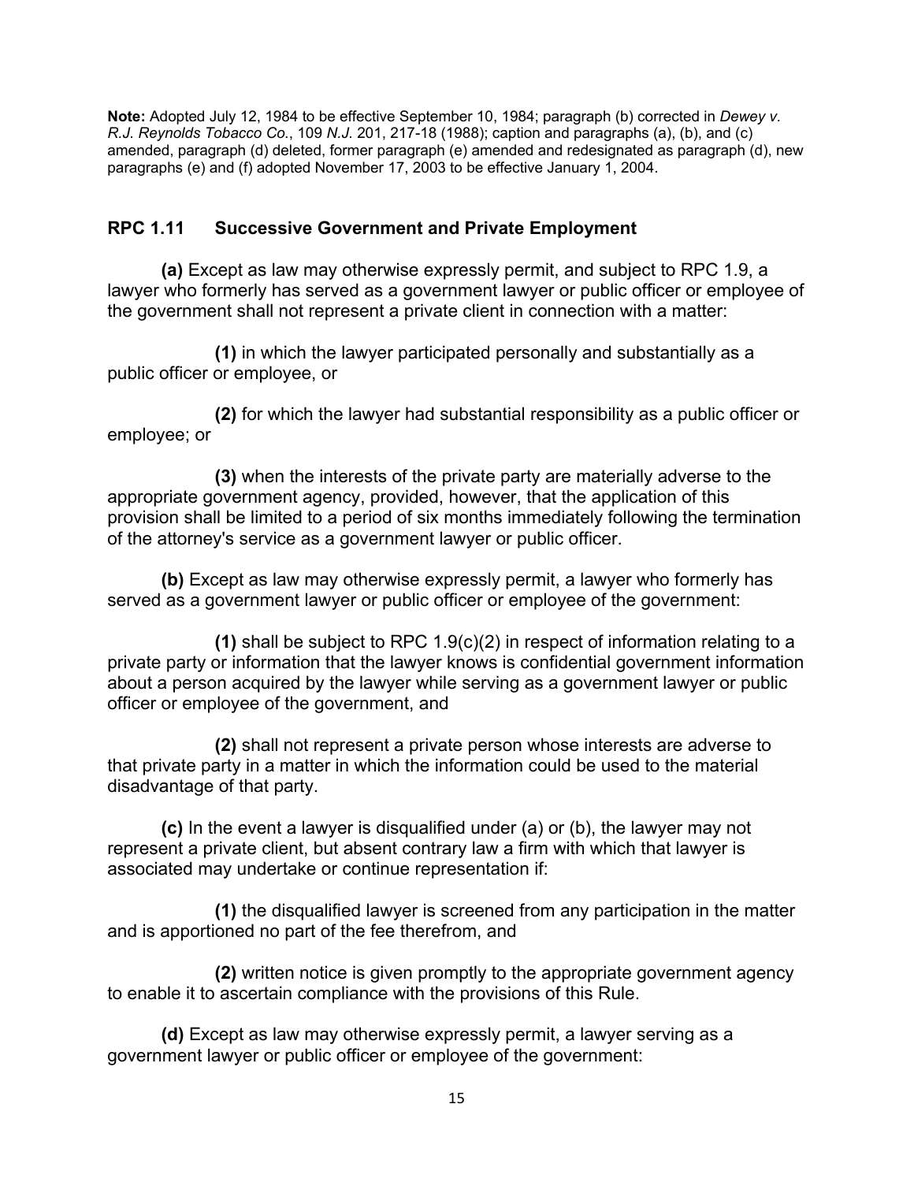**Note:** Adopted July 12, 1984 to be effective September 10, 1984; paragraph (b) corrected in *Dewey v. R.J. Reynolds Tobacco Co.*, 109 *N.J.* 201, 217-18 (1988); caption and paragraphs (a), (b), and (c) amended, paragraph (d) deleted, former paragraph (e) amended and redesignated as paragraph (d), new paragraphs (e) and (f) adopted November 17, 2003 to be effective January 1, 2004.

## RPC 1.11 Successive Government and Private Employment

**(a)** Except as law may otherwise expressly permit, and subject to RPC 1.9, a lawyer who formerly has served as a government lawyer or public officer or employee of the government shall not represent a private client in connection with a matter:

**(1)** in which the lawyer participated personally and substantially as a public officer or employee, or

**(2)** for which the lawyer had substantial responsibility as a public officer or employee; or

**(3)** when the interests of the private party are materially adverse to the appropriate government agency, provided, however, that the application of this provision shall be limited to a period of six months immediately following the termination of the attorney's service as a government lawyer or public officer.

**(b)** Except as law may otherwise expressly permit, a lawyer who formerly has served as a government lawyer or public officer or employee of the government:

**(1)** shall be subject to RPC 1.9(c)(2) in respect of information relating to a private party or information that the lawyer knows is confidential government information about a person acquired by the lawyer while serving as a government lawyer or public officer or employee of the government, and

**(2)** shall not represent a private person whose interests are adverse to that private party in a matter in which the information could be used to the material disadvantage of that party.

**(c)** In the event a lawyer is disqualified under (a) or (b), the lawyer may not represent a private client, but absent contrary law a firm with which that lawyer is associated may undertake or continue representation if:

**(1)** the disqualified lawyer is screened from any participation in the matter and is apportioned no part of the fee therefrom, and

**(2)** written notice is given promptly to the appropriate government agency to enable it to ascertain compliance with the provisions of this Rule.

**(d)** Except as law may otherwise expressly permit, a lawyer serving as a government lawyer or public officer or employee of the government: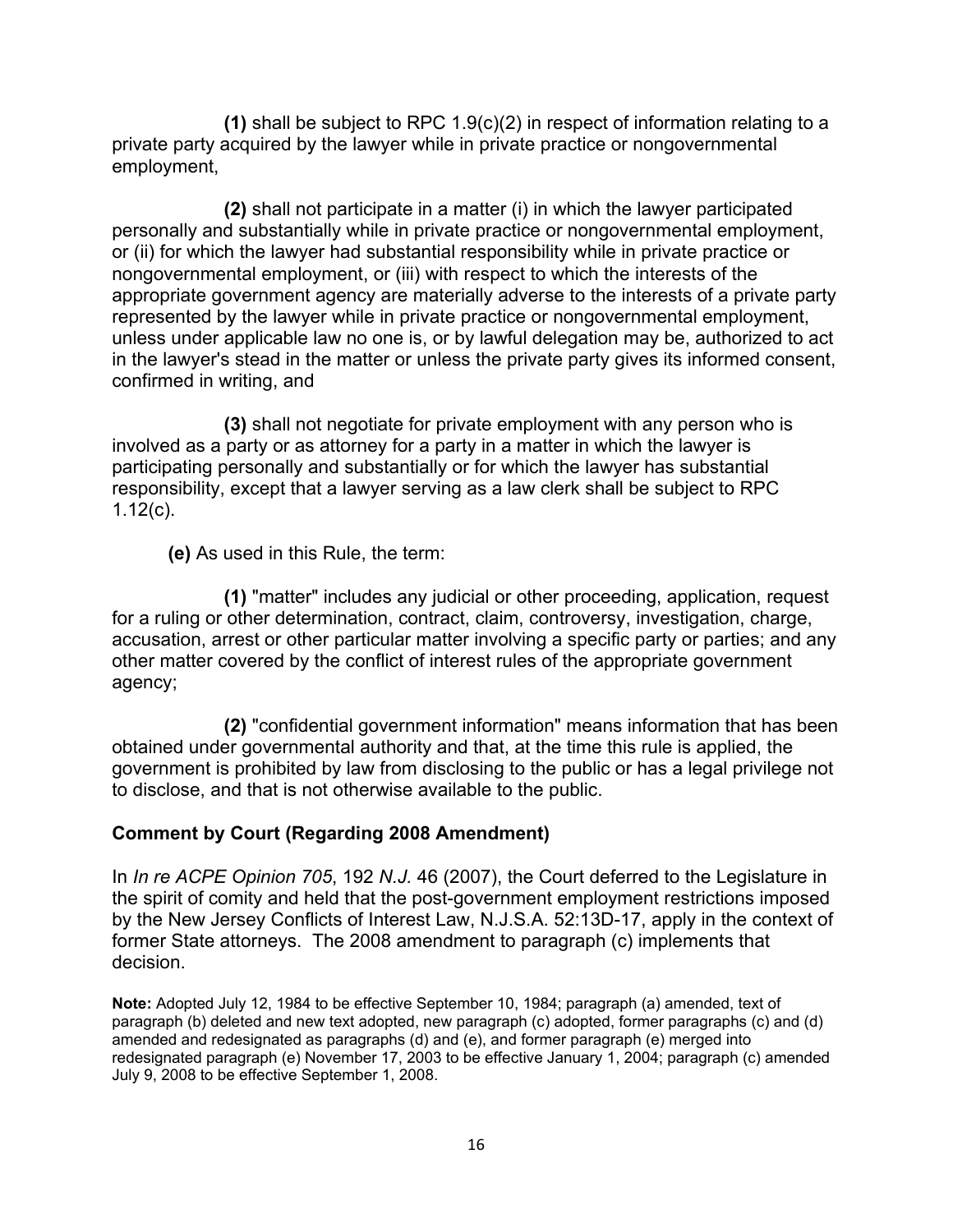**(1)** shall be subject to RPC 1.9(c)(2) in respect of information relating to a private party acquired by the lawyer while in private practice or nongovernmental employment,

**(2)** shall not participate in a matter (i) in which the lawyer participated personally and substantially while in private practice or nongovernmental employment, or (ii) for which the lawyer had substantial responsibility while in private practice or nongovernmental employment, or (iii) with respect to which the interests of the appropriate government agency are materially adverse to the interests of a private party represented by the lawyer while in private practice or nongovernmental employment, unless under applicable law no one is, or by lawful delegation may be, authorized to act in the lawyer's stead in the matter or unless the private party gives its informed consent, confirmed in writing, and

**(3)** shall not negotiate for private employment with any person who is involved as a party or as attorney for a party in a matter in which the lawyer is participating personally and substantially or for which the lawyer has substantial responsibility, except that a lawyer serving as a law clerk shall be subject to RPC 1.12(c).

**(e)** As used in this Rule, the term:

**(1)** "matter" includes any judicial or other proceeding, application, request for a ruling or other determination, contract, claim, controversy, investigation, charge, accusation, arrest or other particular matter involving a specific party or parties; and any other matter covered by the conflict of interest rules of the appropriate government agency;

**(2)** "confidential government information" means information that has been obtained under governmental authority and that, at the time this rule is applied, the government is prohibited by law from disclosing to the public or has a legal privilege not to disclose, and that is not otherwise available to the public.

**Comment by Court (Regarding 2008 Amendment)**

In *In re ACPE Opinion 705*, 192 *N.J.* 46 (2007), the Court deferred to the Legislature in the spirit of comity and held that the post-government employment restrictions imposed by the New Jersey Conflicts of Interest Law, N.J.S.A. 52:13D-17, apply in the context of former State attorneys. The 2008 amendment to paragraph (c) implements that decision.

**Note:** Adopted July 12, 1984 to be effective September 10, 1984; paragraph (a) amended, text of paragraph (b) deleted and new text adopted, new paragraph (c) adopted, former paragraphs (c) and (d) amended and redesignated as paragraphs (d) and (e), and former paragraph (e) merged into redesignated paragraph (e) November 17, 2003 to be effective January 1, 2004; paragraph (c) amended July 9, 2008 to be effective September 1, 2008.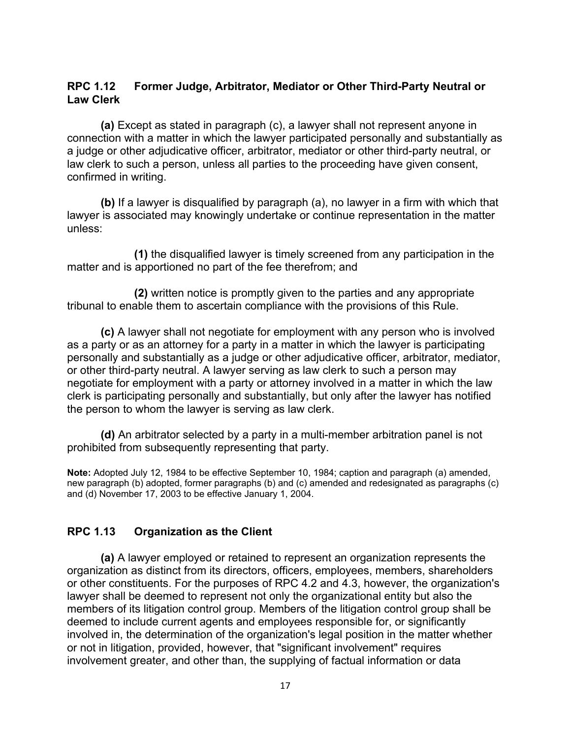## RPC 1.12 Former Judge, Arbitrator, Mediator or Other Third-Party Neutral or Law Clerk

**(a)** Except as stated in paragraph (c), a lawyer shall not represent anyone in connection with a matter in which the lawyer participated personally and substantially as a judge or other adjudicative officer, arbitrator, mediator or other third-party neutral, or law clerk to such a person, unless all parties to the proceeding have given consent, confirmed in writing.

**(b)** If a lawyer is disqualified by paragraph (a), no lawyer in a firm with which that lawyer is associated may knowingly undertake or continue representation in the matter unless:

**(1)** the disqualified lawyer is timely screened from any participation in the matter and is apportioned no part of the fee therefrom; and

**(2)** written notice is promptly given to the parties and any appropriate tribunal to enable them to ascertain compliance with the provisions of this Rule.

**(c)** A lawyer shall not negotiate for employment with any person who is involved as a party or as an attorney for a party in a matter in which the lawyer is participating personally and substantially as a judge or other adjudicative officer, arbitrator, mediator, or other third-party neutral. A lawyer serving as law clerk to such a person may negotiate for employment with a party or attorney involved in a matter in which the law clerk is participating personally and substantially, but only after the lawyer has notified the person to whom the lawyer is serving as law clerk.

**(d)** An arbitrator selected by a party in a multi-member arbitration panel is not prohibited from subsequently representing that party.

**Note:** Adopted July 12, 1984 to be effective September 10, 1984; caption and paragraph (a) amended, new paragraph (b) adopted, former paragraphs (b) and (c) amended and redesignated as paragraphs (c) and (d) November 17, 2003 to be effective January 1, 2004.

## RPC 1.13 Organization as the Client

**(a)** A lawyer employed or retained to represent an organization represents the organization as distinct from its directors, officers, employees, members, shareholders or other constituents. For the purposes of RPC 4.2 and 4.3, however, the organization's lawyer shall be deemed to represent not only the organizational entity but also the members of its litigation control group. Members of the litigation control group shall be deemed to include current agents and employees responsible for, or significantly involved in, the determination of the organization's legal position in the matter whether or not in litigation, provided, however, that "significant involvement" requires involvement greater, and other than, the supplying of factual information or data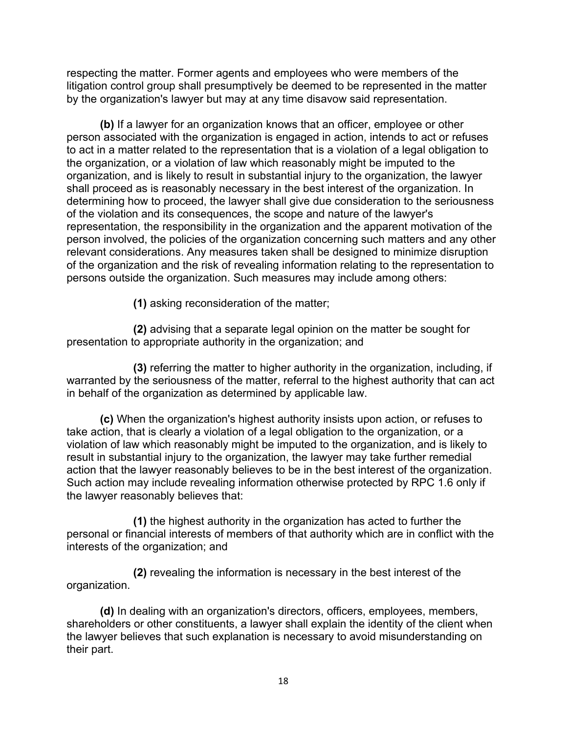respecting the matter. Former agents and employees who were members of the litigation control group shall presumptively be deemed to be represented in the matter by the organization's lawyer but may at any time disavow said representation.

**(b)** If a lawyer for an organization knows that an officer, employee or other person associated with the organization is engaged in action, intends to act or refuses to act in a matter related to the representation that is a violation of a legal obligation to the organization, or a violation of law which reasonably might be imputed to the organization, and is likely to result in substantial injury to the organization, the lawyer shall proceed as is reasonably necessary in the best interest of the organization. In determining how to proceed, the lawyer shall give due consideration to the seriousness of the violation and its consequences, the scope and nature of the lawyer's representation, the responsibility in the organization and the apparent motivation of the person involved, the policies of the organization concerning such matters and any other relevant considerations. Any measures taken shall be designed to minimize disruption of the organization and the risk of revealing information relating to the representation to persons outside the organization. Such measures may include among others:

**(1)** asking reconsideration of the matter;

**(2)** advising that a separate legal opinion on the matter be sought for presentation to appropriate authority in the organization; and

**(3)** referring the matter to higher authority in the organization, including, if warranted by the seriousness of the matter, referral to the highest authority that can act in behalf of the organization as determined by applicable law.

**(c)** When the organization's highest authority insists upon action, or refuses to take action, that is clearly a violation of a legal obligation to the organization, or a violation of law which reasonably might be imputed to the organization, and is likely to result in substantial injury to the organization, the lawyer may take further remedial action that the lawyer reasonably believes to be in the best interest of the organization. Such action may include revealing information otherwise protected by RPC 1.6 only if the lawyer reasonably believes that:

**(1)** the highest authority in the organization has acted to further the personal or financial interests of members of that authority which are in conflict with the interests of the organization; and

**(2)** revealing the information is necessary in the best interest of the organization.

**(d)** In dealing with an organization's directors, officers, employees, members, shareholders or other constituents, a lawyer shall explain the identity of the client when the lawyer believes that such explanation is necessary to avoid misunderstanding on their part.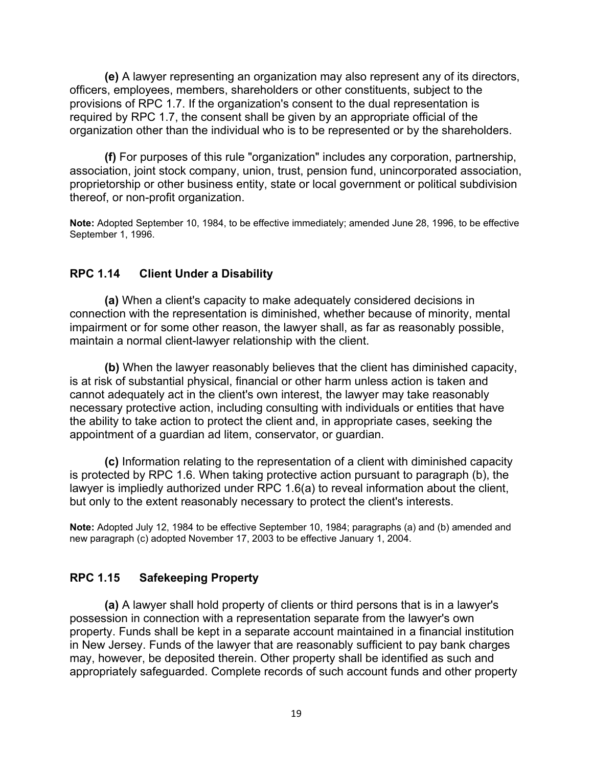**(e)** A lawyer representing an organization may also represent any of its directors, officers, employees, members, shareholders or other constituents, subject to the provisions of RPC 1.7. If the organization's consent to the dual representation is required by RPC 1.7, the consent shall be given by an appropriate official of the organization other than the individual who is to be represented or by the shareholders.

**(f)** For purposes of this rule "organization" includes any corporation, partnership, association, joint stock company, union, trust, pension fund, unincorporated association, proprietorship or other business entity, state or local government or political subdivision thereof, or non-profit organization.

**Note:** Adopted September 10, 1984, to be effective immediately; amended June 28, 1996, to be effective September 1, 1996.

### RPC 1.14 Client Under a Disability

**(a)** When a client's capacity to make adequately considered decisions in connection with the representation is diminished, whether because of minority, mental impairment or for some other reason, the lawyer shall, as far as reasonably possible, maintain a normal client-lawyer relationship with the client.

**(b)** When the lawyer reasonably believes that the client has diminished capacity, is at risk of substantial physical, financial or other harm unless action is taken and cannot adequately act in the client's own interest, the lawyer may take reasonably necessary protective action, including consulting with individuals or entities that have the ability to take action to protect the client and, in appropriate cases, seeking the appointment of a guardian ad litem, conservator, or guardian.

**(c)** Information relating to the representation of a client with diminished capacity is protected by RPC 1.6. When taking protective action pursuant to paragraph (b), the lawyer is impliedly authorized under RPC 1.6(a) to reveal information about the client, but only to the extent reasonably necessary to protect the client's interests.

**Note:** Adopted July 12, 1984 to be effective September 10, 1984; paragraphs (a) and (b) amended and new paragraph (c) adopted November 17, 2003 to be effective January 1, 2004.

### RPC 1.15 Safekeeping Property

**(a)** A lawyer shall hold property of clients or third persons that is in a lawyer's possession in connection with a representation separate from the lawyer's own property. Funds shall be kept in a separate account maintained in a financial institution in New Jersey. Funds of the lawyer that are reasonably sufficient to pay bank charges may, however, be deposited therein. Other property shall be identified as such and appropriately safeguarded. Complete records of such account funds and other property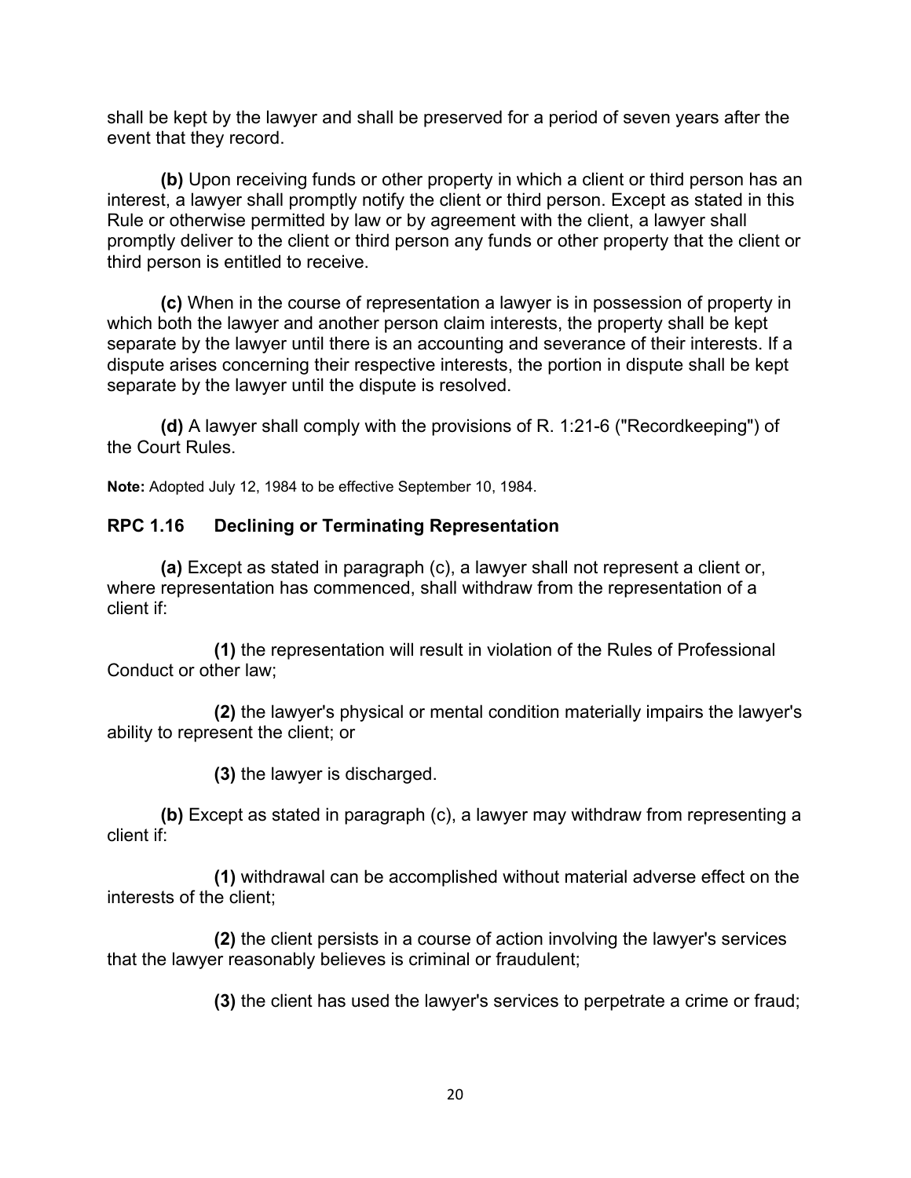shall be kept by the lawyer and shall be preserved for a period of seven years after the event that they record.

**(b)** Upon receiving funds or other property in which a client or third person has an interest, a lawyer shall promptly notify the client or third person. Except as stated in this Rule or otherwise permitted by law or by agreement with the client, a lawyer shall promptly deliver to the client or third person any funds or other property that the client or third person is entitled to receive.

**(c)** When in the course of representation a lawyer is in possession of property in which both the lawyer and another person claim interests, the property shall be kept separate by the lawyer until there is an accounting and severance of their interests. If a dispute arises concerning their respective interests, the portion in dispute shall be kept separate by the lawyer until the dispute is resolved.

**(d)** A lawyer shall comply with the provisions of R. 1:21-6 ("Recordkeeping") of the Court Rules.

**Note:** Adopted July 12, 1984 to be effective September 10, 1984.

## RPC 1.16 Declining or Terminating Representation

**(a)** Except as stated in paragraph (c), a lawyer shall not represent a client or, where representation has commenced, shall withdraw from the representation of a client if:

**(1)** the representation will result in violation of the Rules of Professional Conduct or other law;

**(2)** the lawyer's physical or mental condition materially impairs the lawyer's ability to represent the client; or

**(3)** the lawyer is discharged.

**(b)** Except as stated in paragraph (c), a lawyer may withdraw from representing a client if:

**(1)** withdrawal can be accomplished without material adverse effect on the interests of the client;

**(2)** the client persists in a course of action involving the lawyer's services that the lawyer reasonably believes is criminal or fraudulent;

**(3)** the client has used the lawyer's services to perpetrate a crime or fraud;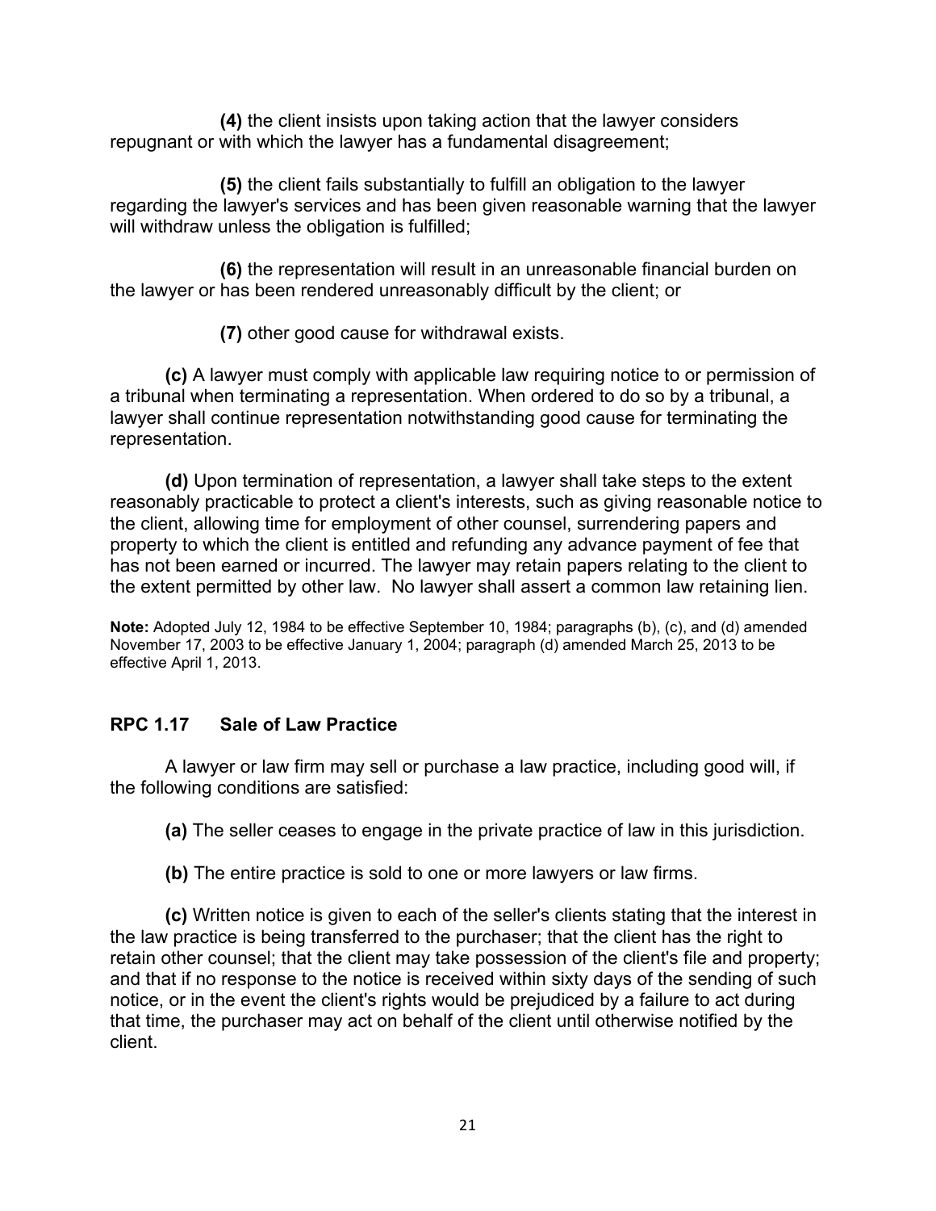**(4)** the client insists upon taking action that the lawyer considers repugnant or with which the lawyer has a fundamental disagreement;

**(5)** the client fails substantially to fulfill an obligation to the lawyer regarding the lawyer's services and has been given reasonable warning that the lawyer will withdraw unless the obligation is fulfilled;

**(6)** the representation will result in an unreasonable financial burden on the lawyer or has been rendered unreasonably difficult by the client; or

**(7)** other good cause for withdrawal exists.

**(c)** A lawyer must comply with applicable law requiring notice to or permission of a tribunal when terminating a representation. When ordered to do so by a tribunal, a lawyer shall continue representation notwithstanding good cause for terminating the representation.

**(d)** Upon termination of representation, a lawyer shall take steps to the extent reasonably practicable to protect a client's interests, such as giving reasonable notice to the client, allowing time for employment of other counsel, surrendering papers and property to which the client is entitled and refunding any advance payment of fee that has not been earned or incurred. The lawyer may retain papers relating to the client to the extent permitted by other law. No lawyer shall assert a common law retaining lien.

**Note:** Adopted July 12, 1984 to be effective September 10, 1984; paragraphs (b), (c), and (d) amended November 17, 2003 to be effective January 1, 2004; paragraph (d) amended March 25, 2013 to be effective April 1, 2013.

## RPC 1.17 Sale of Law Practice

A lawyer or law firm may sell or purchase a law practice, including good will, if the following conditions are satisfied:

**(a)** The seller ceases to engage in the private practice of law in this jurisdiction.

**(b)** The entire practice is sold to one or more lawyers or law firms.

**(c)** Written notice is given to each of the seller's clients stating that the interest in the law practice is being transferred to the purchaser; that the client has the right to retain other counsel; that the client may take possession of the client's file and property; and that if no response to the notice is received within sixty days of the sending of such notice, or in the event the client's rights would be prejudiced by a failure to act during that time, the purchaser may act on behalf of the client until otherwise notified by the client.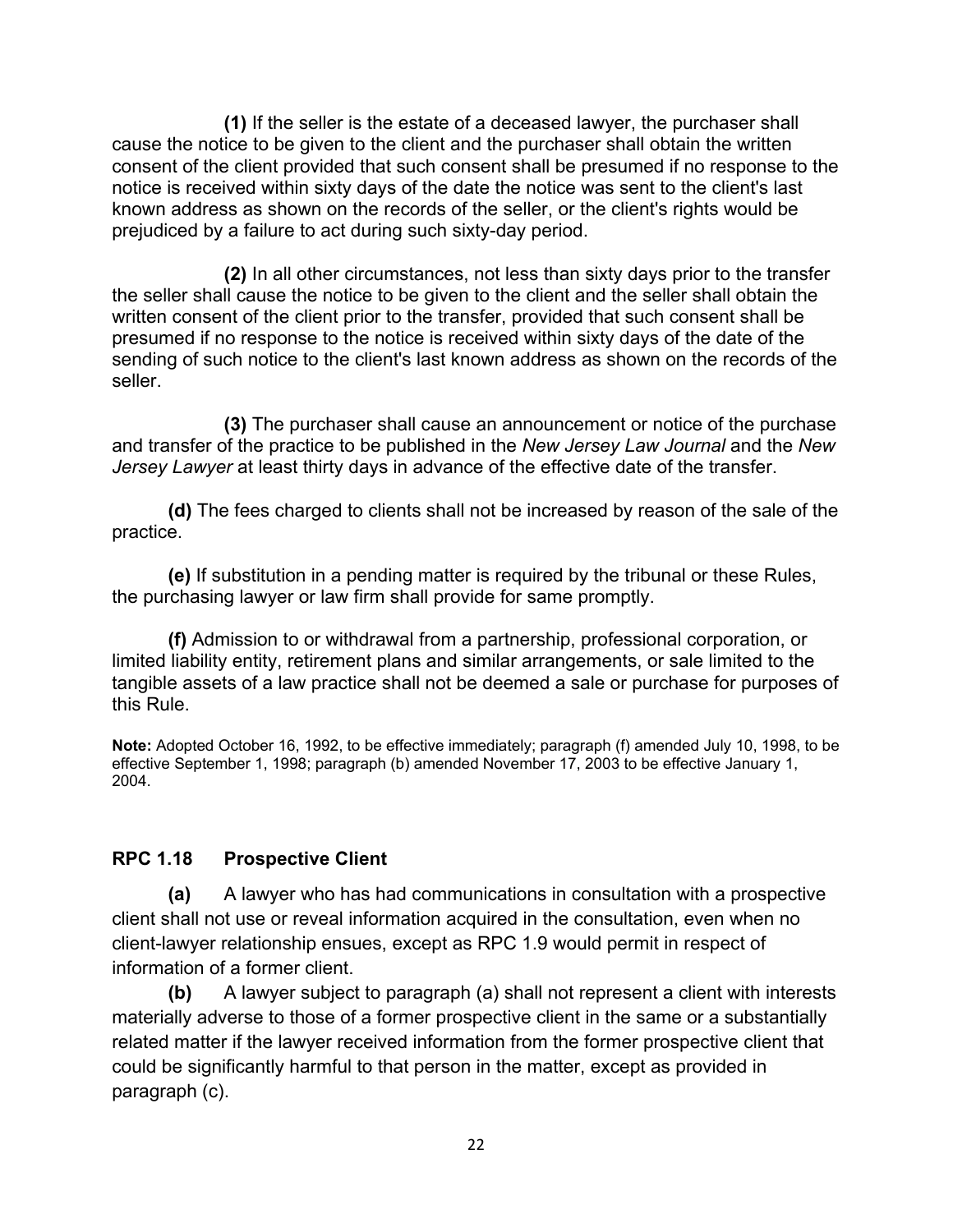**(1)** If the seller is the estate of a deceased lawyer, the purchaser shall cause the notice to be given to the client and the purchaser shall obtain the written consent of the client provided that such consent shall be presumed if no response to the notice is received within sixty days of the date the notice was sent to the client's last known address as shown on the records of the seller, or the client's rights would be prejudiced by a failure to act during such sixty-day period.

**(2)** In all other circumstances, not less than sixty days prior to the transfer the seller shall cause the notice to be given to the client and the seller shall obtain the written consent of the client prior to the transfer, provided that such consent shall be presumed if no response to the notice is received within sixty days of the date of the sending of such notice to the client's last known address as shown on the records of the seller.

**(3)** The purchaser shall cause an announcement or notice of the purchase and transfer of the practice to be published in the *New Jersey Law Journal* and the *New Jersey Lawyer* at least thirty days in advance of the effective date of the transfer.

**(d)** The fees charged to clients shall not be increased by reason of the sale of the practice.

**(e)** If substitution in a pending matter is required by the tribunal or these Rules, the purchasing lawyer or law firm shall provide for same promptly.

**(f)** Admission to or withdrawal from a partnership, professional corporation, or limited liability entity, retirement plans and similar arrangements, or sale limited to the tangible assets of a law practice shall not be deemed a sale or purchase for purposes of this Rule.

**Note:** Adopted October 16, 1992, to be effective immediately; paragraph (f) amended July 10, 1998, to be effective September 1, 1998; paragraph (b) amended November 17, 2003 to be effective January 1, 2004.

## RPC 1.18 Prospective Client

**(a)** A lawyer who has had communications in consultation with a prospective client shall not use or reveal information acquired in the consultation, even when no client-lawyer relationship ensues, except as RPC 1.9 would permit in respect of information of a former client.

**(b)** A lawyer subject to paragraph (a) shall not represent a client with interests materially adverse to those of a former prospective client in the same or a substantially related matter if the lawyer received information from the former prospective client that could be significantly harmful to that person in the matter, except as provided in paragraph (c).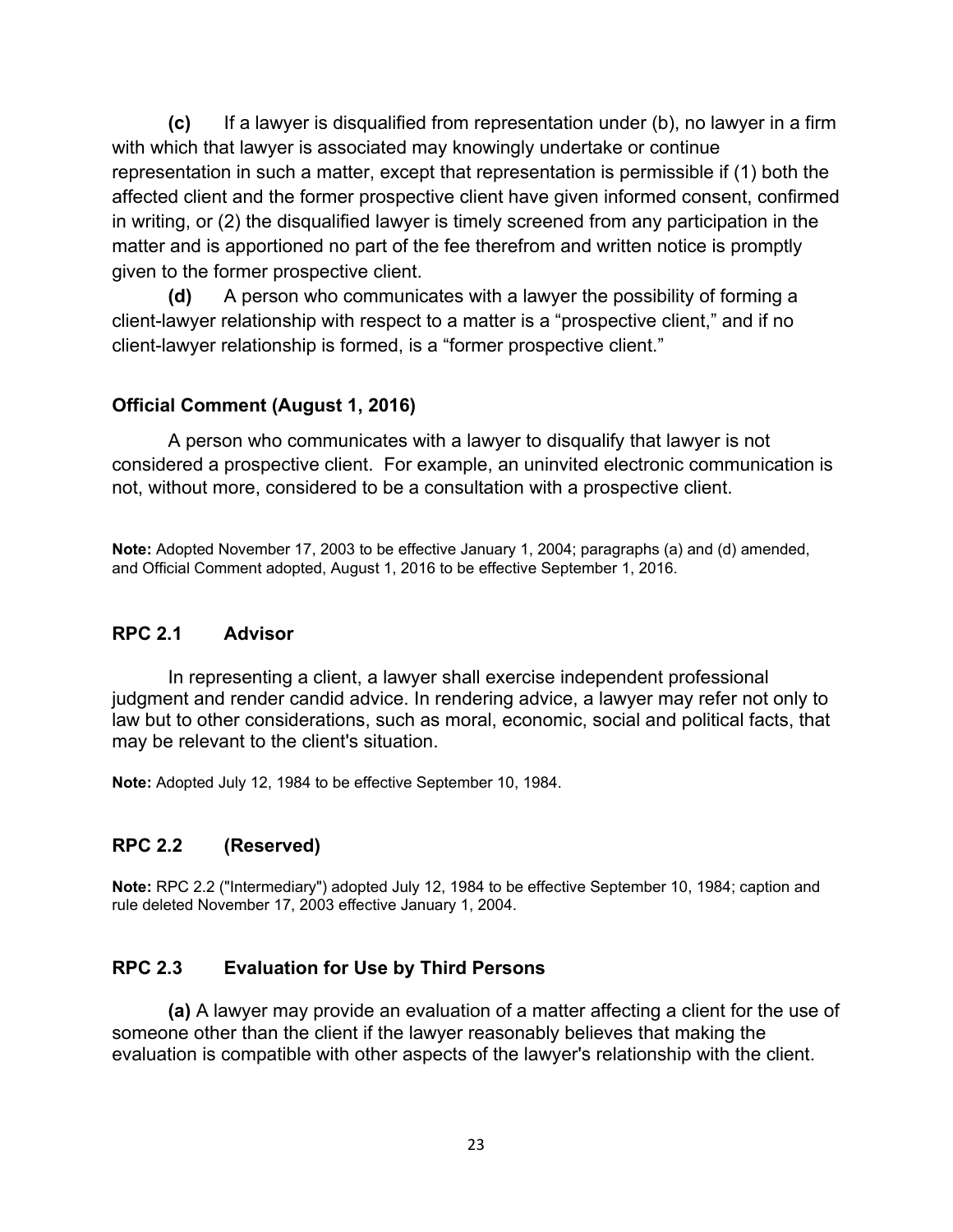**(c)** If a lawyer is disqualified from representation under (b), no lawyer in a firm with which that lawyer is associated may knowingly undertake or continue representation in such a matter, except that representation is permissible if (1) both the affected client and the former prospective client have given informed consent, confirmed in writing, or (2) the disqualified lawyer is timely screened from any participation in the matter and is apportioned no part of the fee therefrom and written notice is promptly given to the former prospective client.

**(d)** A person who communicates with a lawyer the possibility of forming a client-lawyer relationship with respect to a matter is a "prospective client," and if no client-lawyer relationship is formed, is a "former prospective client."

### Official Comment (August 1, 2016)

A person who communicates with a lawyer to disqualify that lawyer is not considered a prospective client. For example, an uninvited electronic communication is not, without more, considered to be a consultation with a prospective client.

**Note:** Adopted November 17, 2003 to be effective January 1, 2004; paragraphs (a) and (d) amended, and Official Comment adopted, August 1, 2016 to be effective September 1, 2016.

## RPC 2.1 Advisor

In representing a client, a lawyer shall exercise independent professional judgment and render candid advice. In rendering advice, a lawyer may refer not only to law but to other considerations, such as moral, economic, social and political facts, that may be relevant to the client's situation.

**Note:** Adopted July 12, 1984 to be effective September 10, 1984.

## RPC 2.2 (Reserved)

**Note:** RPC 2.2 ("Intermediary") adopted July 12, 1984 to be effective September 10, 1984; caption and rule deleted November 17, 2003 effective January 1, 2004.

## RPC 2.3 Evaluation for Use by Third Persons

**(a)** A lawyer may provide an evaluation of a matter affecting a client for the use of someone other than the client if the lawyer reasonably believes that making the evaluation is compatible with other aspects of the lawyer's relationship with the client.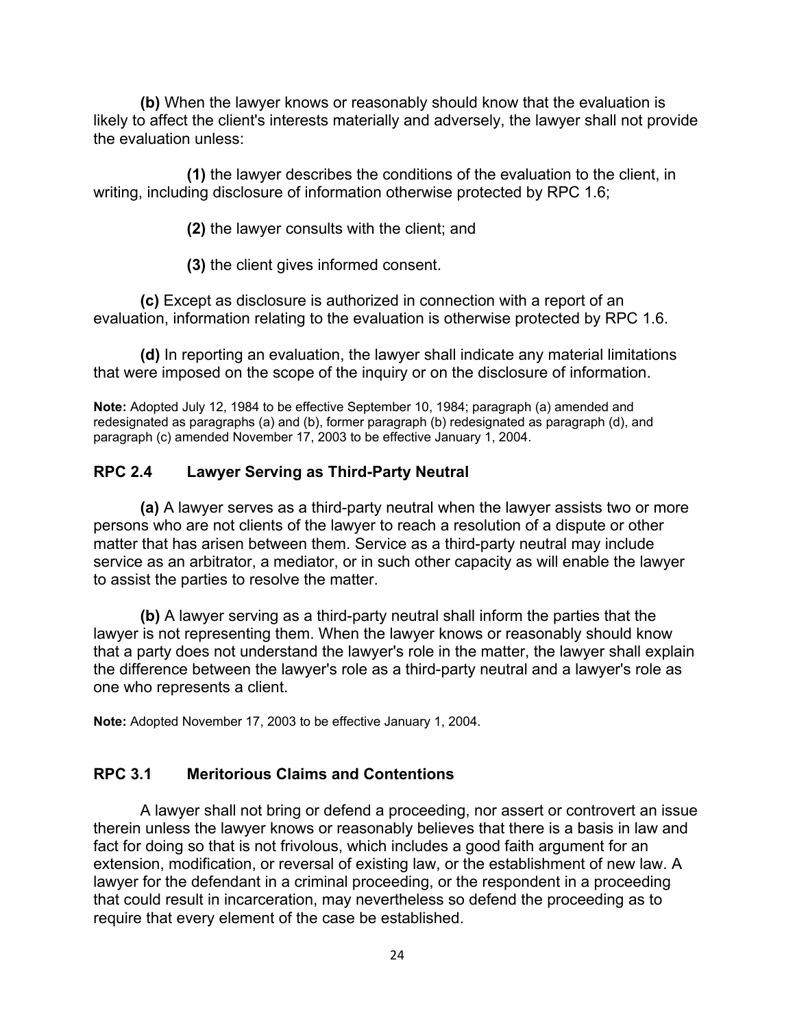**(b)** When the lawyer knows or reasonably should know that the evaluation is likely to affect the client's interests materially and adversely, the lawyer shall not provide the evaluation unless:

**(1)** the lawyer describes the conditions of the evaluation to the client, in writing, including disclosure of information otherwise protected by RPC 1.6;

**(2)** the lawyer consults with the client; and

**(3)** the client gives informed consent.

**(c)** Except as disclosure is authorized in connection with a report of an evaluation, information relating to the evaluation is otherwise protected by RPC 1.6.

**(d)** In reporting an evaluation, the lawyer shall indicate any material limitations that were imposed on the scope of the inquiry or on the disclosure of information.

**Note:** Adopted July 12, 1984 to be effective September 10, 1984; paragraph (a) amended and redesignated as paragraphs (a) and (b), former paragraph (b) redesignated as paragraph (d), and paragraph (c) amended November 17, 2003 to be effective January 1, 2004.

### RPC 2.4 Lawyer Serving as Third-Party Neutral

**(a)** A lawyer serves as a third-party neutral when the lawyer assists two or more persons who are not clients of the lawyer to reach a resolution of a dispute or other matter that has arisen between them. Service as a third-party neutral may include service as an arbitrator, a mediator, or in such other capacity as will enable the lawyer to assist the parties to resolve the matter.

**(b)** A lawyer serving as a third-party neutral shall inform the parties that the lawyer is not representing them. When the lawyer knows or reasonably should know that a party does not understand the lawyer's role in the matter, the lawyer shall explain the difference between the lawyer's role as a third-party neutral and a lawyer's role as one who represents a client.

**Note:** Adopted November 17, 2003 to be effective January 1, 2004.

### RPC 3.1 Meritorious Claims and Contentions

A lawyer shall not bring or defend a proceeding, nor assert or controvert an issue therein unless the lawyer knows or reasonably believes that there is a basis in law and fact for doing so that is not frivolous, which includes a good faith argument for an extension, modification, or reversal of existing law, or the establishment of new law. A lawyer for the defendant in a criminal proceeding, or the respondent in a proceeding that could result in incarceration, may nevertheless so defend the proceeding as to require that every element of the case be established.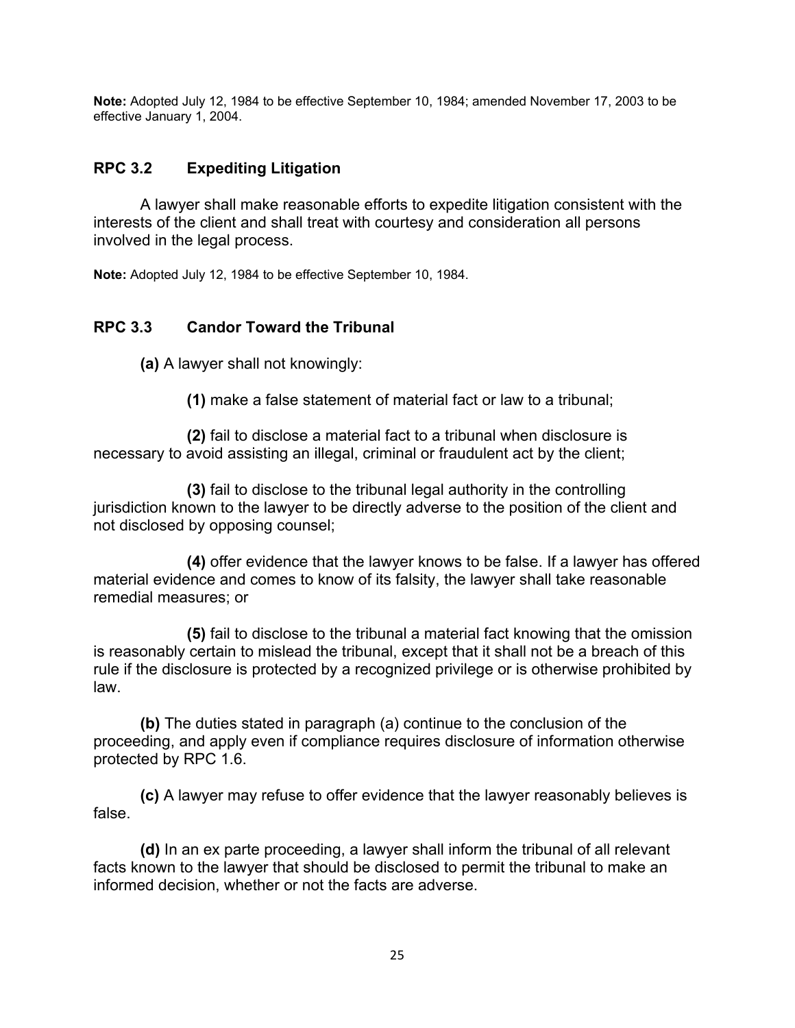**Note:** Adopted July 12, 1984 to be effective September 10, 1984; amended November 17, 2003 to be effective January 1, 2004.

## RPC 3.2 Expediting Litigation

A lawyer shall make reasonable efforts to expedite litigation consistent with the interests of the client and shall treat with courtesy and consideration all persons involved in the legal process.

**Note:** Adopted July 12, 1984 to be effective September 10, 1984.

## RPC 3.3 Candor Toward the Tribunal

**(a)** A lawyer shall not knowingly:

**(1)** make a false statement of material fact or law to a tribunal;

**(2)** fail to disclose a material fact to a tribunal when disclosure is necessary to avoid assisting an illegal, criminal or fraudulent act by the client;

**(3)** fail to disclose to the tribunal legal authority in the controlling jurisdiction known to the lawyer to be directly adverse to the position of the client and not disclosed by opposing counsel;

**(4)** offer evidence that the lawyer knows to be false. If a lawyer has offered material evidence and comes to know of its falsity, the lawyer shall take reasonable remedial measures; or

**(5)** fail to disclose to the tribunal a material fact knowing that the omission is reasonably certain to mislead the tribunal, except that it shall not be a breach of this rule if the disclosure is protected by a recognized privilege or is otherwise prohibited by law.

**(b)** The duties stated in paragraph (a) continue to the conclusion of the proceeding, and apply even if compliance requires disclosure of information otherwise protected by RPC 1.6.

**(c)** A lawyer may refuse to offer evidence that the lawyer reasonably believes is false.

**(d)** In an ex parte proceeding, a lawyer shall inform the tribunal of all relevant facts known to the lawyer that should be disclosed to permit the tribunal to make an informed decision, whether or not the facts are adverse.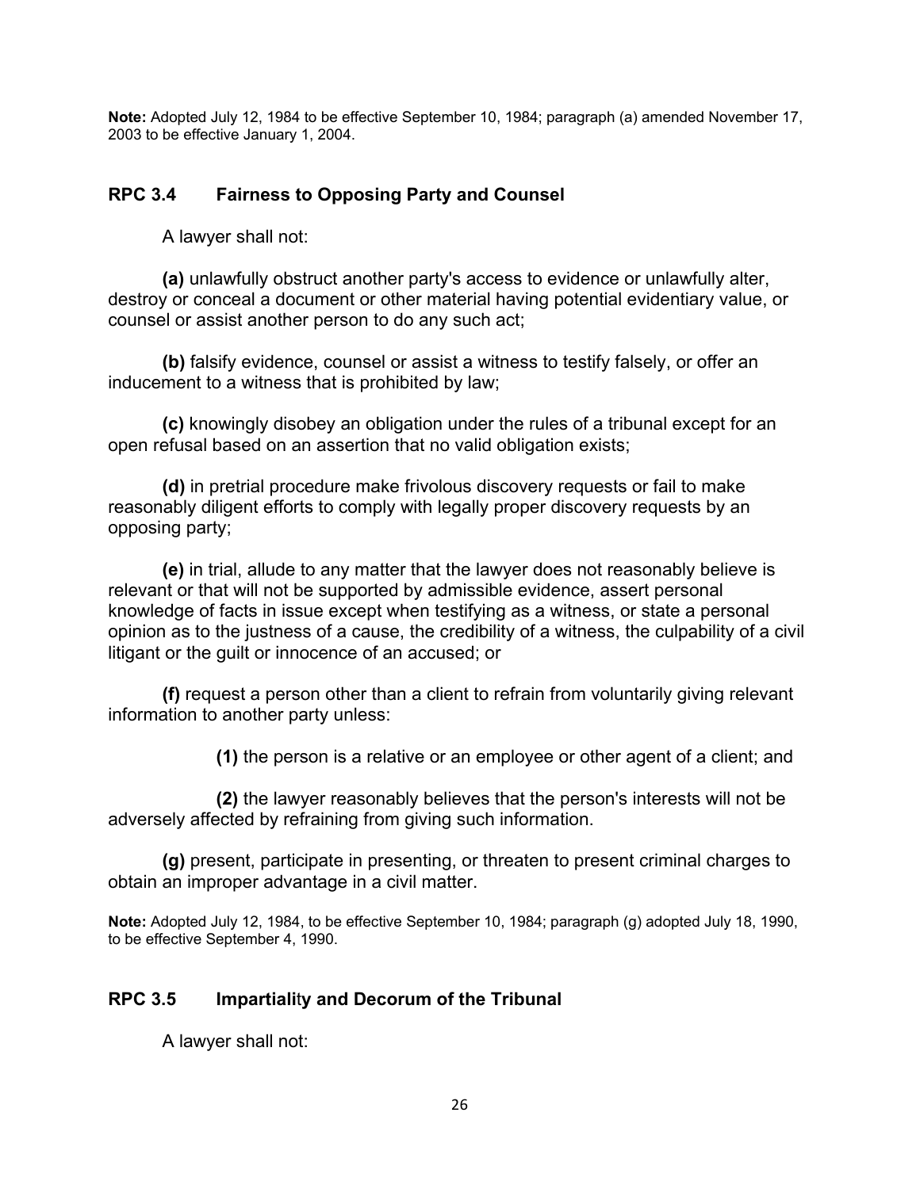**Note:** Adopted July 12, 1984 to be effective September 10, 1984; paragraph (a) amended November 17, 2003 to be effective January 1, 2004.

## RPC 3.4 Fairness to Opposing Party and Counsel

A lawyer shall not:

**(a)** unlawfully obstruct another party's access to evidence or unlawfully alter, destroy or conceal a document or other material having potential evidentiary value, or counsel or assist another person to do any such act;

**(b)** falsify evidence, counsel or assist a witness to testify falsely, or offer an inducement to a witness that is prohibited by law;

**(c)** knowingly disobey an obligation under the rules of a tribunal except for an open refusal based on an assertion that no valid obligation exists;

**(d)** in pretrial procedure make frivolous discovery requests or fail to make reasonably diligent efforts to comply with legally proper discovery requests by an opposing party;

**(e)** in trial, allude to any matter that the lawyer does not reasonably believe is relevant or that will not be supported by admissible evidence, assert personal knowledge of facts in issue except when testifying as a witness, or state a personal opinion as to the justness of a cause, the credibility of a witness, the culpability of a civil litigant or the guilt or innocence of an accused; or

**(f)** request a person other than a client to refrain from voluntarily giving relevant information to another party unless:

> **(1)** the person is a relative or an employee or other agent of a client; and
>
> **(2)** the lawyer reasonably believes that the person's interests will not be adversely affected by refraining from giving such information.

**(g)** present, participate in presenting, or threaten to present criminal charges to obtain an improper advantage in a civil matter.

**Note:** Adopted July 12, 1984, to be effective September 10, 1984; paragraph (g) adopted July 18, 1990, to be effective September 4, 1990.

## RPC 3.5 Impartiality and Decorum of the Tribunal

A lawyer shall not: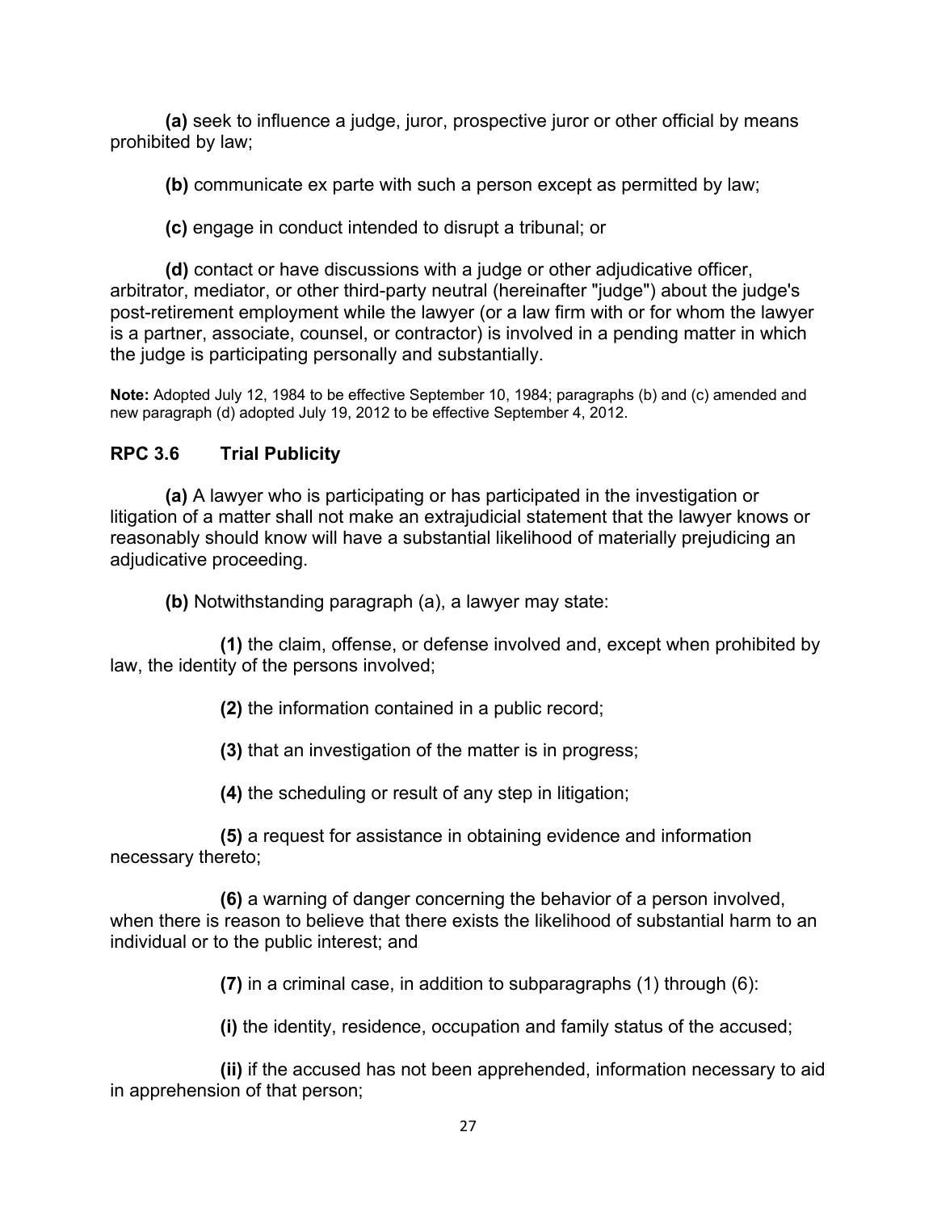**(a)** seek to influence a judge, juror, prospective juror or other official by means prohibited by law;

**(b)** communicate ex parte with such a person except as permitted by law;

**(c)** engage in conduct intended to disrupt a tribunal; or

**(d)** contact or have discussions with a judge or other adjudicative officer, arbitrator, mediator, or other third-party neutral (hereinafter "judge") about the judge's post-retirement employment while the lawyer (or a law firm with or for whom the lawyer is a partner, associate, counsel, or contractor) is involved in a pending matter in which the judge is participating personally and substantially.

**Note:** Adopted July 12, 1984 to be effective September 10, 1984; paragraphs (b) and (c) amended and new paragraph (d) adopted July 19, 2012 to be effective September 4, 2012.

### RPC 3.6 Trial Publicity

**(a)** A lawyer who is participating or has participated in the investigation or litigation of a matter shall not make an extrajudicial statement that the lawyer knows or reasonably should know will have a substantial likelihood of materially prejudicing an adjudicative proceeding.

**(b)** Notwithstanding paragraph (a), a lawyer may state:

**(1)** the claim, offense, or defense involved and, except when prohibited by law, the identity of the persons involved;

**(2)** the information contained in a public record;

**(3)** that an investigation of the matter is in progress;

**(4)** the scheduling or result of any step in litigation;

**(5)** a request for assistance in obtaining evidence and information necessary thereto;

**(6)** a warning of danger concerning the behavior of a person involved, when there is reason to believe that there exists the likelihood of substantial harm to an individual or to the public interest; and

**(7)** in a criminal case, in addition to subparagraphs (1) through (6):

**(i)** the identity, residence, occupation and family status of the accused;

**(ii)** if the accused has not been apprehended, information necessary to aid in apprehension of that person;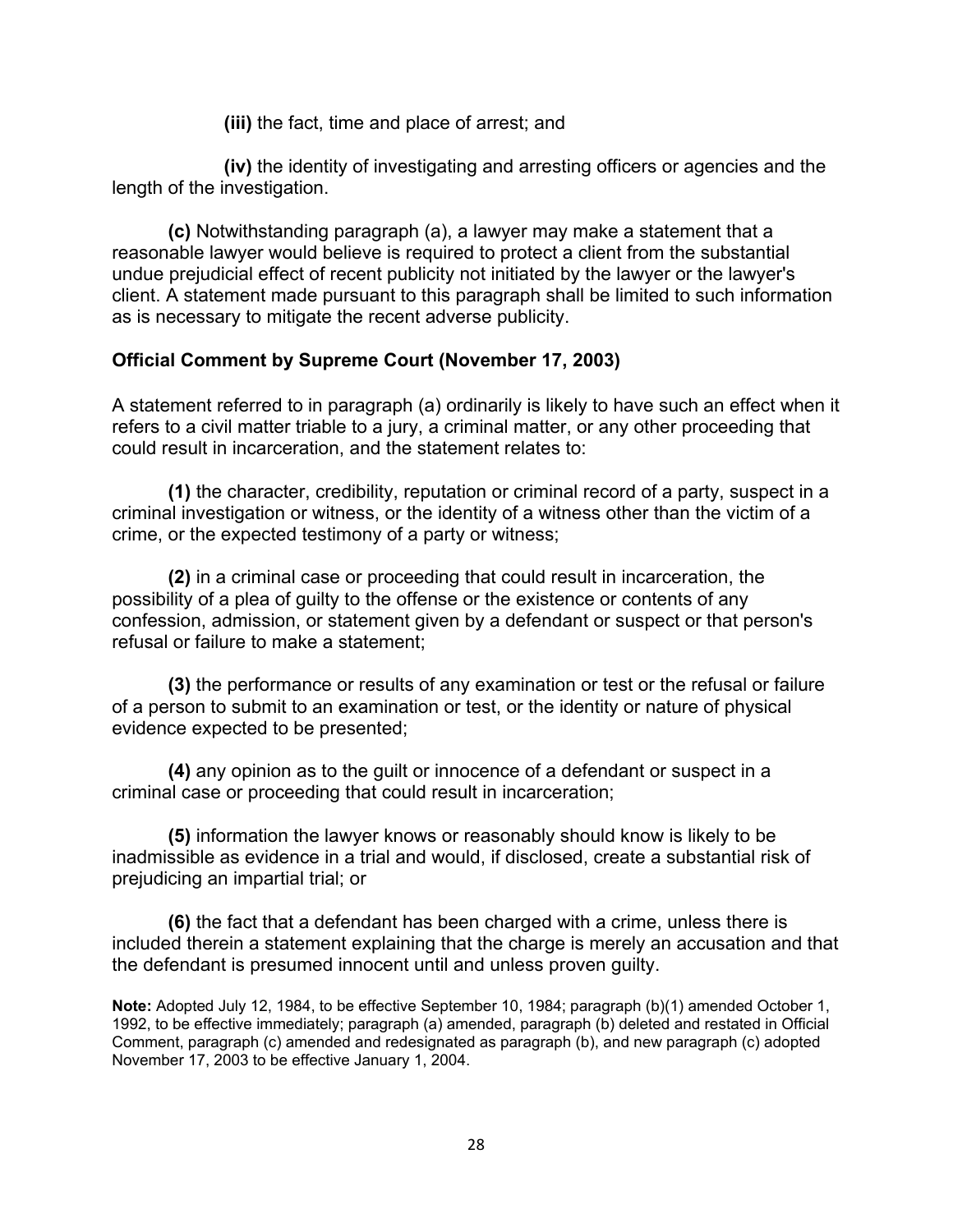**(iii)** the fact, time and place of arrest; and

**(iv)** the identity of investigating and arresting officers or agencies and the length of the investigation.

**(c)** Notwithstanding paragraph (a), a lawyer may make a statement that a reasonable lawyer would believe is required to protect a client from the substantial undue prejudicial effect of recent publicity not initiated by the lawyer or the lawyer's client. A statement made pursuant to this paragraph shall be limited to such information as is necessary to mitigate the recent adverse publicity.

**Official Comment by Supreme Court (November 17, 2003)**

A statement referred to in paragraph (a) ordinarily is likely to have such an effect when it refers to a civil matter triable to a jury, a criminal matter, or any other proceeding that could result in incarceration, and the statement relates to:

**(1)** the character, credibility, reputation or criminal record of a party, suspect in a criminal investigation or witness, or the identity of a witness other than the victim of a crime, or the expected testimony of a party or witness;

**(2)** in a criminal case or proceeding that could result in incarceration, the possibility of a plea of guilty to the offense or the existence or contents of any confession, admission, or statement given by a defendant or suspect or that person's refusal or failure to make a statement;

**(3)** the performance or results of any examination or test or the refusal or failure of a person to submit to an examination or test, or the identity or nature of physical evidence expected to be presented;

**(4)** any opinion as to the guilt or innocence of a defendant or suspect in a criminal case or proceeding that could result in incarceration;

**(5)** information the lawyer knows or reasonably should know is likely to be inadmissible as evidence in a trial and would, if disclosed, create a substantial risk of prejudicing an impartial trial; or

**(6)** the fact that a defendant has been charged with a crime, unless there is included therein a statement explaining that the charge is merely an accusation and that the defendant is presumed innocent until and unless proven guilty.

**Note:** Adopted July 12, 1984, to be effective September 10, 1984; paragraph (b)(1) amended October 1, 1992, to be effective immediately; paragraph (a) amended, paragraph (b) deleted and restated in Official Comment, paragraph (c) amended and redesignated as paragraph (b), and new paragraph (c) adopted November 17, 2003 to be effective January 1, 2004.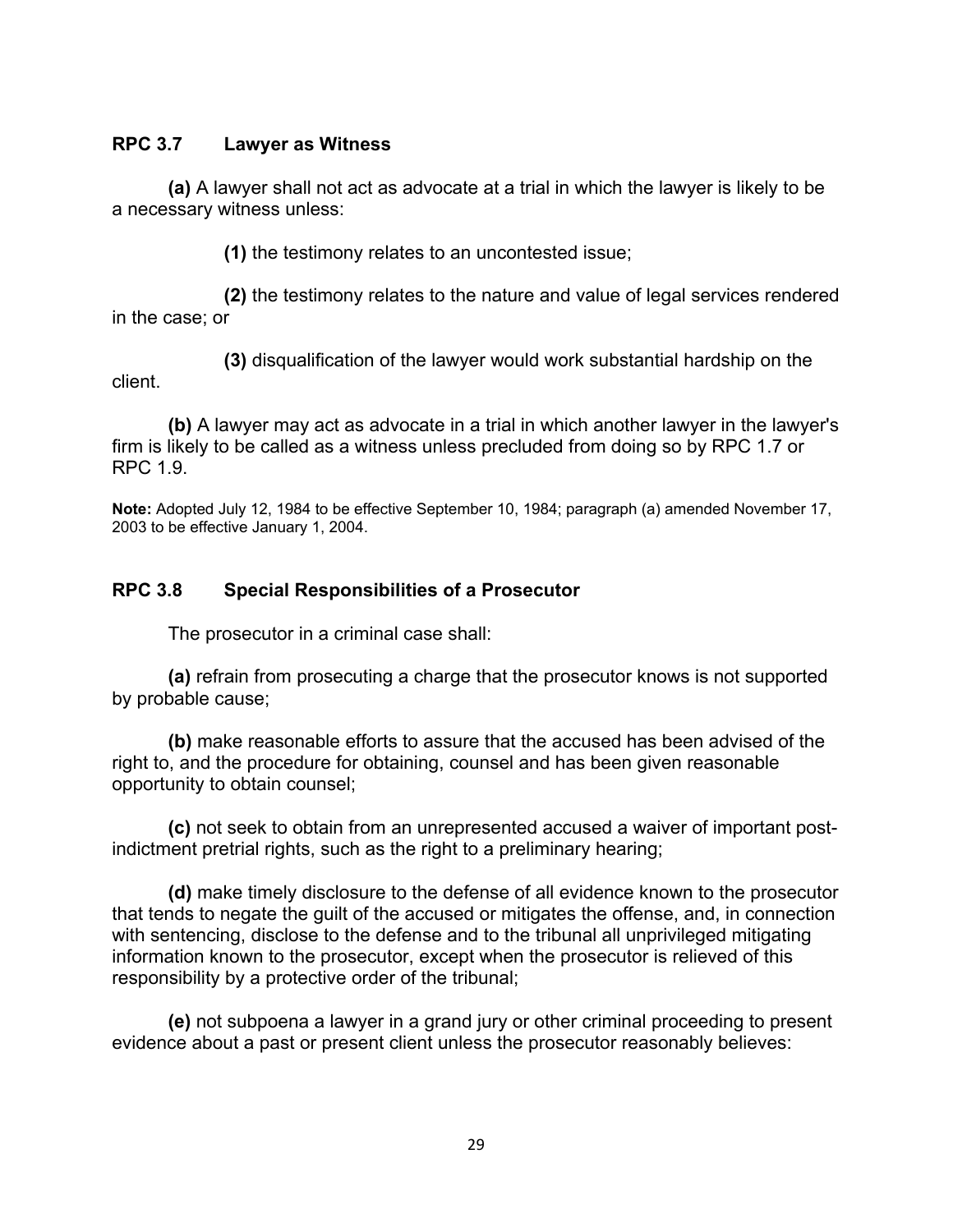## RPC 3.7 Lawyer as Witness

**(a)** A lawyer shall not act as advocate at a trial in which the lawyer is likely to be a necessary witness unless:

**(1)** the testimony relates to an uncontested issue;

**(2)** the testimony relates to the nature and value of legal services rendered in the case; or

**(3)** disqualification of the lawyer would work substantial hardship on the client.

**(b)** A lawyer may act as advocate in a trial in which another lawyer in the lawyer's firm is likely to be called as a witness unless precluded from doing so by RPC 1.7 or RPC 1.9.

**Note:** Adopted July 12, 1984 to be effective September 10, 1984; paragraph (a) amended November 17, 2003 to be effective January 1, 2004.

## RPC 3.8 Special Responsibilities of a Prosecutor

The prosecutor in a criminal case shall:

**(a)** refrain from prosecuting a charge that the prosecutor knows is not supported by probable cause;

**(b)** make reasonable efforts to assure that the accused has been advised of the right to, and the procedure for obtaining, counsel and has been given reasonable opportunity to obtain counsel;

**(c)** not seek to obtain from an unrepresented accused a waiver of important post-indictment pretrial rights, such as the right to a preliminary hearing;

**(d)** make timely disclosure to the defense of all evidence known to the prosecutor that tends to negate the guilt of the accused or mitigates the offense, and, in connection with sentencing, disclose to the defense and to the tribunal all unprivileged mitigating information known to the prosecutor, except when the prosecutor is relieved of this responsibility by a protective order of the tribunal;

**(e)** not subpoena a lawyer in a grand jury or other criminal proceeding to present evidence about a past or present client unless the prosecutor reasonably believes: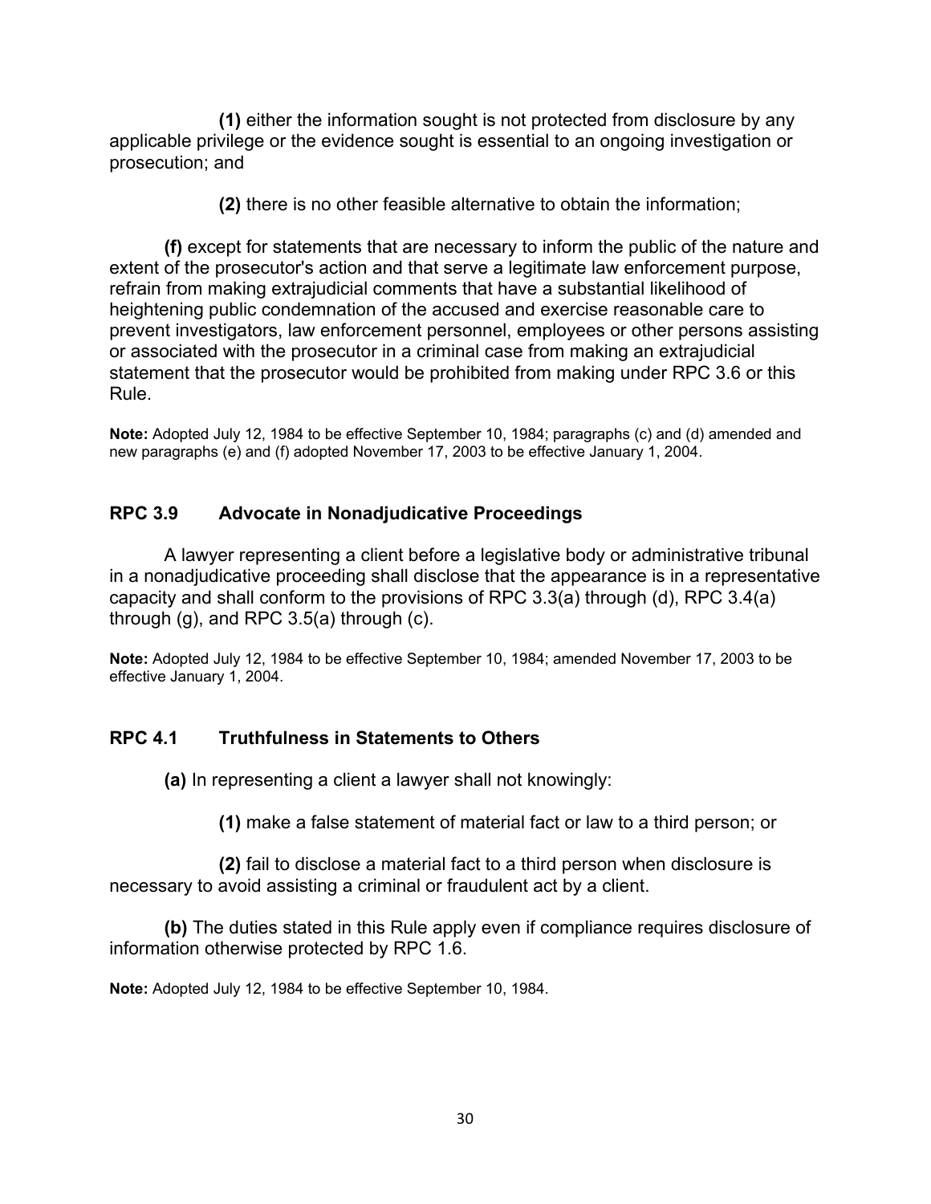**(1)** either the information sought is not protected from disclosure by any applicable privilege or the evidence sought is essential to an ongoing investigation or prosecution; and

**(2)** there is no other feasible alternative to obtain the information;

**(f)** except for statements that are necessary to inform the public of the nature and extent of the prosecutor's action and that serve a legitimate law enforcement purpose, refrain from making extrajudicial comments that have a substantial likelihood of heightening public condemnation of the accused and exercise reasonable care to prevent investigators, law enforcement personnel, employees or other persons assisting or associated with the prosecutor in a criminal case from making an extrajudicial statement that the prosecutor would be prohibited from making under RPC 3.6 or this Rule.

**Note:** Adopted July 12, 1984 to be effective September 10, 1984; paragraphs (c) and (d) amended and new paragraphs (e) and (f) adopted November 17, 2003 to be effective January 1, 2004.

## RPC 3.9 Advocate in Nonadjudicative Proceedings

A lawyer representing a client before a legislative body or administrative tribunal in a nonadjudicative proceeding shall disclose that the appearance is in a representative capacity and shall conform to the provisions of RPC 3.3(a) through (d), RPC 3.4(a) through (g), and RPC 3.5(a) through (c).

**Note:** Adopted July 12, 1984 to be effective September 10, 1984; amended November 17, 2003 to be effective January 1, 2004.

## RPC 4.1 Truthfulness in Statements to Others

**(a)** In representing a client a lawyer shall not knowingly:

**(1)** make a false statement of material fact or law to a third person; or

**(2)** fail to disclose a material fact to a third person when disclosure is necessary to avoid assisting a criminal or fraudulent act by a client.

**(b)** The duties stated in this Rule apply even if compliance requires disclosure of information otherwise protected by RPC 1.6.

**Note:** Adopted July 12, 1984 to be effective September 10, 1984.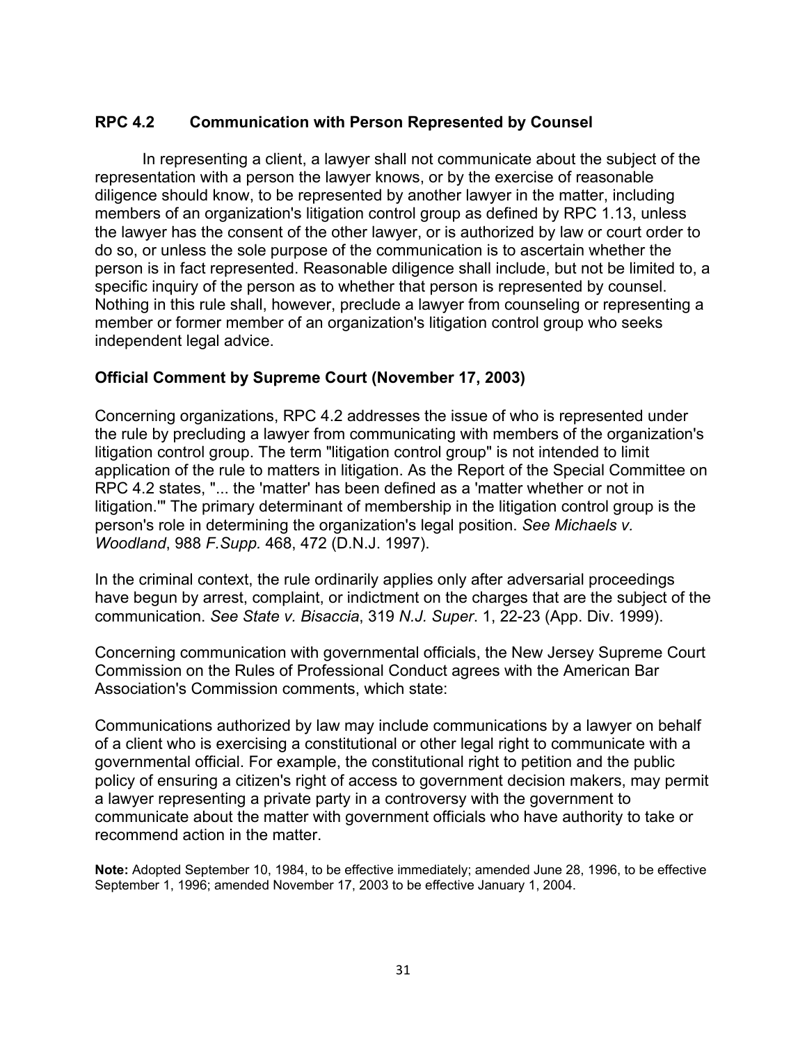### RPC 4.2 Communication with Person Represented by Counsel

In representing a client, a lawyer shall not communicate about the subject of the representation with a person the lawyer knows, or by the exercise of reasonable diligence should know, to be represented by another lawyer in the matter, including members of an organization's litigation control group as defined by RPC 1.13, unless the lawyer has the consent of the other lawyer, or is authorized by law or court order to do so, or unless the sole purpose of the communication is to ascertain whether the person is in fact represented. Reasonable diligence shall include, but not be limited to, a specific inquiry of the person as to whether that person is represented by counsel. Nothing in this rule shall, however, preclude a lawyer from counseling or representing a member or former member of an organization's litigation control group who seeks independent legal advice.

**Official Comment by Supreme Court (November 17, 2003)**

Concerning organizations, RPC 4.2 addresses the issue of who is represented under the rule by precluding a lawyer from communicating with members of the organization's litigation control group. The term "litigation control group" is not intended to limit application of the rule to matters in litigation. As the Report of the Special Committee on RPC 4.2 states, "... the 'matter' has been defined as a 'matter whether or not in litigation.'" The primary determinant of membership in the litigation control group is the person's role in determining the organization's legal position. *See Michaels v. Woodland*, 988 *F.Supp.* 468, 472 (D.N.J. 1997).

In the criminal context, the rule ordinarily applies only after adversarial proceedings have begun by arrest, complaint, or indictment on the charges that are the subject of the communication. *See State v. Bisaccia*, 319 *N.J. Super*. 1, 22-23 (App. Div. 1999).

Concerning communication with governmental officials, the New Jersey Supreme Court Commission on the Rules of Professional Conduct agrees with the American Bar Association's Commission comments, which state:

Communications authorized by law may include communications by a lawyer on behalf of a client who is exercising a constitutional or other legal right to communicate with a governmental official. For example, the constitutional right to petition and the public policy of ensuring a citizen's right of access to government decision makers, may permit a lawyer representing a private party in a controversy with the government to communicate about the matter with government officials who have authority to take or recommend action in the matter.

**Note:** Adopted September 10, 1984, to be effective immediately; amended June 28, 1996, to be effective September 1, 1996; amended November 17, 2003 to be effective January 1, 2004.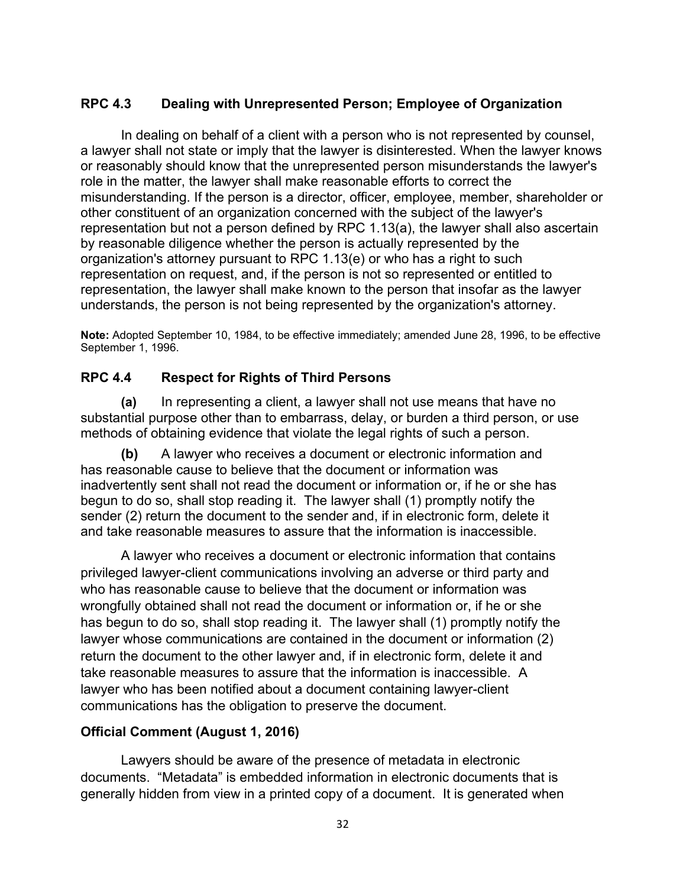## RPC 4.3 Dealing with Unrepresented Person; Employee of Organization

In dealing on behalf of a client with a person who is not represented by counsel, a lawyer shall not state or imply that the lawyer is disinterested. When the lawyer knows or reasonably should know that the unrepresented person misunderstands the lawyer's role in the matter, the lawyer shall make reasonable efforts to correct the misunderstanding. If the person is a director, officer, employee, member, shareholder or other constituent of an organization concerned with the subject of the lawyer's representation but not a person defined by RPC 1.13(a), the lawyer shall also ascertain by reasonable diligence whether the person is actually represented by the organization's attorney pursuant to RPC 1.13(e) or who has a right to such representation on request, and, if the person is not so represented or entitled to representation, the lawyer shall make known to the person that insofar as the lawyer understands, the person is not being represented by the organization's attorney.

**Note:** Adopted September 10, 1984, to be effective immediately; amended June 28, 1996, to be effective September 1, 1996.

## RPC 4.4 Respect for Rights of Third Persons

**(a)** In representing a client, a lawyer shall not use means that have no substantial purpose other than to embarrass, delay, or burden a third person, or use methods of obtaining evidence that violate the legal rights of such a person.

**(b)** A lawyer who receives a document or electronic information and has reasonable cause to believe that the document or information was inadvertently sent shall not read the document or information or, if he or she has begun to do so, shall stop reading it. The lawyer shall (1) promptly notify the sender (2) return the document to the sender and, if in electronic form, delete it and take reasonable measures to assure that the information is inaccessible.

A lawyer who receives a document or electronic information that contains privileged lawyer-client communications involving an adverse or third party and who has reasonable cause to believe that the document or information was wrongfully obtained shall not read the document or information or, if he or she has begun to do so, shall stop reading it. The lawyer shall (1) promptly notify the lawyer whose communications are contained in the document or information (2) return the document to the other lawyer and, if in electronic form, delete it and take reasonable measures to assure that the information is inaccessible. A lawyer who has been notified about a document containing lawyer-client communications has the obligation to preserve the document.

### Official Comment (August 1, 2016)

Lawyers should be aware of the presence of metadata in electronic documents. "Metadata" is embedded information in electronic documents that is generally hidden from view in a printed copy of a document. It is generated when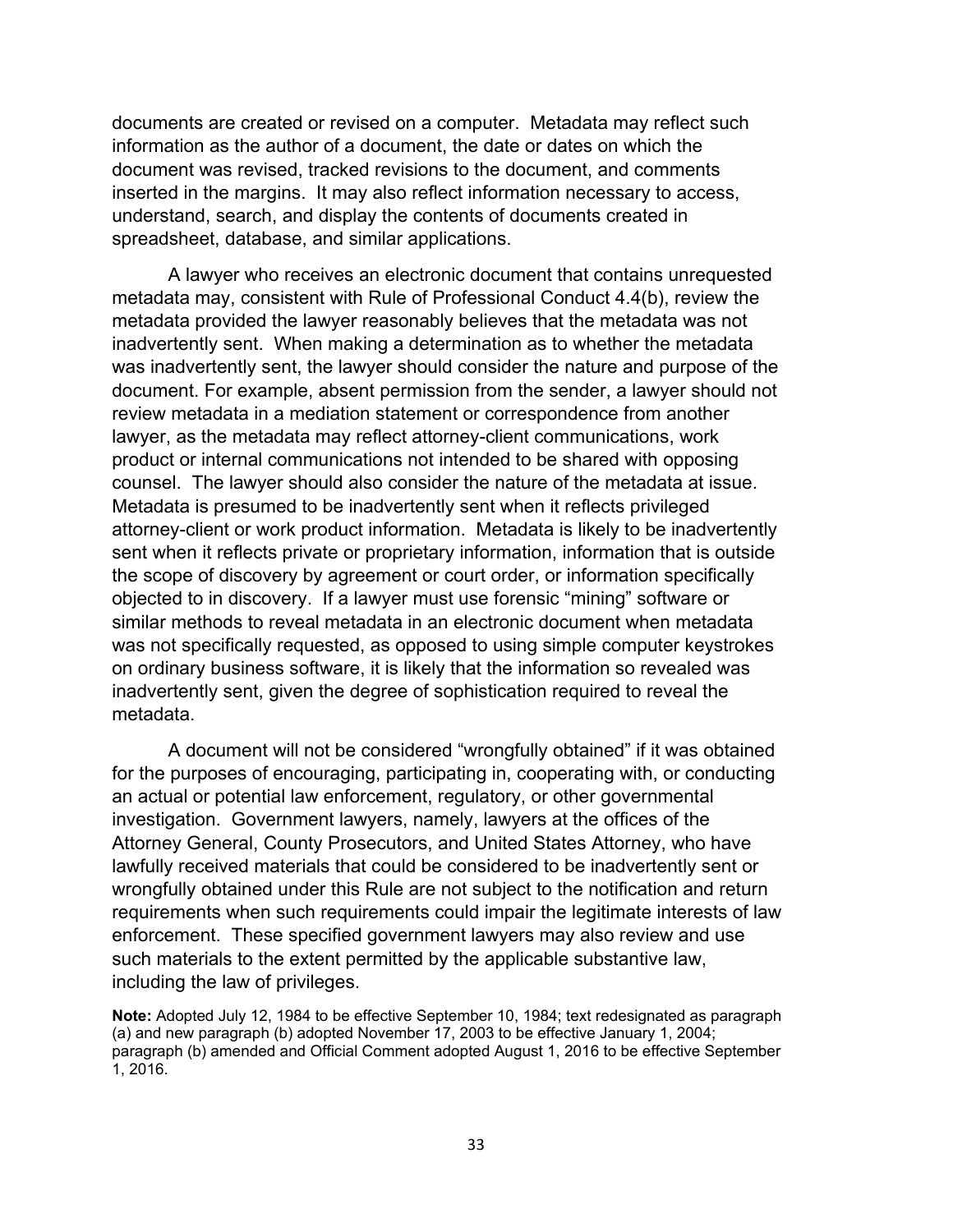documents are created or revised on a computer. Metadata may reflect such information as the author of a document, the date or dates on which the document was revised, tracked revisions to the document, and comments inserted in the margins. It may also reflect information necessary to access, understand, search, and display the contents of documents created in spreadsheet, database, and similar applications.

A lawyer who receives an electronic document that contains unrequested metadata may, consistent with Rule of Professional Conduct 4.4(b), review the metadata provided the lawyer reasonably believes that the metadata was not inadvertently sent. When making a determination as to whether the metadata was inadvertently sent, the lawyer should consider the nature and purpose of the document. For example, absent permission from the sender, a lawyer should not review metadata in a mediation statement or correspondence from another lawyer, as the metadata may reflect attorney-client communications, work product or internal communications not intended to be shared with opposing counsel. The lawyer should also consider the nature of the metadata at issue. Metadata is presumed to be inadvertently sent when it reflects privileged attorney-client or work product information. Metadata is likely to be inadvertently sent when it reflects private or proprietary information, information that is outside the scope of discovery by agreement or court order, or information specifically objected to in discovery. If a lawyer must use forensic "mining" software or similar methods to reveal metadata in an electronic document when metadata was not specifically requested, as opposed to using simple computer keystrokes on ordinary business software, it is likely that the information so revealed was inadvertently sent, given the degree of sophistication required to reveal the metadata.

A document will not be considered "wrongfully obtained" if it was obtained for the purposes of encouraging, participating in, cooperating with, or conducting an actual or potential law enforcement, regulatory, or other governmental investigation. Government lawyers, namely, lawyers at the offices of the Attorney General, County Prosecutors, and United States Attorney, who have lawfully received materials that could be considered to be inadvertently sent or wrongfully obtained under this Rule are not subject to the notification and return requirements when such requirements could impair the legitimate interests of law enforcement. These specified government lawyers may also review and use such materials to the extent permitted by the applicable substantive law, including the law of privileges.

**Note:** Adopted July 12, 1984 to be effective September 10, 1984; text redesignated as paragraph (a) and new paragraph (b) adopted November 17, 2003 to be effective January 1, 2004; paragraph (b) amended and Official Comment adopted August 1, 2016 to be effective September 1, 2016.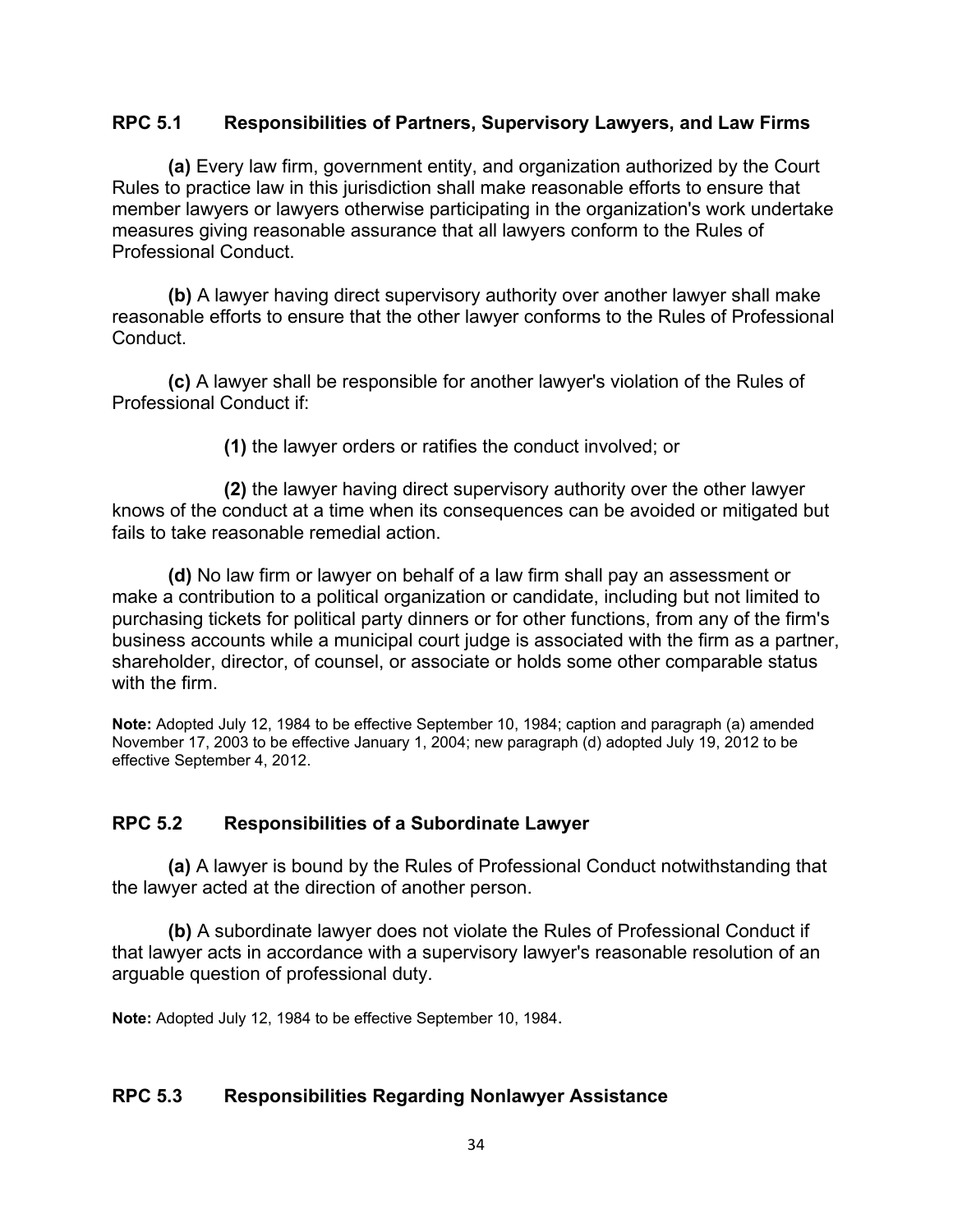## RPC 5.1 Responsibilities of Partners, Supervisory Lawyers, and Law Firms

**(a)** Every law firm, government entity, and organization authorized by the Court Rules to practice law in this jurisdiction shall make reasonable efforts to ensure that member lawyers or lawyers otherwise participating in the organization's work undertake measures giving reasonable assurance that all lawyers conform to the Rules of Professional Conduct.

**(b)** A lawyer having direct supervisory authority over another lawyer shall make reasonable efforts to ensure that the other lawyer conforms to the Rules of Professional Conduct.

**(c)** A lawyer shall be responsible for another lawyer's violation of the Rules of Professional Conduct if:

**(1)** the lawyer orders or ratifies the conduct involved; or

**(2)** the lawyer having direct supervisory authority over the other lawyer knows of the conduct at a time when its consequences can be avoided or mitigated but fails to take reasonable remedial action.

**(d)** No law firm or lawyer on behalf of a law firm shall pay an assessment or make a contribution to a political organization or candidate, including but not limited to purchasing tickets for political party dinners or for other functions, from any of the firm's business accounts while a municipal court judge is associated with the firm as a partner, shareholder, director, of counsel, or associate or holds some other comparable status with the firm.

**Note:** Adopted July 12, 1984 to be effective September 10, 1984; caption and paragraph (a) amended November 17, 2003 to be effective January 1, 2004; new paragraph (d) adopted July 19, 2012 to be effective September 4, 2012.

## RPC 5.2 Responsibilities of a Subordinate Lawyer

**(a)** A lawyer is bound by the Rules of Professional Conduct notwithstanding that the lawyer acted at the direction of another person.

**(b)** A subordinate lawyer does not violate the Rules of Professional Conduct if that lawyer acts in accordance with a supervisory lawyer's reasonable resolution of an arguable question of professional duty.

**Note:** Adopted July 12, 1984 to be effective September 10, 1984.

## RPC 5.3 Responsibilities Regarding Nonlawyer Assistance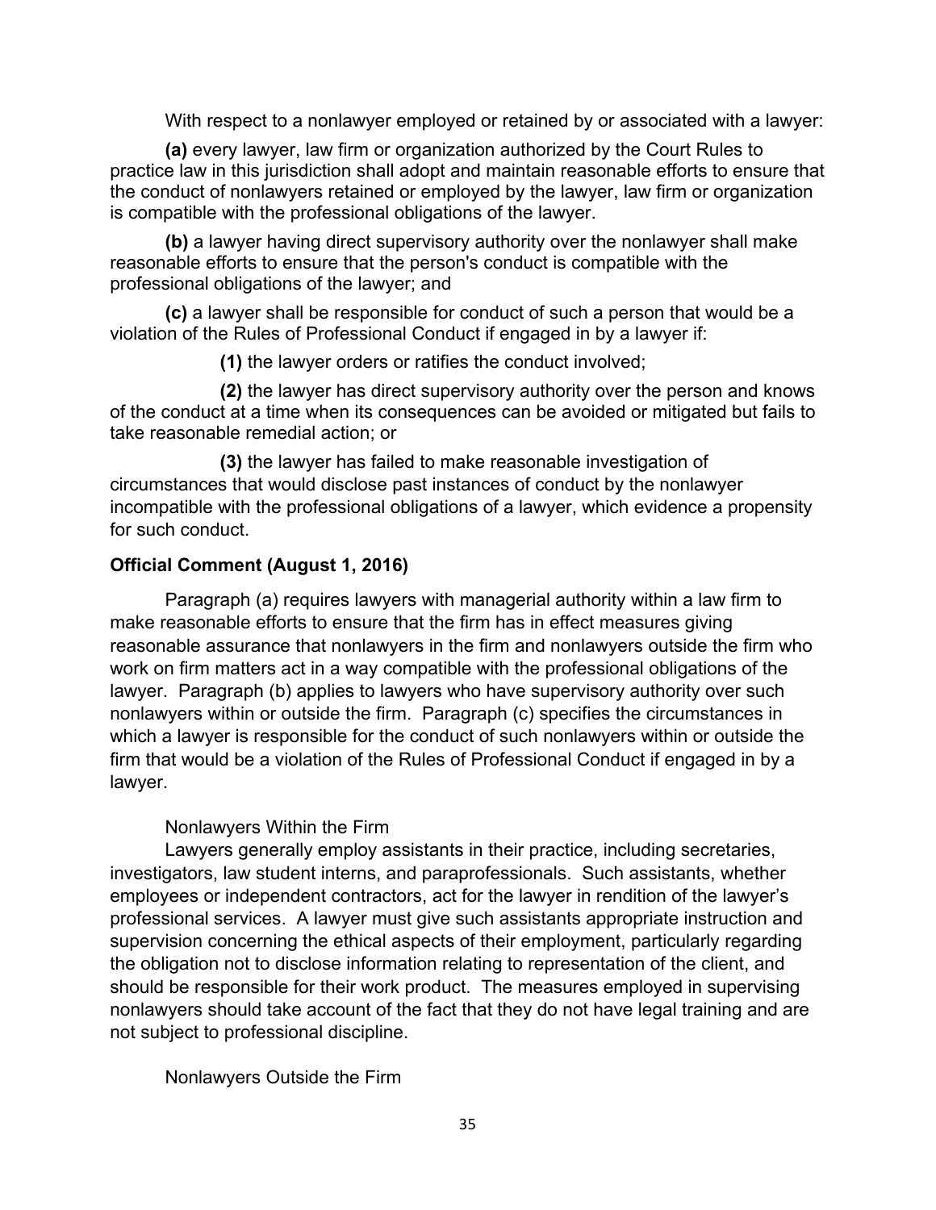With respect to a nonlawyer employed or retained by or associated with a lawyer:

**(a)** every lawyer, law firm or organization authorized by the Court Rules to practice law in this jurisdiction shall adopt and maintain reasonable efforts to ensure that the conduct of nonlawyers retained or employed by the lawyer, law firm or organization is compatible with the professional obligations of the lawyer.

**(b)** a lawyer having direct supervisory authority over the nonlawyer shall make reasonable efforts to ensure that the person's conduct is compatible with the professional obligations of the lawyer; and

**(c)** a lawyer shall be responsible for conduct of such a person that would be a violation of the Rules of Professional Conduct if engaged in by a lawyer if:

**(1)** the lawyer orders or ratifies the conduct involved;

**(2)** the lawyer has direct supervisory authority over the person and knows of the conduct at a time when its consequences can be avoided or mitigated but fails to take reasonable remedial action; or

**(3)** the lawyer has failed to make reasonable investigation of circumstances that would disclose past instances of conduct by the nonlawyer incompatible with the professional obligations of a lawyer, which evidence a propensity for such conduct.

**Official Comment (August 1, 2016)**

Paragraph (a) requires lawyers with managerial authority within a law firm to make reasonable efforts to ensure that the firm has in effect measures giving reasonable assurance that nonlawyers in the firm and nonlawyers outside the firm who work on firm matters act in a way compatible with the professional obligations of the lawyer. Paragraph (b) applies to lawyers who have supervisory authority over such nonlawyers within or outside the firm. Paragraph (c) specifies the circumstances in which a lawyer is responsible for the conduct of such nonlawyers within or outside the firm that would be a violation of the Rules of Professional Conduct if engaged in by a lawyer.

Nonlawyers Within the Firm

Lawyers generally employ assistants in their practice, including secretaries, investigators, law student interns, and paraprofessionals. Such assistants, whether employees or independent contractors, act for the lawyer in rendition of the lawyer's professional services. A lawyer must give such assistants appropriate instruction and supervision concerning the ethical aspects of their employment, particularly regarding the obligation not to disclose information relating to representation of the client, and should be responsible for their work product. The measures employed in supervising nonlawyers should take account of the fact that they do not have legal training and are not subject to professional discipline.

Nonlawyers Outside the Firm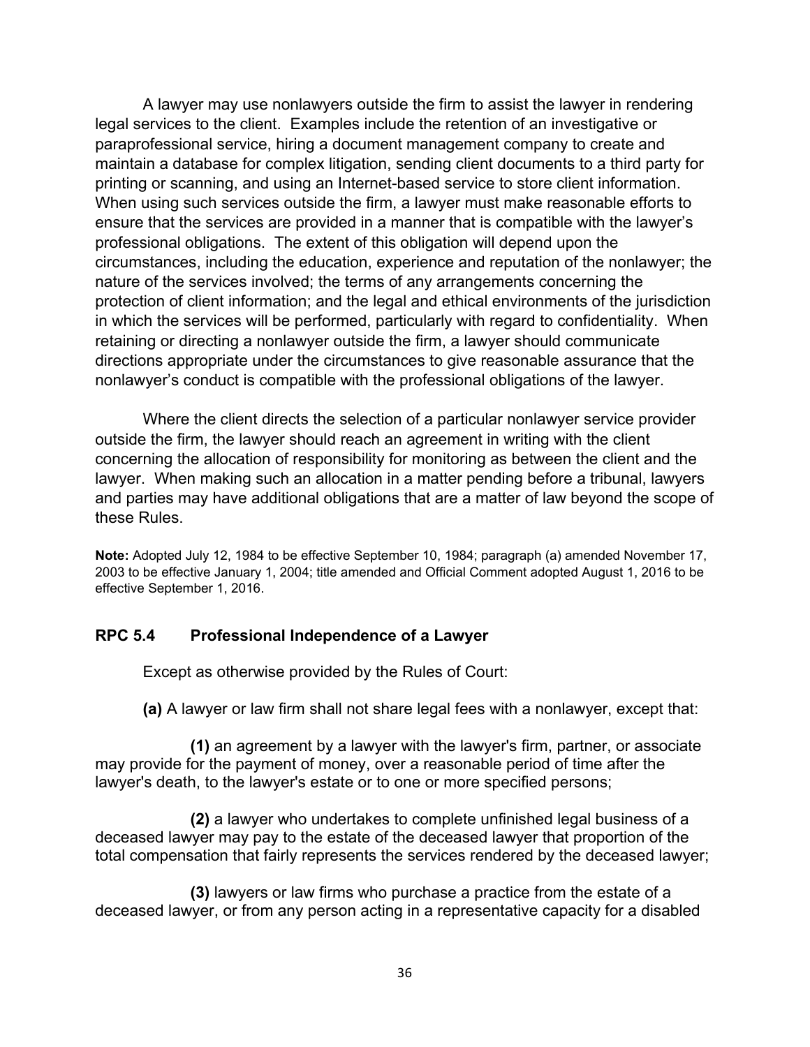A lawyer may use nonlawyers outside the firm to assist the lawyer in rendering legal services to the client. Examples include the retention of an investigative or paraprofessional service, hiring a document management company to create and maintain a database for complex litigation, sending client documents to a third party for printing or scanning, and using an Internet-based service to store client information. When using such services outside the firm, a lawyer must make reasonable efforts to ensure that the services are provided in a manner that is compatible with the lawyer's professional obligations. The extent of this obligation will depend upon the circumstances, including the education, experience and reputation of the nonlawyer; the nature of the services involved; the terms of any arrangements concerning the protection of client information; and the legal and ethical environments of the jurisdiction in which the services will be performed, particularly with regard to confidentiality. When retaining or directing a nonlawyer outside the firm, a lawyer should communicate directions appropriate under the circumstances to give reasonable assurance that the nonlawyer's conduct is compatible with the professional obligations of the lawyer.

Where the client directs the selection of a particular nonlawyer service provider outside the firm, the lawyer should reach an agreement in writing with the client concerning the allocation of responsibility for monitoring as between the client and the lawyer. When making such an allocation in a matter pending before a tribunal, lawyers and parties may have additional obligations that are a matter of law beyond the scope of these Rules.

**Note:** Adopted July 12, 1984 to be effective September 10, 1984; paragraph (a) amended November 17, 2003 to be effective January 1, 2004; title amended and Official Comment adopted August 1, 2016 to be effective September 1, 2016.

## RPC 5.4 Professional Independence of a Lawyer

Except as otherwise provided by the Rules of Court:

**(a)** A lawyer or law firm shall not share legal fees with a nonlawyer, except that:

**(1)** an agreement by a lawyer with the lawyer's firm, partner, or associate may provide for the payment of money, over a reasonable period of time after the lawyer's death, to the lawyer's estate or to one or more specified persons;

**(2)** a lawyer who undertakes to complete unfinished legal business of a deceased lawyer may pay to the estate of the deceased lawyer that proportion of the total compensation that fairly represents the services rendered by the deceased lawyer;

**(3)** lawyers or law firms who purchase a practice from the estate of a deceased lawyer, or from any person acting in a representative capacity for a disabled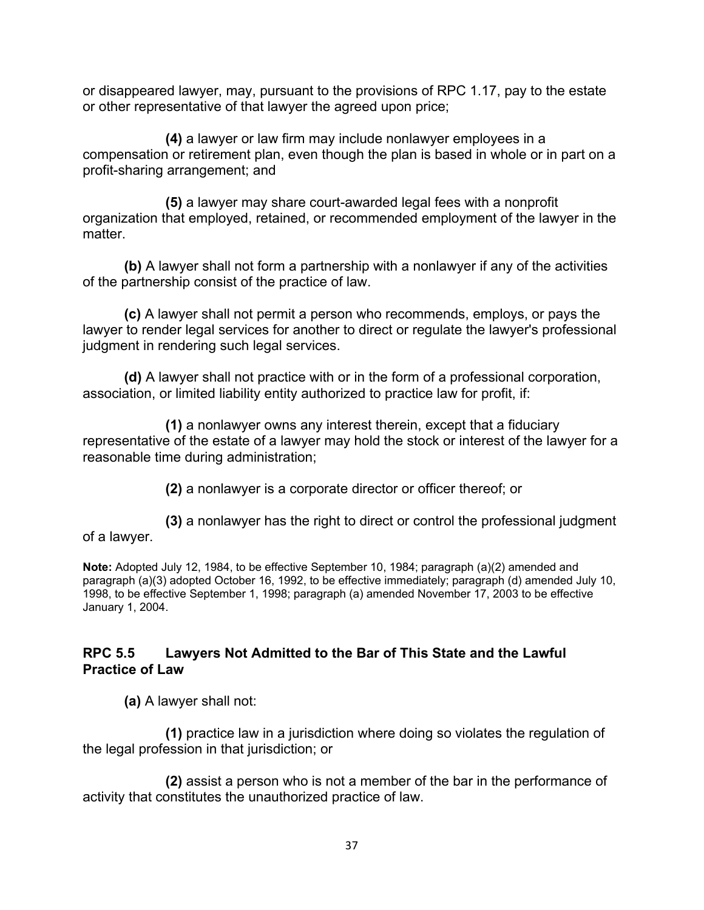or disappeared lawyer, may, pursuant to the provisions of RPC 1.17, pay to the estate or other representative of that lawyer the agreed upon price;

**(4)** a lawyer or law firm may include nonlawyer employees in a compensation or retirement plan, even though the plan is based in whole or in part on a profit-sharing arrangement; and

**(5)** a lawyer may share court-awarded legal fees with a nonprofit organization that employed, retained, or recommended employment of the lawyer in the matter.

**(b)** A lawyer shall not form a partnership with a nonlawyer if any of the activities of the partnership consist of the practice of law.

**(c)** A lawyer shall not permit a person who recommends, employs, or pays the lawyer to render legal services for another to direct or regulate the lawyer's professional judgment in rendering such legal services.

**(d)** A lawyer shall not practice with or in the form of a professional corporation, association, or limited liability entity authorized to practice law for profit, if:

**(1)** a nonlawyer owns any interest therein, except that a fiduciary representative of the estate of a lawyer may hold the stock or interest of the lawyer for a reasonable time during administration;

**(2)** a nonlawyer is a corporate director or officer thereof; or

**(3)** a nonlawyer has the right to direct or control the professional judgment of a lawyer.

**Note:** Adopted July 12, 1984, to be effective September 10, 1984; paragraph (a)(2) amended and paragraph (a)(3) adopted October 16, 1992, to be effective immediately; paragraph (d) amended July 10, 1998, to be effective September 1, 1998; paragraph (a) amended November 17, 2003 to be effective January 1, 2004.

### RPC 5.5 Lawyers Not Admitted to the Bar of This State and the Lawful Practice of Law

**(a)** A lawyer shall not:

**(1)** practice law in a jurisdiction where doing so violates the regulation of the legal profession in that jurisdiction; or

**(2)** assist a person who is not a member of the bar in the performance of activity that constitutes the unauthorized practice of law.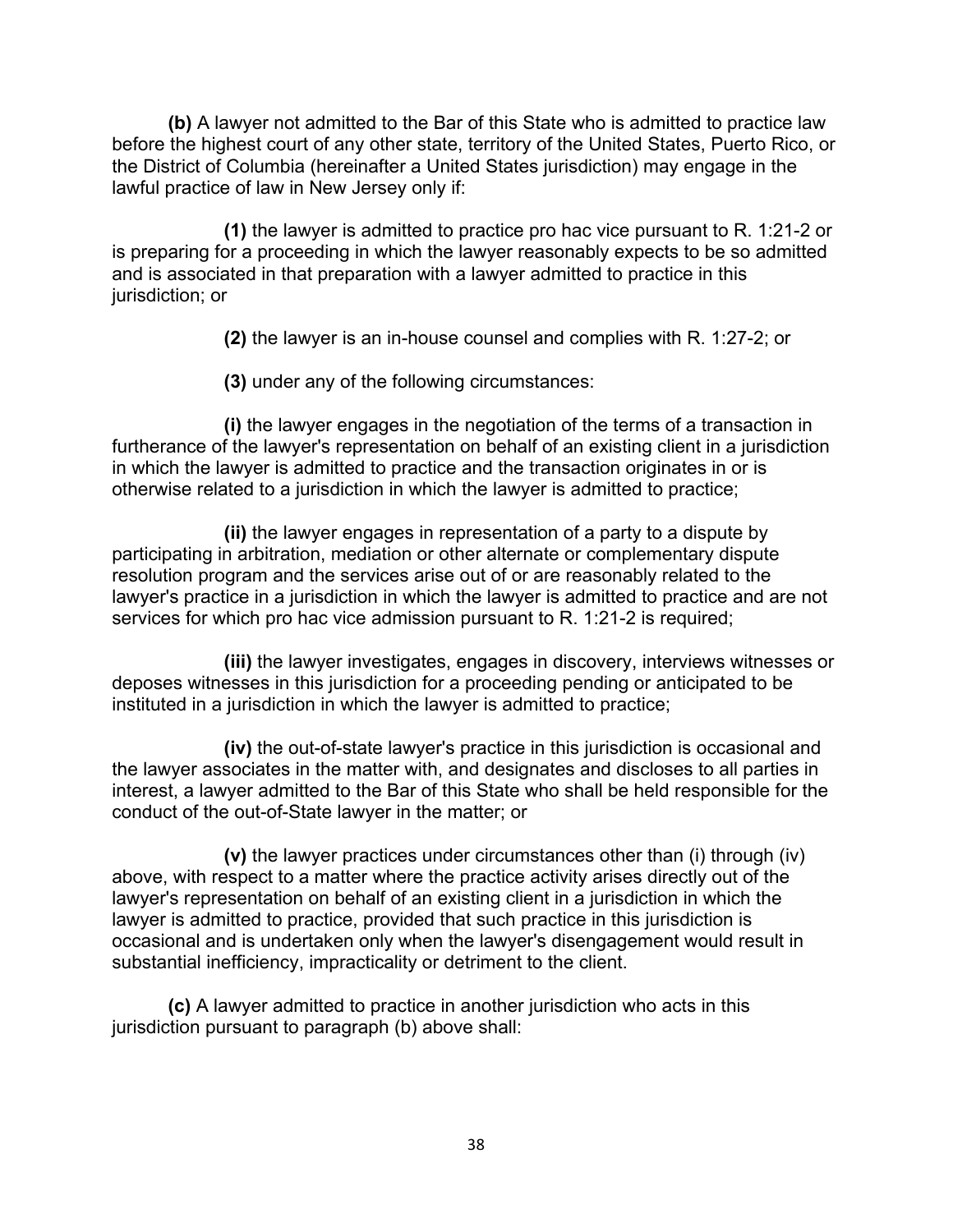**(b)** A lawyer not admitted to the Bar of this State who is admitted to practice law before the highest court of any other state, territory of the United States, Puerto Rico, or the District of Columbia (hereinafter a United States jurisdiction) may engage in the lawful practice of law in New Jersey only if:

**(1)** the lawyer is admitted to practice pro hac vice pursuant to R. 1:21-2 or is preparing for a proceeding in which the lawyer reasonably expects to be so admitted and is associated in that preparation with a lawyer admitted to practice in this jurisdiction; or

**(2)** the lawyer is an in-house counsel and complies with R. 1:27-2; or

**(3)** under any of the following circumstances:

**(i)** the lawyer engages in the negotiation of the terms of a transaction in furtherance of the lawyer's representation on behalf of an existing client in a jurisdiction in which the lawyer is admitted to practice and the transaction originates in or is otherwise related to a jurisdiction in which the lawyer is admitted to practice;

**(ii)** the lawyer engages in representation of a party to a dispute by participating in arbitration, mediation or other alternate or complementary dispute resolution program and the services arise out of or are reasonably related to the lawyer's practice in a jurisdiction in which the lawyer is admitted to practice and are not services for which pro hac vice admission pursuant to R. 1:21-2 is required;

**(iii)** the lawyer investigates, engages in discovery, interviews witnesses or deposes witnesses in this jurisdiction for a proceeding pending or anticipated to be instituted in a jurisdiction in which the lawyer is admitted to practice;

**(iv)** the out-of-state lawyer's practice in this jurisdiction is occasional and the lawyer associates in the matter with, and designates and discloses to all parties in interest, a lawyer admitted to the Bar of this State who shall be held responsible for the conduct of the out-of-State lawyer in the matter; or

**(v)** the lawyer practices under circumstances other than (i) through (iv) above, with respect to a matter where the practice activity arises directly out of the lawyer's representation on behalf of an existing client in a jurisdiction in which the lawyer is admitted to practice, provided that such practice in this jurisdiction is occasional and is undertaken only when the lawyer's disengagement would result in substantial inefficiency, impracticality or detriment to the client.

**(c)** A lawyer admitted to practice in another jurisdiction who acts in this jurisdiction pursuant to paragraph (b) above shall: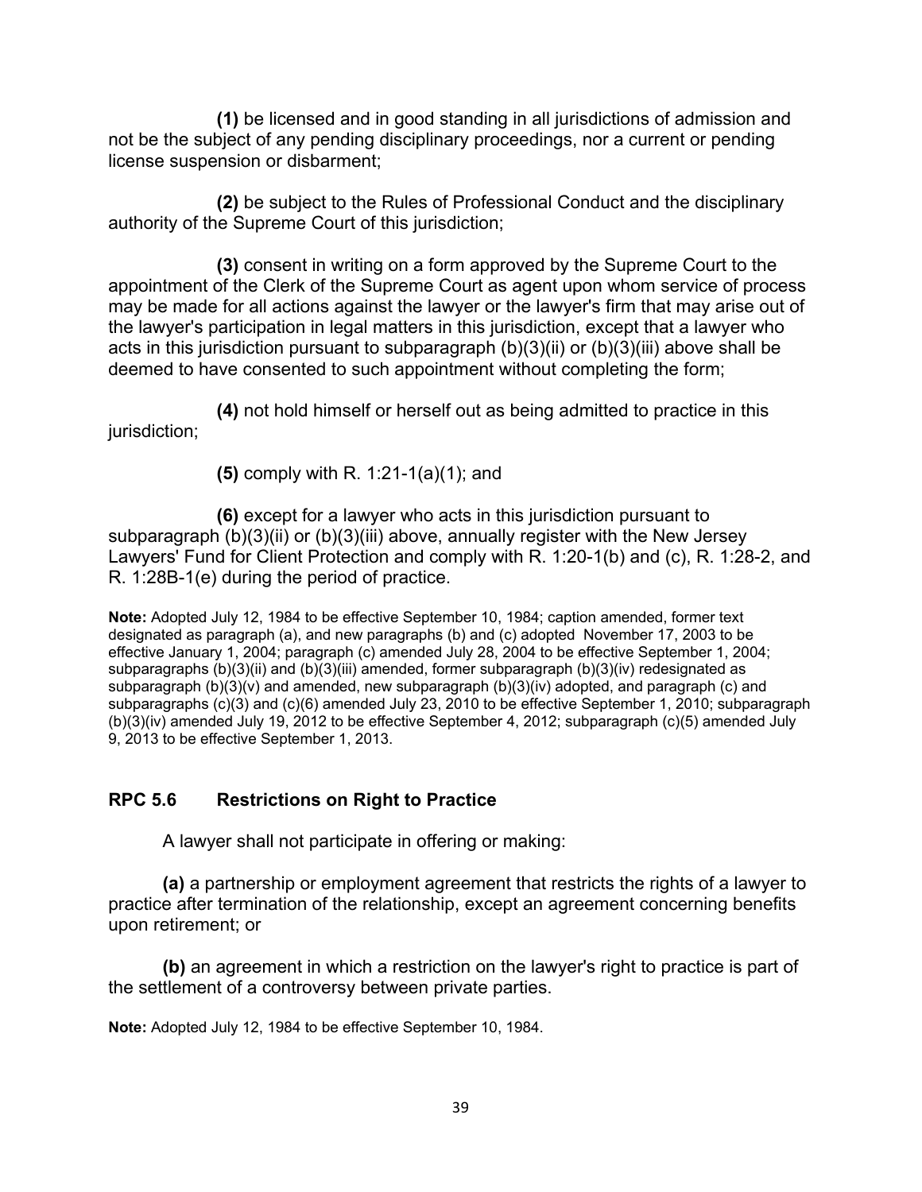**(1)** be licensed and in good standing in all jurisdictions of admission and not be the subject of any pending disciplinary proceedings, nor a current or pending license suspension or disbarment;

**(2)** be subject to the Rules of Professional Conduct and the disciplinary authority of the Supreme Court of this jurisdiction;

**(3)** consent in writing on a form approved by the Supreme Court to the appointment of the Clerk of the Supreme Court as agent upon whom service of process may be made for all actions against the lawyer or the lawyer's firm that may arise out of the lawyer's participation in legal matters in this jurisdiction, except that a lawyer who acts in this jurisdiction pursuant to subparagraph (b)(3)(ii) or (b)(3)(iii) above shall be deemed to have consented to such appointment without completing the form;

**(4)** not hold himself or herself out as being admitted to practice in this jurisdiction;

**(5)** comply with R. 1:21-1(a)(1); and

**(6)** except for a lawyer who acts in this jurisdiction pursuant to subparagraph (b)(3)(ii) or (b)(3)(iii) above, annually register with the New Jersey Lawyers' Fund for Client Protection and comply with R. 1:20-1(b) and (c), R. 1:28-2, and R. 1:28B-1(e) during the period of practice.

**Note:** Adopted July 12, 1984 to be effective September 10, 1984; caption amended, former text designated as paragraph (a), and new paragraphs (b) and (c) adopted November 17, 2003 to be effective January 1, 2004; paragraph (c) amended July 28, 2004 to be effective September 1, 2004; subparagraphs (b)(3)(ii) and (b)(3)(iii) amended, former subparagraph (b)(3)(iv) redesignated as subparagraph (b)(3)(v) and amended, new subparagraph (b)(3)(iv) adopted, and paragraph (c) and subparagraphs (c)(3) and (c)(6) amended July 23, 2010 to be effective September 1, 2010; subparagraph (b)(3)(iv) amended July 19, 2012 to be effective September 4, 2012; subparagraph (c)(5) amended July 9, 2013 to be effective September 1, 2013.

## RPC 5.6 Restrictions on Right to Practice

A lawyer shall not participate in offering or making:

**(a)** a partnership or employment agreement that restricts the rights of a lawyer to practice after termination of the relationship, except an agreement concerning benefits upon retirement; or

**(b)** an agreement in which a restriction on the lawyer's right to practice is part of the settlement of a controversy between private parties.

**Note:** Adopted July 12, 1984 to be effective September 10, 1984.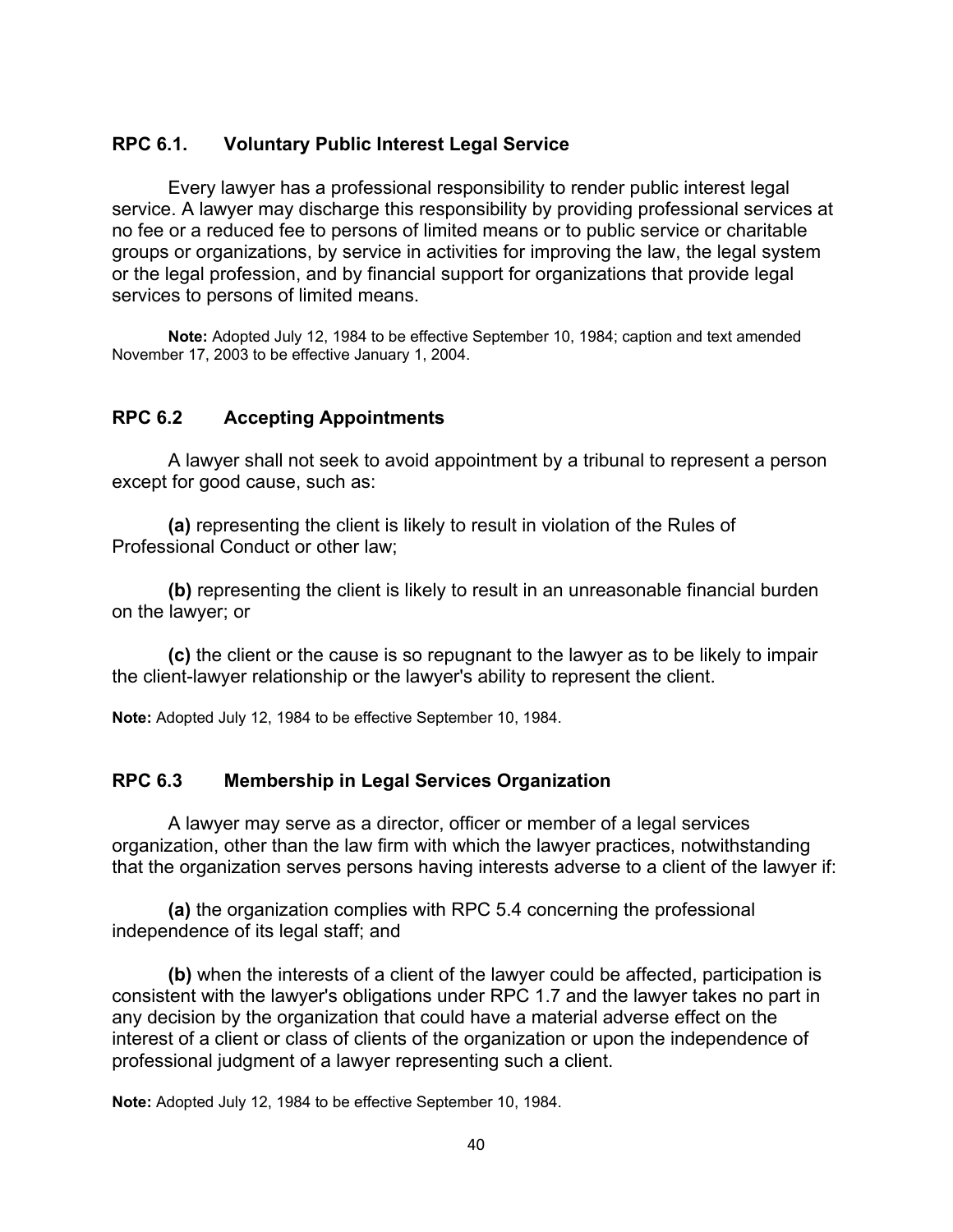## RPC 6.1. Voluntary Public Interest Legal Service

Every lawyer has a professional responsibility to render public interest legal service. A lawyer may discharge this responsibility by providing professional services at no fee or a reduced fee to persons of limited means or to public service or charitable groups or organizations, by service in activities for improving the law, the legal system or the legal profession, and by financial support for organizations that provide legal services to persons of limited means.

**Note:** Adopted July 12, 1984 to be effective September 10, 1984; caption and text amended November 17, 2003 to be effective January 1, 2004.

## RPC 6.2 Accepting Appointments

A lawyer shall not seek to avoid appointment by a tribunal to represent a person except for good cause, such as:

**(a)** representing the client is likely to result in violation of the Rules of Professional Conduct or other law;

**(b)** representing the client is likely to result in an unreasonable financial burden on the lawyer; or

**(c)** the client or the cause is so repugnant to the lawyer as to be likely to impair the client-lawyer relationship or the lawyer's ability to represent the client.

**Note:** Adopted July 12, 1984 to be effective September 10, 1984.

## RPC 6.3 Membership in Legal Services Organization

A lawyer may serve as a director, officer or member of a legal services organization, other than the law firm with which the lawyer practices, notwithstanding that the organization serves persons having interests adverse to a client of the lawyer if:

**(a)** the organization complies with RPC 5.4 concerning the professional independence of its legal staff; and

**(b)** when the interests of a client of the lawyer could be affected, participation is consistent with the lawyer's obligations under RPC 1.7 and the lawyer takes no part in any decision by the organization that could have a material adverse effect on the interest of a client or class of clients of the organization or upon the independence of professional judgment of a lawyer representing such a client.

**Note:** Adopted July 12, 1984 to be effective September 10, 1984.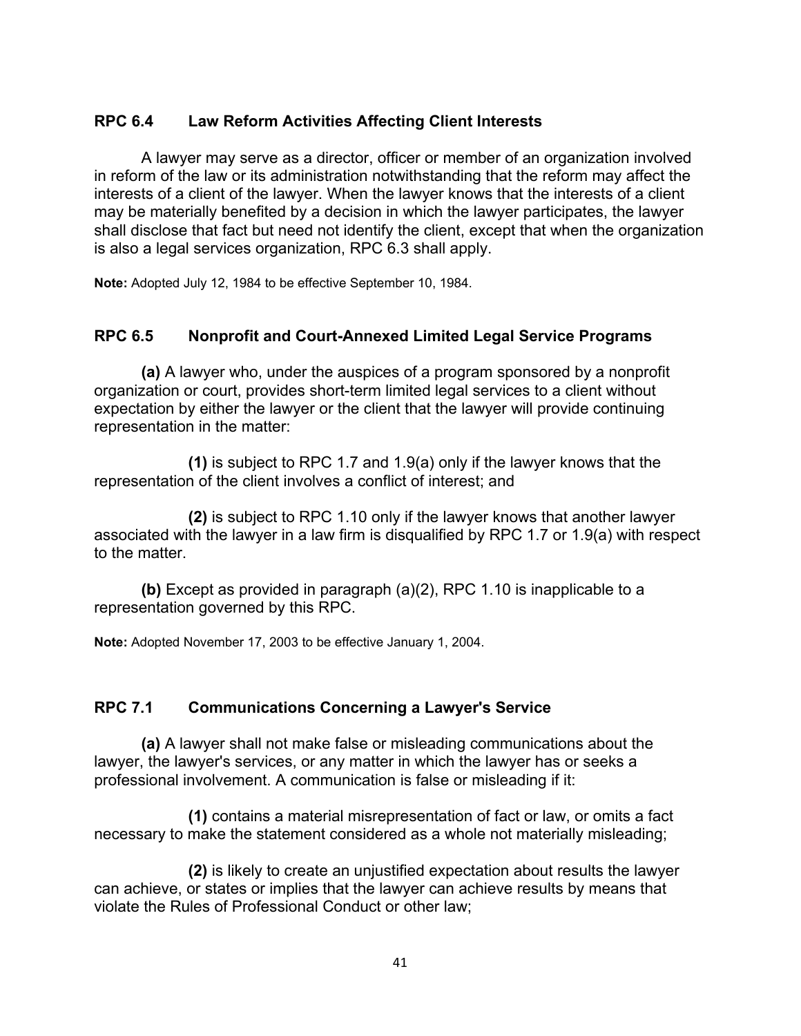### RPC 6.4 Law Reform Activities Affecting Client Interests

A lawyer may serve as a director, officer or member of an organization involved in reform of the law or its administration notwithstanding that the reform may affect the interests of a client of the lawyer. When the lawyer knows that the interests of a client may be materially benefited by a decision in which the lawyer participates, the lawyer shall disclose that fact but need not identify the client, except that when the organization is also a legal services organization, RPC 6.3 shall apply.

**Note:** Adopted July 12, 1984 to be effective September 10, 1984.

### RPC 6.5 Nonprofit and Court-Annexed Limited Legal Service Programs

**(a)** A lawyer who, under the auspices of a program sponsored by a nonprofit organization or court, provides short-term limited legal services to a client without expectation by either the lawyer or the client that the lawyer will provide continuing representation in the matter:

**(1)** is subject to RPC 1.7 and 1.9(a) only if the lawyer knows that the representation of the client involves a conflict of interest; and

**(2)** is subject to RPC 1.10 only if the lawyer knows that another lawyer associated with the lawyer in a law firm is disqualified by RPC 1.7 or 1.9(a) with respect to the matter.

**(b)** Except as provided in paragraph (a)(2), RPC 1.10 is inapplicable to a representation governed by this RPC.

**Note:** Adopted November 17, 2003 to be effective January 1, 2004.

### RPC 7.1 Communications Concerning a Lawyer's Service

**(a)** A lawyer shall not make false or misleading communications about the lawyer, the lawyer's services, or any matter in which the lawyer has or seeks a professional involvement. A communication is false or misleading if it:

**(1)** contains a material misrepresentation of fact or law, or omits a fact necessary to make the statement considered as a whole not materially misleading;

**(2)** is likely to create an unjustified expectation about results the lawyer can achieve, or states or implies that the lawyer can achieve results by means that violate the Rules of Professional Conduct or other law;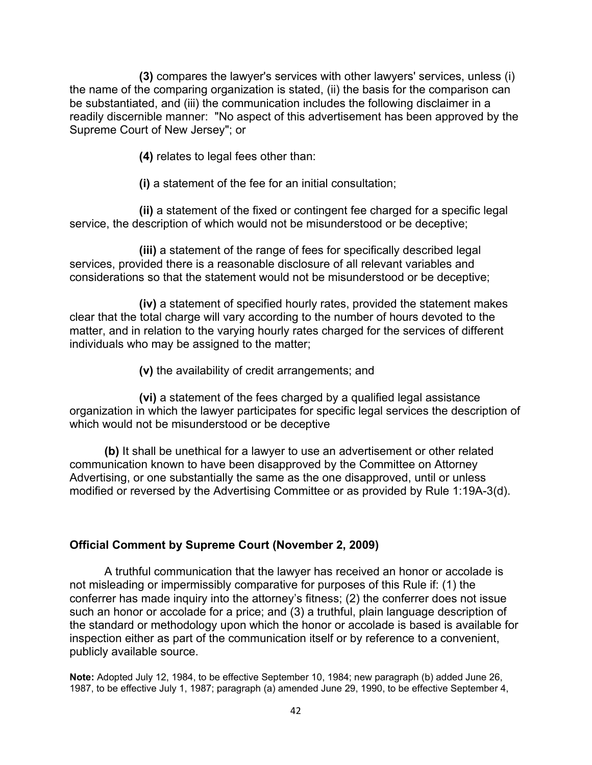**(3)** compares the lawyer's services with other lawyers' services, unless (i) the name of the comparing organization is stated, (ii) the basis for the comparison can be substantiated, and (iii) the communication includes the following disclaimer in a readily discernible manner: "No aspect of this advertisement has been approved by the Supreme Court of New Jersey"; or

**(4)** relates to legal fees other than:

**(i)** a statement of the fee for an initial consultation;

**(ii)** a statement of the fixed or contingent fee charged for a specific legal service, the description of which would not be misunderstood or be deceptive;

**(iii)** a statement of the range of fees for specifically described legal services, provided there is a reasonable disclosure of all relevant variables and considerations so that the statement would not be misunderstood or be deceptive;

**(iv)** a statement of specified hourly rates, provided the statement makes clear that the total charge will vary according to the number of hours devoted to the matter, and in relation to the varying hourly rates charged for the services of different individuals who may be assigned to the matter;

**(v)** the availability of credit arrangements; and

**(vi)** a statement of the fees charged by a qualified legal assistance organization in which the lawyer participates for specific legal services the description of which would not be misunderstood or be deceptive

**(b)** It shall be unethical for a lawyer to use an advertisement or other related communication known to have been disapproved by the Committee on Attorney Advertising, or one substantially the same as the one disapproved, until or unless modified or reversed by the Advertising Committee or as provided by Rule 1:19A-3(d).

**Official Comment by Supreme Court (November 2, 2009)**

A truthful communication that the lawyer has received an honor or accolade is not misleading or impermissibly comparative for purposes of this Rule if: (1) the conferrer has made inquiry into the attorney's fitness; (2) the conferrer does not issue such an honor or accolade for a price; and (3) a truthful, plain language description of the standard or methodology upon which the honor or accolade is based is available for inspection either as part of the communication itself or by reference to a convenient, publicly available source.

**Note:** Adopted July 12, 1984, to be effective September 10, 1984; new paragraph (b) added June 26, 1987, to be effective July 1, 1987; paragraph (a) amended June 29, 1990, to be effective September 4,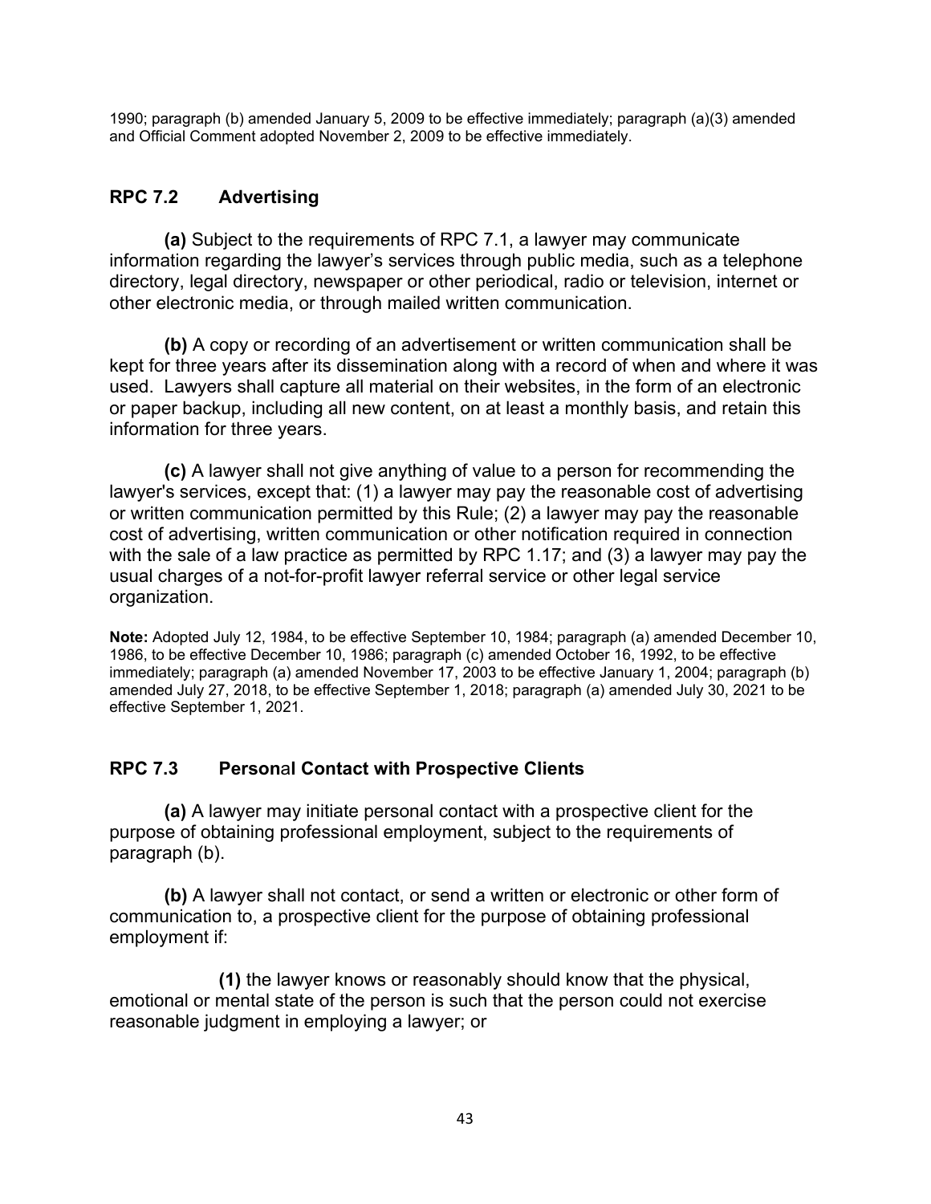1990; paragraph (b) amended January 5, 2009 to be effective immediately; paragraph (a)(3) amended and Official Comment adopted November 2, 2009 to be effective immediately.

## RPC 7.2 Advertising

**(a)** Subject to the requirements of RPC 7.1, a lawyer may communicate information regarding the lawyer's services through public media, such as a telephone directory, legal directory, newspaper or other periodical, radio or television, internet or other electronic media, or through mailed written communication.

**(b)** A copy or recording of an advertisement or written communication shall be kept for three years after its dissemination along with a record of when and where it was used. Lawyers shall capture all material on their websites, in the form of an electronic or paper backup, including all new content, on at least a monthly basis, and retain this information for three years.

**(c)** A lawyer shall not give anything of value to a person for recommending the lawyer's services, except that: (1) a lawyer may pay the reasonable cost of advertising or written communication permitted by this Rule; (2) a lawyer may pay the reasonable cost of advertising, written communication or other notification required in connection with the sale of a law practice as permitted by RPC 1.17; and (3) a lawyer may pay the usual charges of a not-for-profit lawyer referral service or other legal service organization.

**Note:** Adopted July 12, 1984, to be effective September 10, 1984; paragraph (a) amended December 10, 1986, to be effective December 10, 1986; paragraph (c) amended October 16, 1992, to be effective immediately; paragraph (a) amended November 17, 2003 to be effective January 1, 2004; paragraph (b) amended July 27, 2018, to be effective September 1, 2018; paragraph (a) amended July 30, 2021 to be effective September 1, 2021.

## RPC 7.3 Personal Contact with Prospective Clients

**(a)** A lawyer may initiate personal contact with a prospective client for the purpose of obtaining professional employment, subject to the requirements of paragraph (b).

**(b)** A lawyer shall not contact, or send a written or electronic or other form of communication to, a prospective client for the purpose of obtaining professional employment if:

**(1)** the lawyer knows or reasonably should know that the physical, emotional or mental state of the person is such that the person could not exercise reasonable judgment in employing a lawyer; or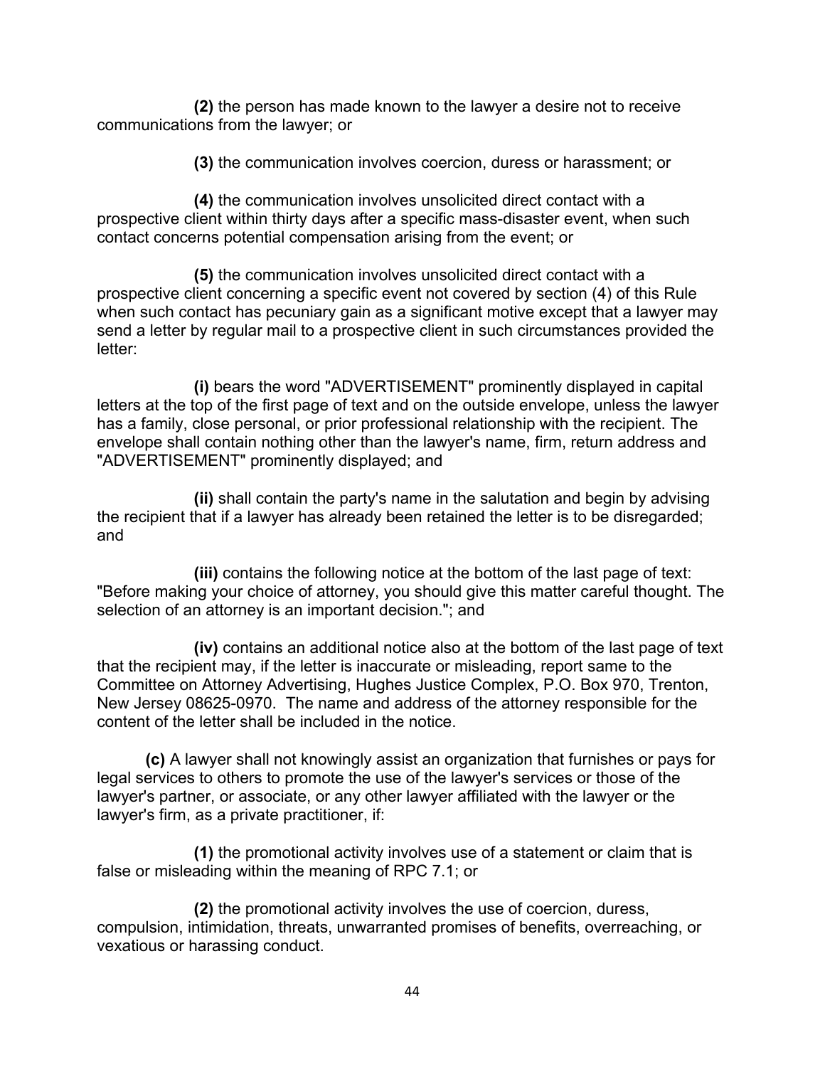**(2)** the person has made known to the lawyer a desire not to receive communications from the lawyer; or

**(3)** the communication involves coercion, duress or harassment; or

**(4)** the communication involves unsolicited direct contact with a prospective client within thirty days after a specific mass-disaster event, when such contact concerns potential compensation arising from the event; or

**(5)** the communication involves unsolicited direct contact with a prospective client concerning a specific event not covered by section (4) of this Rule when such contact has pecuniary gain as a significant motive except that a lawyer may send a letter by regular mail to a prospective client in such circumstances provided the letter:

**(i)** bears the word "ADVERTISEMENT" prominently displayed in capital letters at the top of the first page of text and on the outside envelope, unless the lawyer has a family, close personal, or prior professional relationship with the recipient. The envelope shall contain nothing other than the lawyer's name, firm, return address and "ADVERTISEMENT" prominently displayed; and

**(ii)** shall contain the party's name in the salutation and begin by advising the recipient that if a lawyer has already been retained the letter is to be disregarded; and

**(iii)** contains the following notice at the bottom of the last page of text: "Before making your choice of attorney, you should give this matter careful thought. The selection of an attorney is an important decision."; and

**(iv)** contains an additional notice also at the bottom of the last page of text that the recipient may, if the letter is inaccurate or misleading, report same to the Committee on Attorney Advertising, Hughes Justice Complex, P.O. Box 970, Trenton, New Jersey 08625-0970. The name and address of the attorney responsible for the content of the letter shall be included in the notice.

**(c)** A lawyer shall not knowingly assist an organization that furnishes or pays for legal services to others to promote the use of the lawyer's services or those of the lawyer's partner, or associate, or any other lawyer affiliated with the lawyer or the lawyer's firm, as a private practitioner, if:

**(1)** the promotional activity involves use of a statement or claim that is false or misleading within the meaning of RPC 7.1; or

**(2)** the promotional activity involves the use of coercion, duress, compulsion, intimidation, threats, unwarranted promises of benefits, overreaching, or vexatious or harassing conduct.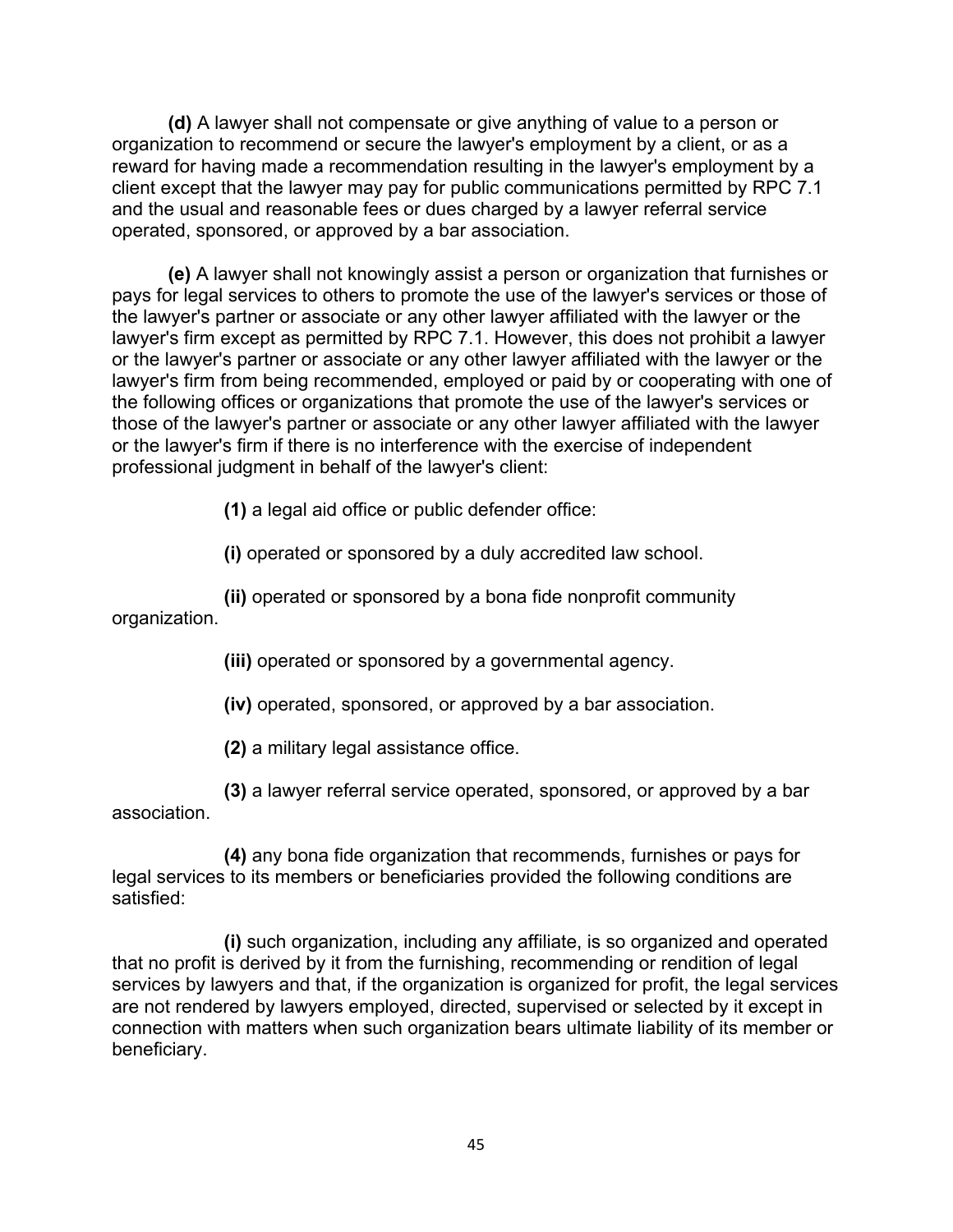**(d)** A lawyer shall not compensate or give anything of value to a person or organization to recommend or secure the lawyer's employment by a client, or as a reward for having made a recommendation resulting in the lawyer's employment by a client except that the lawyer may pay for public communications permitted by RPC 7.1 and the usual and reasonable fees or dues charged by a lawyer referral service operated, sponsored, or approved by a bar association.

**(e)** A lawyer shall not knowingly assist a person or organization that furnishes or pays for legal services to others to promote the use of the lawyer's services or those of the lawyer's partner or associate or any other lawyer affiliated with the lawyer or the lawyer's firm except as permitted by RPC 7.1. However, this does not prohibit a lawyer or the lawyer's partner or associate or any other lawyer affiliated with the lawyer or the lawyer's firm from being recommended, employed or paid by or cooperating with one of the following offices or organizations that promote the use of the lawyer's services or those of the lawyer's partner or associate or any other lawyer affiliated with the lawyer or the lawyer's firm if there is no interference with the exercise of independent professional judgment in behalf of the lawyer's client:

**(1)** a legal aid office or public defender office:

**(i)** operated or sponsored by a duly accredited law school.

**(ii)** operated or sponsored by a bona fide nonprofit community organization.

**(iii)** operated or sponsored by a governmental agency.

**(iv)** operated, sponsored, or approved by a bar association.

**(2)** a military legal assistance office.

**(3)** a lawyer referral service operated, sponsored, or approved by a bar association.

**(4)** any bona fide organization that recommends, furnishes or pays for legal services to its members or beneficiaries provided the following conditions are satisfied:

**(i)** such organization, including any affiliate, is so organized and operated that no profit is derived by it from the furnishing, recommending or rendition of legal services by lawyers and that, if the organization is organized for profit, the legal services are not rendered by lawyers employed, directed, supervised or selected by it except in connection with matters when such organization bears ultimate liability of its member or beneficiary.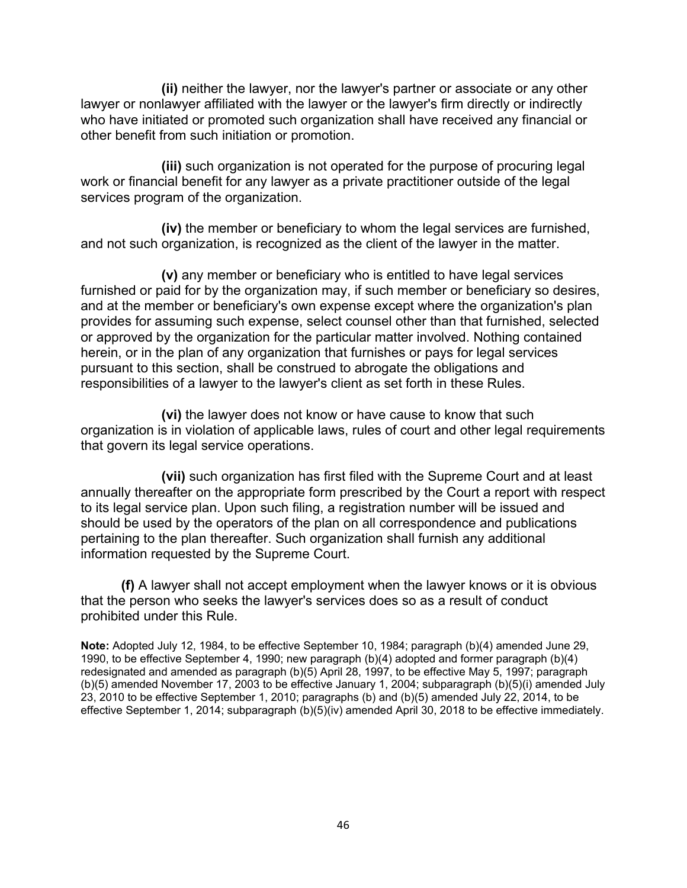**(ii)** neither the lawyer, nor the lawyer's partner or associate or any other lawyer or nonlawyer affiliated with the lawyer or the lawyer's firm directly or indirectly who have initiated or promoted such organization shall have received any financial or other benefit from such initiation or promotion.

**(iii)** such organization is not operated for the purpose of procuring legal work or financial benefit for any lawyer as a private practitioner outside of the legal services program of the organization.

**(iv)** the member or beneficiary to whom the legal services are furnished, and not such organization, is recognized as the client of the lawyer in the matter.

**(v)** any member or beneficiary who is entitled to have legal services furnished or paid for by the organization may, if such member or beneficiary so desires, and at the member or beneficiary's own expense except where the organization's plan provides for assuming such expense, select counsel other than that furnished, selected or approved by the organization for the particular matter involved. Nothing contained herein, or in the plan of any organization that furnishes or pays for legal services pursuant to this section, shall be construed to abrogate the obligations and responsibilities of a lawyer to the lawyer's client as set forth in these Rules.

**(vi)** the lawyer does not know or have cause to know that such organization is in violation of applicable laws, rules of court and other legal requirements that govern its legal service operations.

**(vii)** such organization has first filed with the Supreme Court and at least annually thereafter on the appropriate form prescribed by the Court a report with respect to its legal service plan. Upon such filing, a registration number will be issued and should be used by the operators of the plan on all correspondence and publications pertaining to the plan thereafter. Such organization shall furnish any additional information requested by the Supreme Court.

**(f)** A lawyer shall not accept employment when the lawyer knows or it is obvious that the person who seeks the lawyer's services does so as a result of conduct prohibited under this Rule.

**Note:** Adopted July 12, 1984, to be effective September 10, 1984; paragraph (b)(4) amended June 29, 1990, to be effective September 4, 1990; new paragraph (b)(4) adopted and former paragraph (b)(4) redesignated and amended as paragraph (b)(5) April 28, 1997, to be effective May 5, 1997; paragraph (b)(5) amended November 17, 2003 to be effective January 1, 2004; subparagraph (b)(5)(i) amended July 23, 2010 to be effective September 1, 2010; paragraphs (b) and (b)(5) amended July 22, 2014, to be effective September 1, 2014; subparagraph (b)(5)(iv) amended April 30, 2018 to be effective immediately.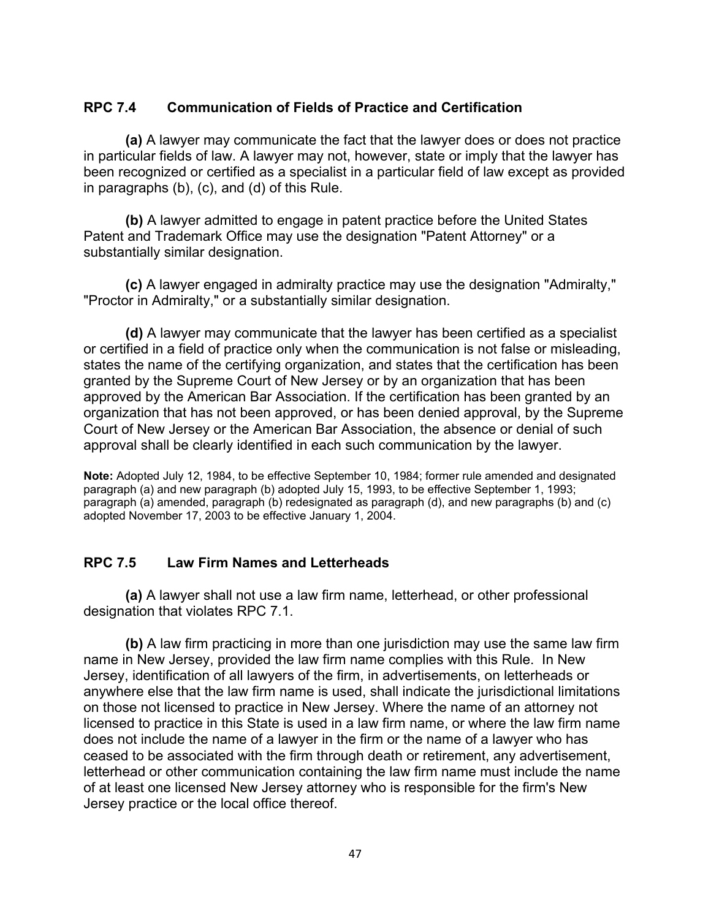## RPC 7.4 Communication of Fields of Practice and Certification

**(a)** A lawyer may communicate the fact that the lawyer does or does not practice in particular fields of law. A lawyer may not, however, state or imply that the lawyer has been recognized or certified as a specialist in a particular field of law except as provided in paragraphs (b), (c), and (d) of this Rule.

**(b)** A lawyer admitted to engage in patent practice before the United States Patent and Trademark Office may use the designation "Patent Attorney" or a substantially similar designation.

**(c)** A lawyer engaged in admiralty practice may use the designation "Admiralty," "Proctor in Admiralty," or a substantially similar designation.

**(d)** A lawyer may communicate that the lawyer has been certified as a specialist or certified in a field of practice only when the communication is not false or misleading, states the name of the certifying organization, and states that the certification has been granted by the Supreme Court of New Jersey or by an organization that has been approved by the American Bar Association. If the certification has been granted by an organization that has not been approved, or has been denied approval, by the Supreme Court of New Jersey or the American Bar Association, the absence or denial of such approval shall be clearly identified in each such communication by the lawyer.

**Note:** Adopted July 12, 1984, to be effective September 10, 1984; former rule amended and designated paragraph (a) and new paragraph (b) adopted July 15, 1993, to be effective September 1, 1993; paragraph (a) amended, paragraph (b) redesignated as paragraph (d), and new paragraphs (b) and (c) adopted November 17, 2003 to be effective January 1, 2004.

## RPC 7.5 Law Firm Names and Letterheads

**(a)** A lawyer shall not use a law firm name, letterhead, or other professional designation that violates RPC 7.1.

**(b)** A law firm practicing in more than one jurisdiction may use the same law firm name in New Jersey, provided the law firm name complies with this Rule. In New Jersey, identification of all lawyers of the firm, in advertisements, on letterheads or anywhere else that the law firm name is used, shall indicate the jurisdictional limitations on those not licensed to practice in New Jersey. Where the name of an attorney not licensed to practice in this State is used in a law firm name, or where the law firm name does not include the name of a lawyer in the firm or the name of a lawyer who has ceased to be associated with the firm through death or retirement, any advertisement, letterhead or other communication containing the law firm name must include the name of at least one licensed New Jersey attorney who is responsible for the firm's New Jersey practice or the local office thereof.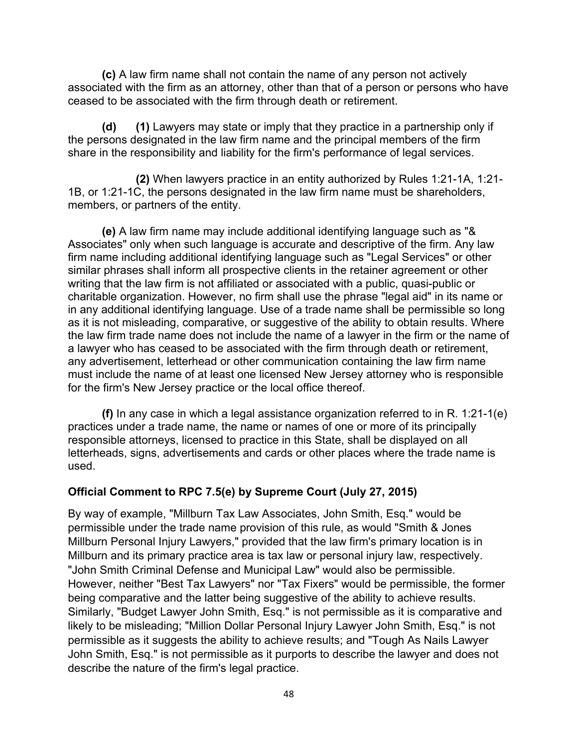**(c)** A law firm name shall not contain the name of any person not actively associated with the firm as an attorney, other than that of a person or persons who have ceased to be associated with the firm through death or retirement.

**(d)** **(1)** Lawyers may state or imply that they practice in a partnership only if the persons designated in the law firm name and the principal members of the firm share in the responsibility and liability for the firm's performance of legal services.

**(2)** When lawyers practice in an entity authorized by Rules 1:21-1A, 1:21-1B, or 1:21-1C, the persons designated in the law firm name must be shareholders, members, or partners of the entity.

**(e)** A law firm name may include additional identifying language such as "& Associates" only when such language is accurate and descriptive of the firm. Any law firm name including additional identifying language such as "Legal Services" or other similar phrases shall inform all prospective clients in the retainer agreement or other writing that the law firm is not affiliated or associated with a public, quasi-public or charitable organization. However, no firm shall use the phrase "legal aid" in its name or in any additional identifying language. Use of a trade name shall be permissible so long as it is not misleading, comparative, or suggestive of the ability to obtain results. Where the law firm trade name does not include the name of a lawyer in the firm or the name of a lawyer who has ceased to be associated with the firm through death or retirement, any advertisement, letterhead or other communication containing the law firm name must include the name of at least one licensed New Jersey attorney who is responsible for the firm's New Jersey practice or the local office thereof.

**(f)** In any case in which a legal assistance organization referred to in R. 1:21-1(e) practices under a trade name, the name or names of one or more of its principally responsible attorneys, licensed to practice in this State, shall be displayed on all letterheads, signs, advertisements and cards or other places where the trade name is used.

### Official Comment to RPC 7.5(e) by Supreme Court (July 27, 2015)

By way of example, "Millburn Tax Law Associates, John Smith, Esq." would be permissible under the trade name provision of this rule, as would "Smith & Jones Millburn Personal Injury Lawyers," provided that the law firm's primary location is in Millburn and its primary practice area is tax law or personal injury law, respectively. "John Smith Criminal Defense and Municipal Law" would also be permissible. However, neither "Best Tax Lawyers" nor "Tax Fixers" would be permissible, the former being comparative and the latter being suggestive of the ability to achieve results. Similarly, "Budget Lawyer John Smith, Esq." is not permissible as it is comparative and likely to be misleading; "Million Dollar Personal Injury Lawyer John Smith, Esq." is not permissible as it suggests the ability to achieve results; and "Tough As Nails Lawyer John Smith, Esq." is not permissible as it purports to describe the lawyer and does not describe the nature of the firm's legal practice.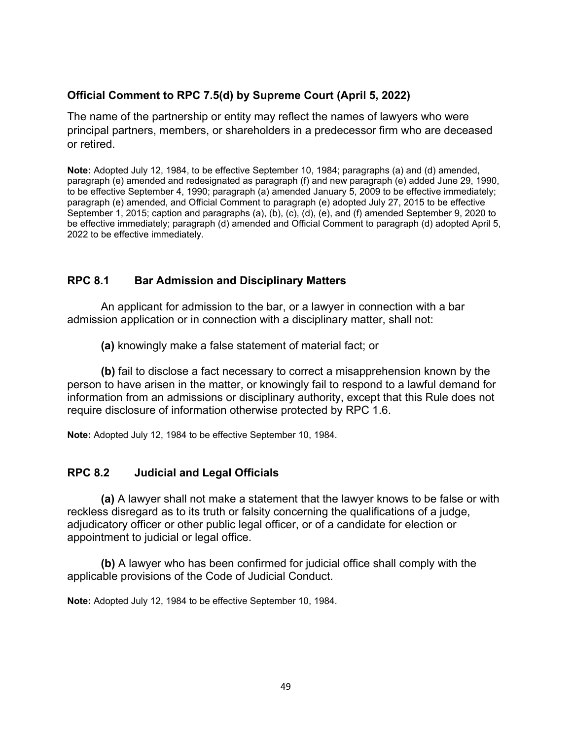### Official Comment to RPC 7.5(d) by Supreme Court (April 5, 2022)

The name of the partnership or entity may reflect the names of lawyers who were principal partners, members, or shareholders in a predecessor firm who are deceased or retired.

**Note:** Adopted July 12, 1984, to be effective September 10, 1984; paragraphs (a) and (d) amended, paragraph (e) amended and redesignated as paragraph (f) and new paragraph (e) added June 29, 1990, to be effective September 4, 1990; paragraph (a) amended January 5, 2009 to be effective immediately; paragraph (e) amended, and Official Comment to paragraph (e) adopted July 27, 2015 to be effective September 1, 2015; caption and paragraphs (a), (b), (c), (d), (e), and (f) amended September 9, 2020 to be effective immediately; paragraph (d) amended and Official Comment to paragraph (d) adopted April 5, 2022 to be effective immediately.

### RPC 8.1 Bar Admission and Disciplinary Matters

An applicant for admission to the bar, or a lawyer in connection with a bar admission application or in connection with a disciplinary matter, shall not:

**(a)** knowingly make a false statement of material fact; or

**(b)** fail to disclose a fact necessary to correct a misapprehension known by the person to have arisen in the matter, or knowingly fail to respond to a lawful demand for information from an admissions or disciplinary authority, except that this Rule does not require disclosure of information otherwise protected by RPC 1.6.

**Note:** Adopted July 12, 1984 to be effective September 10, 1984.

### RPC 8.2 Judicial and Legal Officials

**(a)** A lawyer shall not make a statement that the lawyer knows to be false or with reckless disregard as to its truth or falsity concerning the qualifications of a judge, adjudicatory officer or other public legal officer, or of a candidate for election or appointment to judicial or legal office.

**(b)** A lawyer who has been confirmed for judicial office shall comply with the applicable provisions of the Code of Judicial Conduct.

**Note:** Adopted July 12, 1984 to be effective September 10, 1984.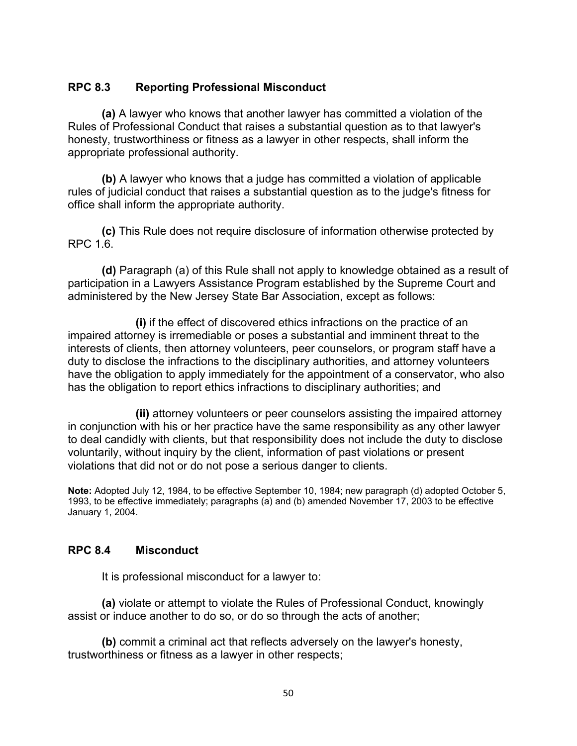## RPC 8.3 Reporting Professional Misconduct

**(a)** A lawyer who knows that another lawyer has committed a violation of the Rules of Professional Conduct that raises a substantial question as to that lawyer's honesty, trustworthiness or fitness as a lawyer in other respects, shall inform the appropriate professional authority.

**(b)** A lawyer who knows that a judge has committed a violation of applicable rules of judicial conduct that raises a substantial question as to the judge's fitness for office shall inform the appropriate authority.

**(c)** This Rule does not require disclosure of information otherwise protected by RPC 1.6.

**(d)** Paragraph (a) of this Rule shall not apply to knowledge obtained as a result of participation in a Lawyers Assistance Program established by the Supreme Court and administered by the New Jersey State Bar Association, except as follows:

**(i)** if the effect of discovered ethics infractions on the practice of an impaired attorney is irremediable or poses a substantial and imminent threat to the interests of clients, then attorney volunteers, peer counselors, or program staff have a duty to disclose the infractions to the disciplinary authorities, and attorney volunteers have the obligation to apply immediately for the appointment of a conservator, who also has the obligation to report ethics infractions to disciplinary authorities; and

**(ii)** attorney volunteers or peer counselors assisting the impaired attorney in conjunction with his or her practice have the same responsibility as any other lawyer to deal candidly with clients, but that responsibility does not include the duty to disclose voluntarily, without inquiry by the client, information of past violations or present violations that did not or do not pose a serious danger to clients.

**Note:** Adopted July 12, 1984, to be effective September 10, 1984; new paragraph (d) adopted October 5, 1993, to be effective immediately; paragraphs (a) and (b) amended November 17, 2003 to be effective January 1, 2004.

## RPC 8.4 Misconduct

It is professional misconduct for a lawyer to:

**(a)** violate or attempt to violate the Rules of Professional Conduct, knowingly assist or induce another to do so, or do so through the acts of another;

**(b)** commit a criminal act that reflects adversely on the lawyer's honesty, trustworthiness or fitness as a lawyer in other respects;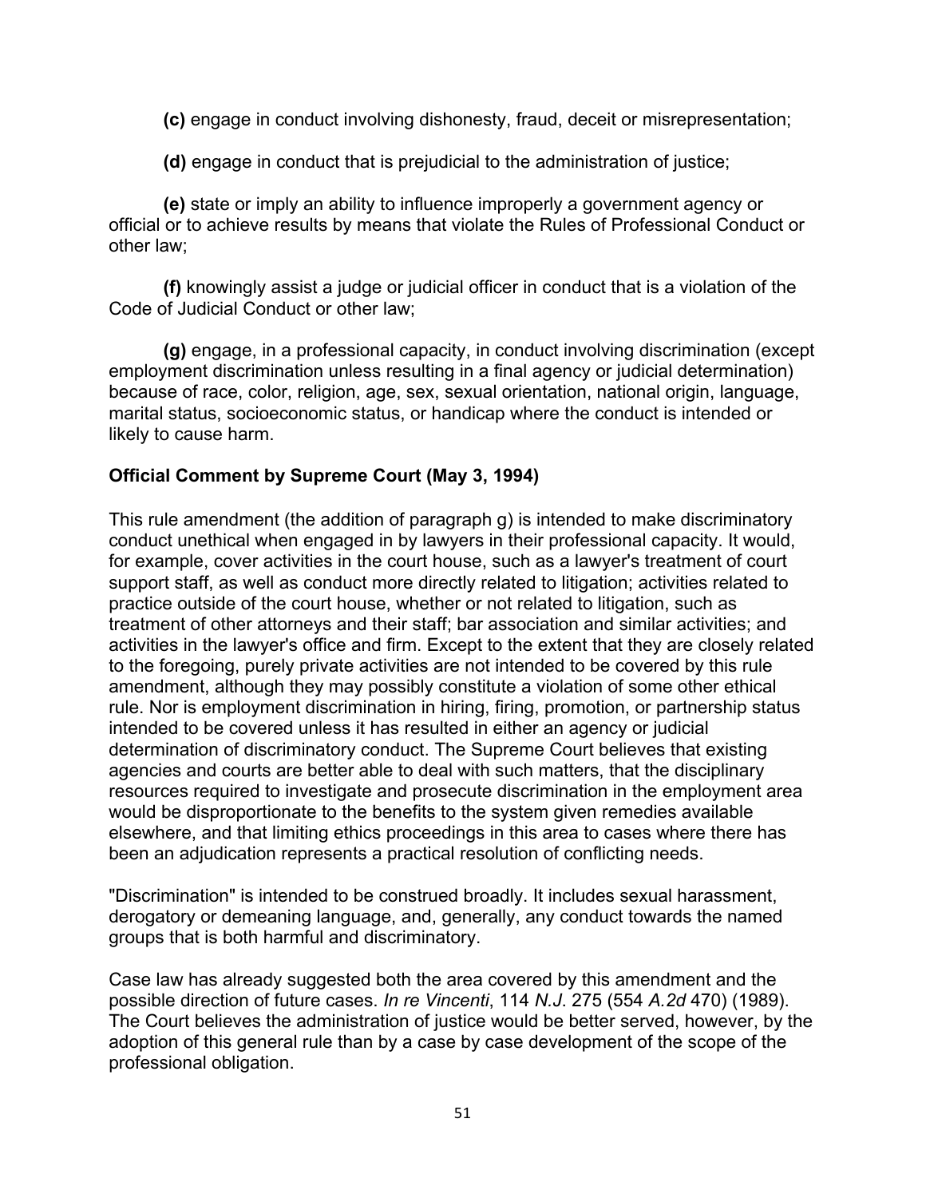**(c)** engage in conduct involving dishonesty, fraud, deceit or misrepresentation;

**(d)** engage in conduct that is prejudicial to the administration of justice;

**(e)** state or imply an ability to influence improperly a government agency or official or to achieve results by means that violate the Rules of Professional Conduct or other law;

**(f)** knowingly assist a judge or judicial officer in conduct that is a violation of the Code of Judicial Conduct or other law;

**(g)** engage, in a professional capacity, in conduct involving discrimination (except employment discrimination unless resulting in a final agency or judicial determination) because of race, color, religion, age, sex, sexual orientation, national origin, language, marital status, socioeconomic status, or handicap where the conduct is intended or likely to cause harm.

**Official Comment by Supreme Court (May 3, 1994)**

This rule amendment (the addition of paragraph g) is intended to make discriminatory conduct unethical when engaged in by lawyers in their professional capacity. It would, for example, cover activities in the court house, such as a lawyer's treatment of court support staff, as well as conduct more directly related to litigation; activities related to practice outside of the court house, whether or not related to litigation, such as treatment of other attorneys and their staff; bar association and similar activities; and activities in the lawyer's office and firm. Except to the extent that they are closely related to the foregoing, purely private activities are not intended to be covered by this rule amendment, although they may possibly constitute a violation of some other ethical rule. Nor is employment discrimination in hiring, firing, promotion, or partnership status intended to be covered unless it has resulted in either an agency or judicial determination of discriminatory conduct. The Supreme Court believes that existing agencies and courts are better able to deal with such matters, that the disciplinary resources required to investigate and prosecute discrimination in the employment area would be disproportionate to the benefits to the system given remedies available elsewhere, and that limiting ethics proceedings in this area to cases where there has been an adjudication represents a practical resolution of conflicting needs.

"Discrimination" is intended to be construed broadly. It includes sexual harassment, derogatory or demeaning language, and, generally, any conduct towards the named groups that is both harmful and discriminatory.

Case law has already suggested both the area covered by this amendment and the possible direction of future cases. *In re Vincenti*, 114 *N.J.* 275 (554 *A.2d* 470) (1989). The Court believes the administration of justice would be better served, however, by the adoption of this general rule than by a case by case development of the scope of the professional obligation.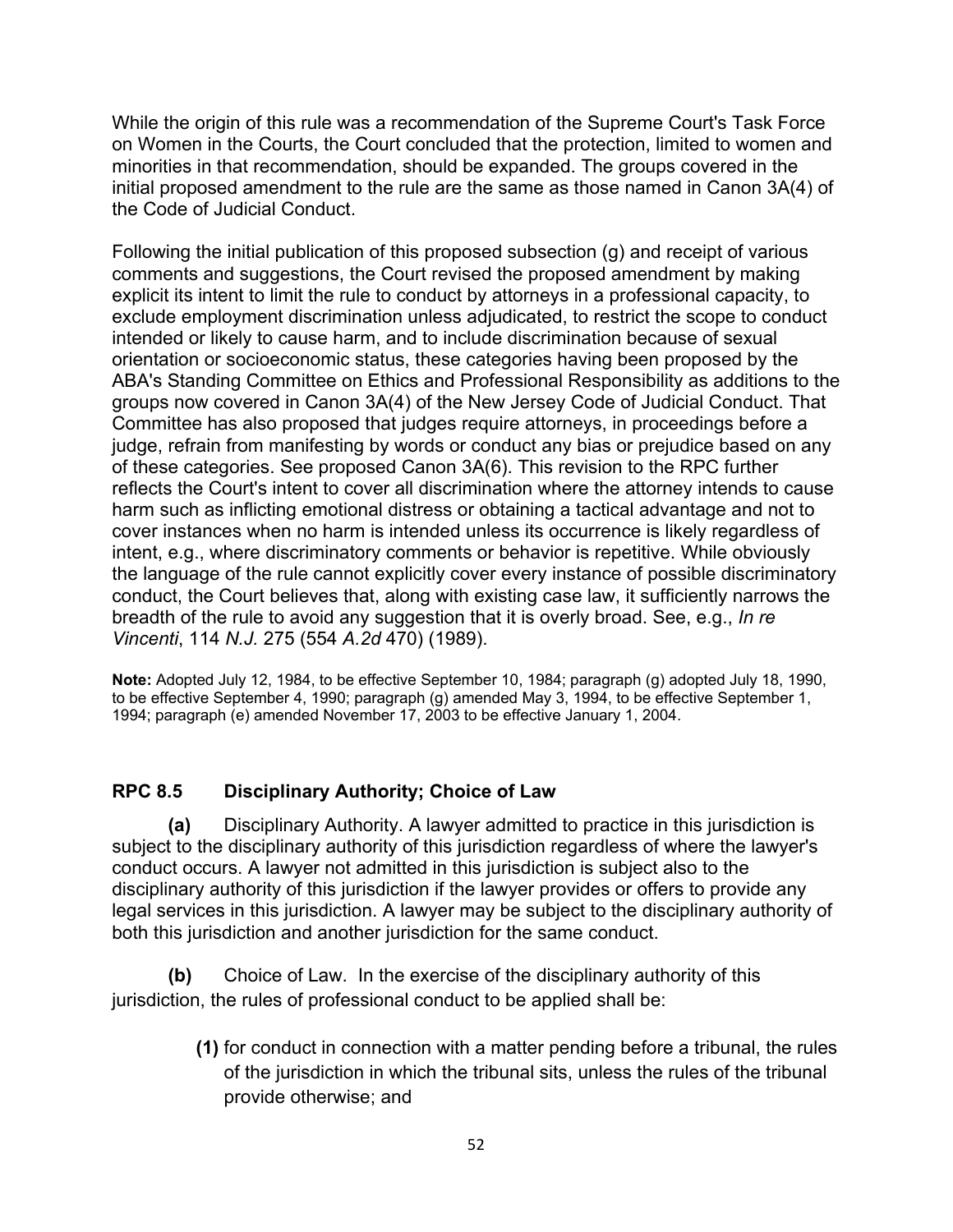While the origin of this rule was a recommendation of the Supreme Court's Task Force on Women in the Courts, the Court concluded that the protection, limited to women and minorities in that recommendation, should be expanded. The groups covered in the initial proposed amendment to the rule are the same as those named in Canon 3A(4) of the Code of Judicial Conduct.

Following the initial publication of this proposed subsection (g) and receipt of various comments and suggestions, the Court revised the proposed amendment by making explicit its intent to limit the rule to conduct by attorneys in a professional capacity, to exclude employment discrimination unless adjudicated, to restrict the scope to conduct intended or likely to cause harm, and to include discrimination because of sexual orientation or socioeconomic status, these categories having been proposed by the ABA's Standing Committee on Ethics and Professional Responsibility as additions to the groups now covered in Canon 3A(4) of the New Jersey Code of Judicial Conduct. That Committee has also proposed that judges require attorneys, in proceedings before a judge, refrain from manifesting by words or conduct any bias or prejudice based on any of these categories. See proposed Canon 3A(6). This revision to the RPC further reflects the Court's intent to cover all discrimination where the attorney intends to cause harm such as inflicting emotional distress or obtaining a tactical advantage and not to cover instances when no harm is intended unless its occurrence is likely regardless of intent, e.g., where discriminatory comments or behavior is repetitive. While obviously the language of the rule cannot explicitly cover every instance of possible discriminatory conduct, the Court believes that, along with existing case law, it sufficiently narrows the breadth of the rule to avoid any suggestion that it is overly broad. See, e.g., *In re Vincenti*, 114 *N.J.* 275 (554 *A.2d* 470) (1989).

**Note:** Adopted July 12, 1984, to be effective September 10, 1984; paragraph (g) adopted July 18, 1990, to be effective September 4, 1990; paragraph (g) amended May 3, 1994, to be effective September 1, 1994; paragraph (e) amended November 17, 2003 to be effective January 1, 2004.

## RPC 8.5 Disciplinary Authority; Choice of Law

**(a)** Disciplinary Authority. A lawyer admitted to practice in this jurisdiction is subject to the disciplinary authority of this jurisdiction regardless of where the lawyer's conduct occurs. A lawyer not admitted in this jurisdiction is subject also to the disciplinary authority of this jurisdiction if the lawyer provides or offers to provide any legal services in this jurisdiction. A lawyer may be subject to the disciplinary authority of both this jurisdiction and another jurisdiction for the same conduct.

**(b)** Choice of Law. In the exercise of the disciplinary authority of this jurisdiction, the rules of professional conduct to be applied shall be:

**(1)** for conduct in connection with a matter pending before a tribunal, the rules of the jurisdiction in which the tribunal sits, unless the rules of the tribunal provide otherwise; and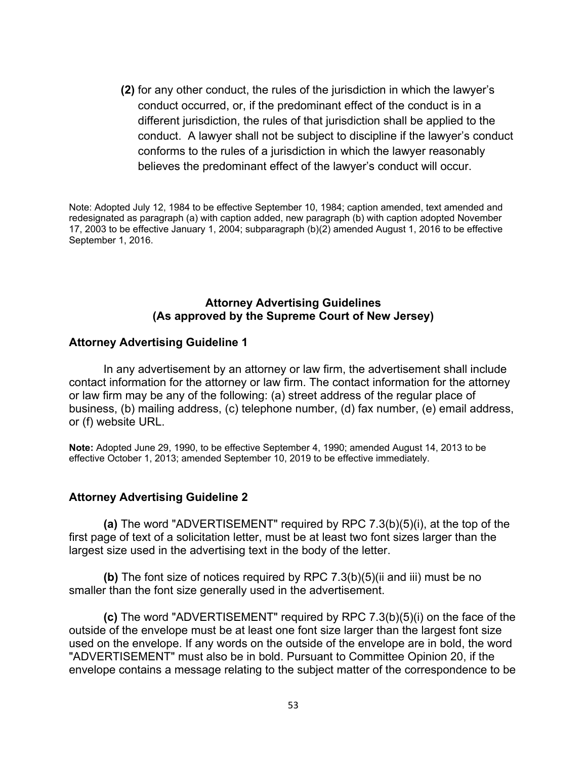**(2)** for any other conduct, the rules of the jurisdiction in which the lawyer's conduct occurred, or, if the predominant effect of the conduct is in a different jurisdiction, the rules of that jurisdiction shall be applied to the conduct. A lawyer shall not be subject to discipline if the lawyer's conduct conforms to the rules of a jurisdiction in which the lawyer reasonably believes the predominant effect of the lawyer's conduct will occur.

Note: Adopted July 12, 1984 to be effective September 10, 1984; caption amended, text amended and redesignated as paragraph (a) with caption added, new paragraph (b) with caption adopted November 17, 2003 to be effective January 1, 2004; subparagraph (b)(2) amended August 1, 2016 to be effective September 1, 2016.

## Attorney Advertising Guidelines
## (As approved by the Supreme Court of New Jersey)

### Attorney Advertising Guideline 1

In any advertisement by an attorney or law firm, the advertisement shall include contact information for the attorney or law firm. The contact information for the attorney or law firm may be any of the following: (a) street address of the regular place of business, (b) mailing address, (c) telephone number, (d) fax number, (e) email address, or (f) website URL.

**Note:** Adopted June 29, 1990, to be effective September 4, 1990; amended August 14, 2013 to be effective October 1, 2013; amended September 10, 2019 to be effective immediately.

### Attorney Advertising Guideline 2

**(a)** The word "ADVERTISEMENT" required by RPC 7.3(b)(5)(i), at the top of the first page of text of a solicitation letter, must be at least two font sizes larger than the largest size used in the advertising text in the body of the letter.

**(b)** The font size of notices required by RPC 7.3(b)(5)(ii and iii) must be no smaller than the font size generally used in the advertisement.

**(c)** The word "ADVERTISEMENT" required by RPC 7.3(b)(5)(i) on the face of the outside of the envelope must be at least one font size larger than the largest font size used on the envelope. If any words on the outside of the envelope are in bold, the word "ADVERTISEMENT" must also be in bold. Pursuant to Committee Opinion 20, if the envelope contains a message relating to the subject matter of the correspondence to be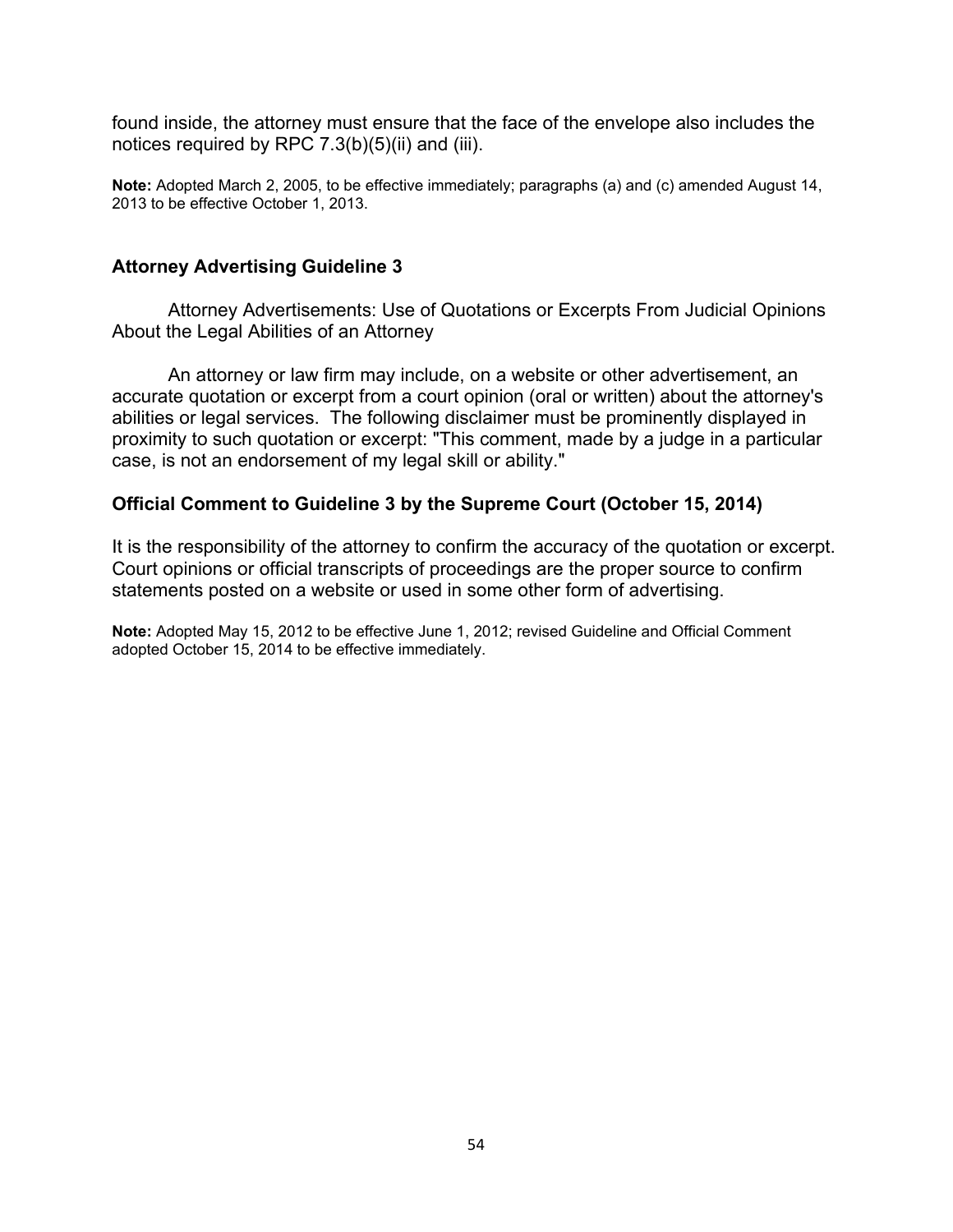found inside, the attorney must ensure that the face of the envelope also includes the notices required by RPC 7.3(b)(5)(ii) and (iii).

**Note:** Adopted March 2, 2005, to be effective immediately; paragraphs (a) and (c) amended August 14, 2013 to be effective October 1, 2013.

### Attorney Advertising Guideline 3

Attorney Advertisements: Use of Quotations or Excerpts From Judicial Opinions About the Legal Abilities of an Attorney

An attorney or law firm may include, on a website or other advertisement, an accurate quotation or excerpt from a court opinion (oral or written) about the attorney's abilities or legal services. The following disclaimer must be prominently displayed in proximity to such quotation or excerpt: "This comment, made by a judge in a particular case, is not an endorsement of my legal skill or ability."

### Official Comment to Guideline 3 by the Supreme Court (October 15, 2014)

It is the responsibility of the attorney to confirm the accuracy of the quotation or excerpt. Court opinions or official transcripts of proceedings are the proper source to confirm statements posted on a website or used in some other form of advertising.

**Note:** Adopted May 15, 2012 to be effective June 1, 2012; revised Guideline and Official Comment adopted October 15, 2014 to be effective immediately.